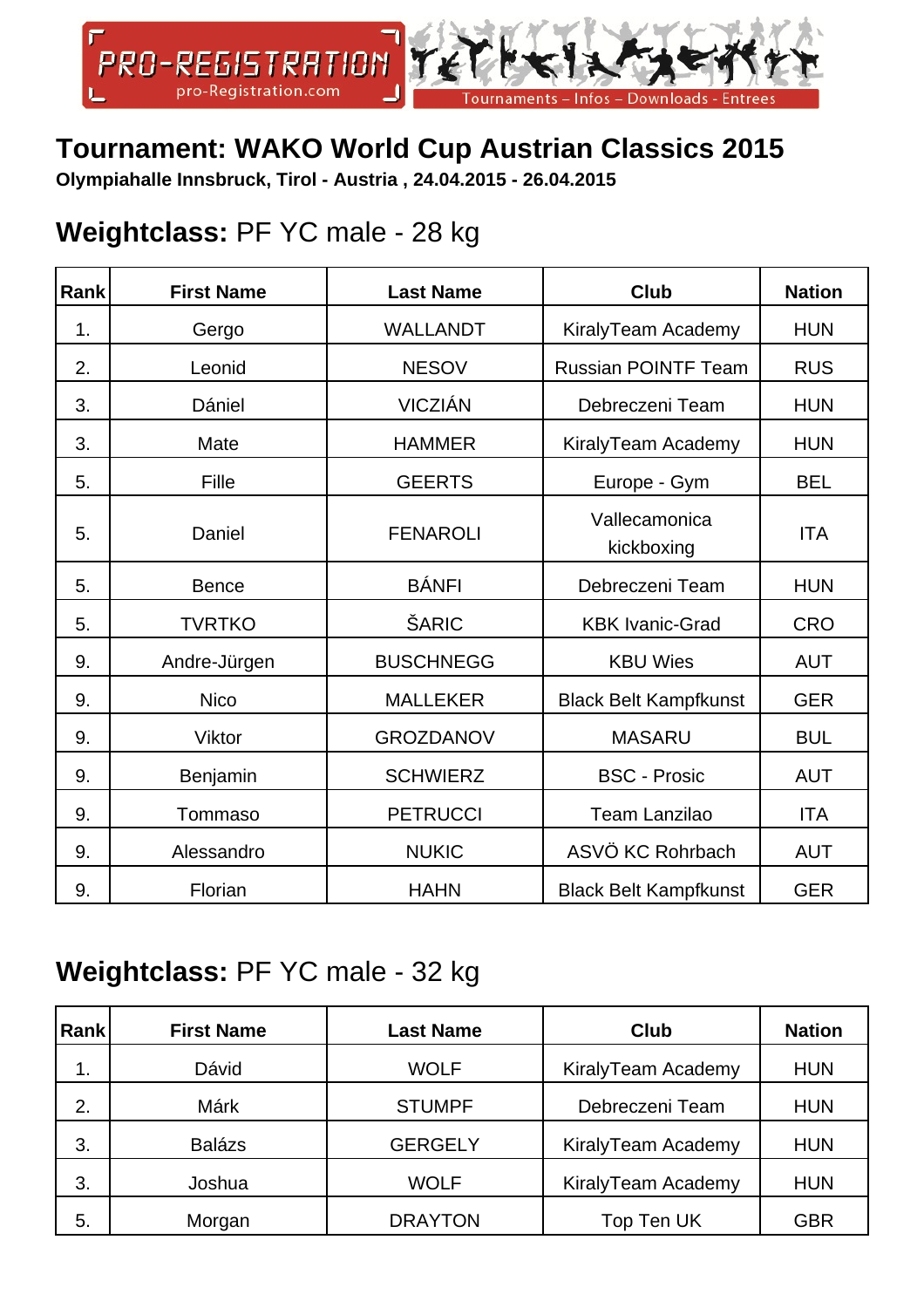PRO-REGISTRATION
pro-Registration.com

Tournaments – Infos – Downloads - Entrees

# Tournament: WAKO World Cup Austrian Classics 2015

**Olympiahalle Innsbruck, Tirol - Austria , 24.04.2015 - 26.04.2015**

## **Weightclass:** PF YC male - 28 kg

| Rank | First Name | Last Name | Club | Nation |
|---|---|---|---|---|
| 1. | Gergo | WALLANDT | KiralyTeam Academy | HUN |
| 2. | Leonid | NESOV | Russian POINTF Team | RUS |
| 3. | Dániel | VICZIÁN | Debreczeni Team | HUN |
| 3. | Mate | HAMMER | KiralyTeam Academy | HUN |
| 5. | Fille | GEERTS | Europe - Gym | BEL |
| 5. | Daniel | FENAROLI | Vallecamonica kickboxing | ITA |
| 5. | Bence | BÁNFI | Debreczeni Team | HUN |
| 5. | TVRTKO | ŠARIC | KBK Ivanic-Grad | CRO |
| 9. | Andre-Jürgen | BUSCHNEGG | KBU Wies | AUT |
| 9. | Nico | MALLEKER | Black Belt Kampfkunst | GER |
| 9. | Viktor | GROZDANOV | MASARU | BUL |
| 9. | Benjamin | SCHWIERZ | BSC - Prosic | AUT |
| 9. | Tommaso | PETRUCCI | Team Lanzilao | ITA |
| 9. | Alessandro | NUKIC | ASVÖ KC Rohrbach | AUT |
| 9. | Florian | HAHN | Black Belt Kampfkunst | GER |

## **Weightclass:** PF YC male - 32 kg

| Rank | First Name | Last Name | Club | Nation |
|---|---|---|---|---|
| 1. | Dávid | WOLF | KiralyTeam Academy | HUN |
| 2. | Márk | STUMPF | Debreczeni Team | HUN |
| 3. | Balázs | GERGELY | KiralyTeam Academy | HUN |
| 3. | Joshua | WOLF | KiralyTeam Academy | HUN |
| 5. | Morgan | DRAYTON | Top Ten UK | GBR |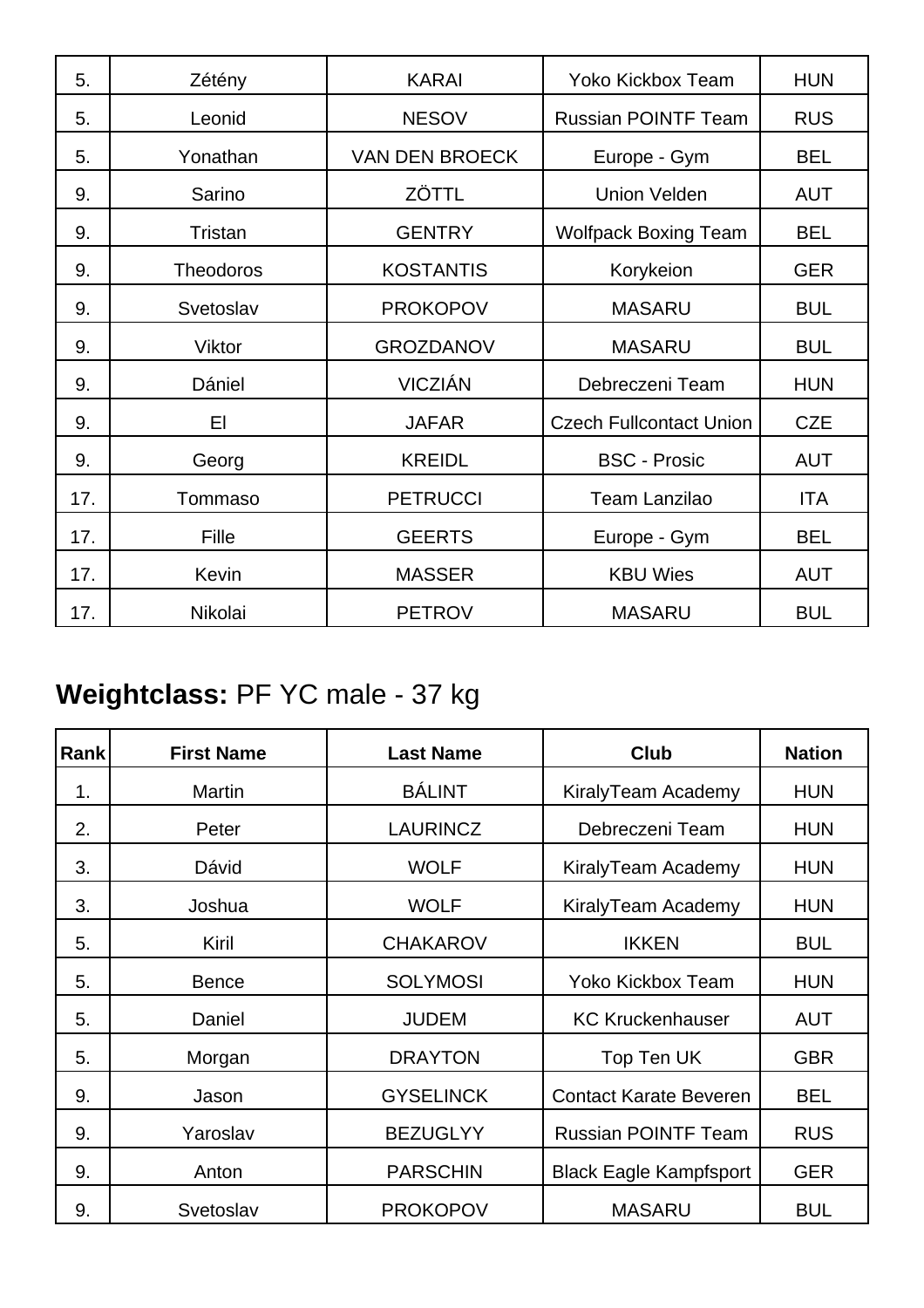| | | | | |
|---|---|---|---|---|
| 5. | Zétény | KARAI | Yoko Kickbox Team | HUN |
| 5. | Leonid | NESOV | Russian POINTF Team | RUS |
| 5. | Yonathan | VAN DEN BROECK | Europe - Gym | BEL |
| 9. | Sarino | ZÖTTL | Union Velden | AUT |
| 9. | Tristan | GENTRY | Wolfpack Boxing Team | BEL |
| 9. | Theodoros | KOSTANTIS | Korykeion | GER |
| 9. | Svetoslav | PROKOPOV | MASARU | BUL |
| 9. | Viktor | GROZDANOV | MASARU | BUL |
| 9. | Dániel | VICZIÁN | Debreczeni Team | HUN |
| 9. | El | JAFAR | Czech Fullcontact Union | CZE |
| 9. | Georg | KREIDL | BSC - Prosic | AUT |
| 17. | Tommaso | PETRUCCI | Team Lanzilao | ITA |
| 17. | Fille | GEERTS | Europe - Gym | BEL |
| 17. | Kevin | MASSER | KBU Wies | AUT |
| 17. | Nikolai | PETROV | MASARU | BUL |

## **Weightclass:** PF YC male - 37 kg

| Rank | First Name | Last Name | Club | Nation |
|---|---|---|---|---|
| 1. | Martin | BÁLINT | KiralyTeam Academy | HUN |
| 2. | Peter | LAURINCZ | Debreczeni Team | HUN |
| 3. | Dávid | WOLF | KiralyTeam Academy | HUN |
| 3. | Joshua | WOLF | KiralyTeam Academy | HUN |
| 5. | Kiril | CHAKAROV | IKKEN | BUL |
| 5. | Bence | SOLYMOSI | Yoko Kickbox Team | HUN |
| 5. | Daniel | JUDEM | KC Kruckenhauser | AUT |
| 5. | Morgan | DRAYTON | Top Ten UK | GBR |
| 9. | Jason | GYSELINCK | Contact Karate Beveren | BEL |
| 9. | Yaroslav | BEZUGLYY | Russian POINTF Team | RUS |
| 9. | Anton | PARSCHIN | Black Eagle Kampfsport | GER |
| 9. | Svetoslav | PROKOPOV | MASARU | BUL |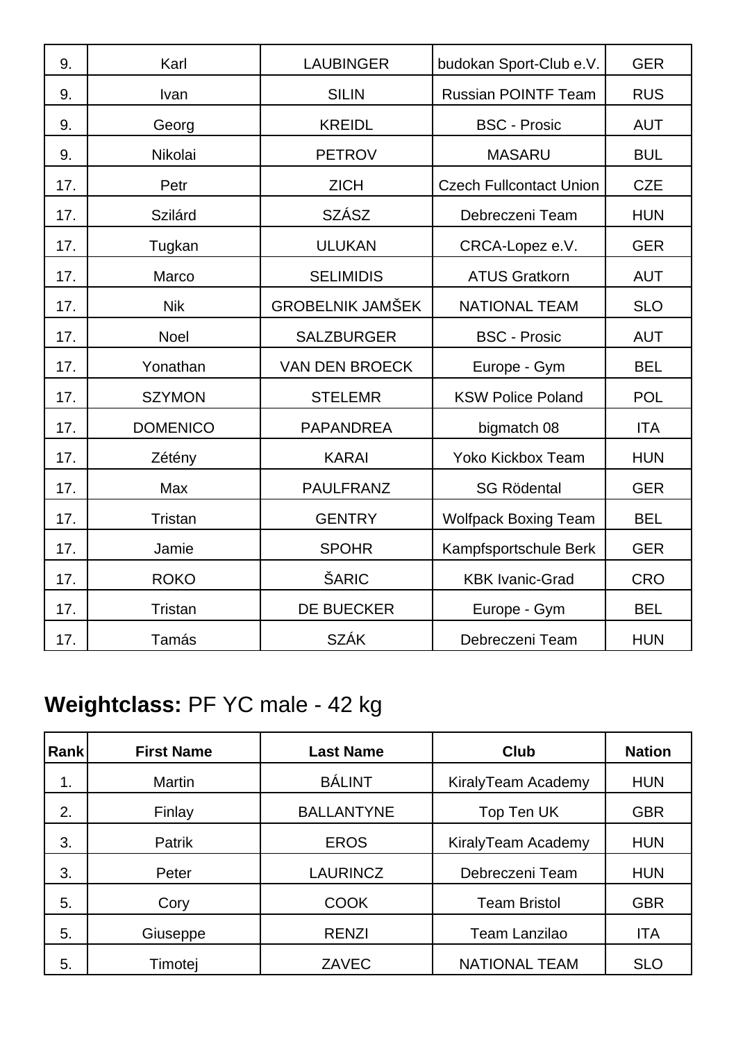| | | | | |
|---|---|---|---|---|
| 9. | Karl | LAUBINGER | budokan Sport-Club e.V. | GER |
| 9. | Ivan | SILIN | Russian POINTF Team | RUS |
| 9. | Georg | KREIDL | BSC - Prosic | AUT |
| 9. | Nikolai | PETROV | MASARU | BUL |
| 17. | Petr | ZICH | Czech Fullcontact Union | CZE |
| 17. | Szilárd | SZÁSZ | Debreczeni Team | HUN |
| 17. | Tugkan | ULUKAN | CRCA-Lopez e.V. | GER |
| 17. | Marco | SELIMIDIS | ATUS Gratkorn | AUT |
| 17. | Nik | GROBELNIK JAMŠEK | NATIONAL TEAM | SLO |
| 17. | Noel | SALZBURGER | BSC - Prosic | AUT |
| 17. | Yonathan | VAN DEN BROECK | Europe - Gym | BEL |
| 17. | SZYMON | STELEMR | KSW Police Poland | POL |
| 17. | DOMENICO | PAPANDREA | bigmatch 08 | ITA |
| 17. | Zétény | KARAI | Yoko Kickbox Team | HUN |
| 17. | Max | PAULFRANZ | SG Rödental | GER |
| 17. | Tristan | GENTRY | Wolfpack Boxing Team | BEL |
| 17. | Jamie | SPOHR | Kampfsportschule Berk | GER |
| 17. | ROKO | ŠARIC | KBK Ivanic-Grad | CRO |
| 17. | Tristan | DE BUECKER | Europe - Gym | BEL |
| 17. | Tamás | SZÁK | Debreczeni Team | HUN |

## **Weightclass:** PF YC male - 42 kg

| Rank | First Name | Last Name | Club | Nation |
|---|---|---|---|---|
| 1. | Martin | BÁLINT | KiralyTeam Academy | HUN |
| 2. | Finlay | BALLANTYNE | Top Ten UK | GBR |
| 3. | Patrik | EROS | KiralyTeam Academy | HUN |
| 3. | Peter | LAURINCZ | Debreczeni Team | HUN |
| 5. | Cory | COOK | Team Bristol | GBR |
| 5. | Giuseppe | RENZI | Team Lanzilao | ITA |
| 5. | Timotej | ZAVEC | NATIONAL TEAM | SLO |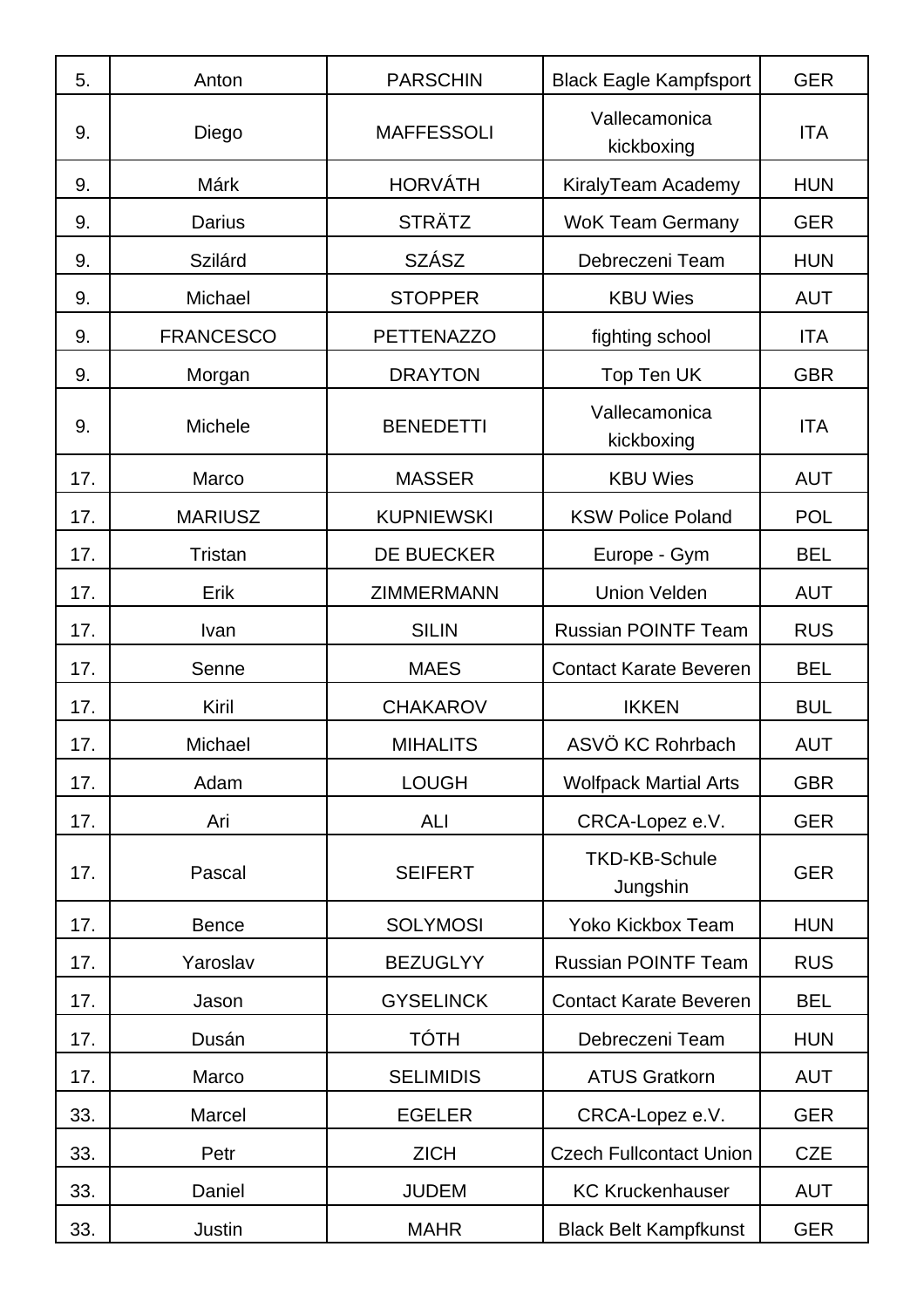| | | | | |
|---|---|---|---|---|
| 5. | Anton | PARSCHIN | Black Eagle Kampfsport | GER |
| 9. | Diego | MAFFESSOLI | Vallecamonica kickboxing | ITA |
| 9. | Márk | HORVÁTH | KiralyTeam Academy | HUN |
| 9. | Darius | STRÄTZ | WoK Team Germany | GER |
| 9. | Szilárd | SZÁSZ | Debreczeni Team | HUN |
| 9. | Michael | STOPPER | KBU Wies | AUT |
| 9. | FRANCESCO | PETTENAZZO | fighting school | ITA |
| 9. | Morgan | DRAYTON | Top Ten UK | GBR |
| 9. | Michele | BENEDETTI | Vallecamonica kickboxing | ITA |
| 17. | Marco | MASSER | KBU Wies | AUT |
| 17. | MARIUSZ | KUPNIEWSKI | KSW Police Poland | POL |
| 17. | Tristan | DE BUECKER | Europe - Gym | BEL |
| 17. | Erik | ZIMMERMANN | Union Velden | AUT |
| 17. | Ivan | SILIN | Russian POINTF Team | RUS |
| 17. | Senne | MAES | Contact Karate Beveren | BEL |
| 17. | Kiril | CHAKAROV | IKKEN | BUL |
| 17. | Michael | MIHALITS | ASVÖ KC Rohrbach | AUT |
| 17. | Adam | LOUGH | Wolfpack Martial Arts | GBR |
| 17. | Ari | ALI | CRCA-Lopez e.V. | GER |
| 17. | Pascal | SEIFERT | TKD-KB-Schule Jungshin | GER |
| 17. | Bence | SOLYMOSI | Yoko Kickbox Team | HUN |
| 17. | Yaroslav | BEZUGLYY | Russian POINTF Team | RUS |
| 17. | Jason | GYSELINCK | Contact Karate Beveren | BEL |
| 17. | Dusán | TÓTH | Debreczeni Team | HUN |
| 17. | Marco | SELIMIDIS | ATUS Gratkorn | AUT |
| 33. | Marcel | EGELER | CRCA-Lopez e.V. | GER |
| 33. | Petr | ZICH | Czech Fullcontact Union | CZE |
| 33. | Daniel | JUDEM | KC Kruckenhauser | AUT |
| 33. | Justin | MAHR | Black Belt Kampfkunst | GER |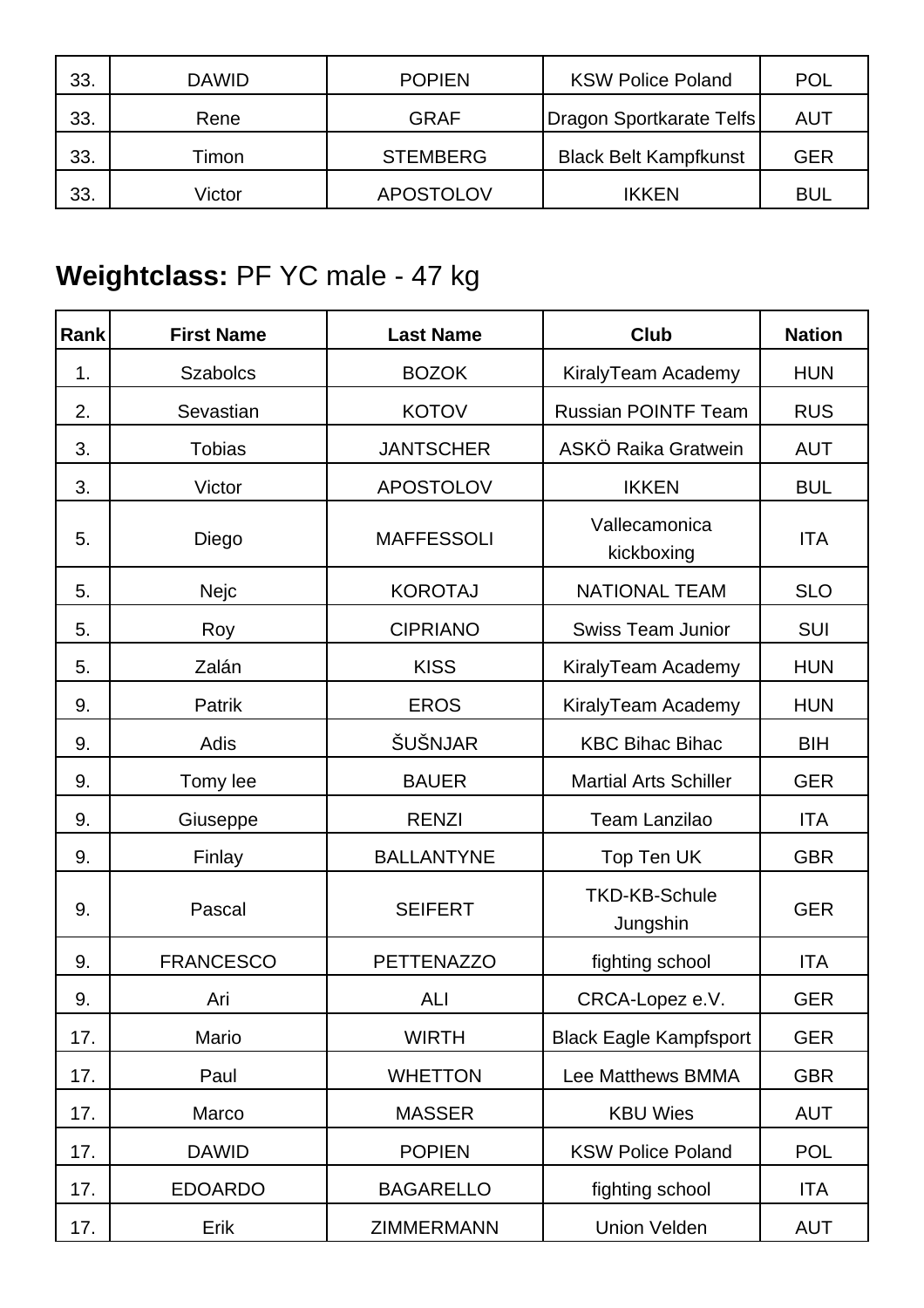| | | | | |
|---|---|---|---|---|
| 33. | DAWID | POPIEN | KSW Police Poland | POL |
| 33. | Rene | GRAF | Dragon Sportkarate Telfs | AUT |
| 33. | Timon | STEMBERG | Black Belt Kampfkunst | GER |
| 33. | Victor | APOSTOLOV | IKKEN | BUL |

## **Weightclass:** PF YC male - 47 kg

| Rank | First Name | Last Name | Club | Nation |
|---|---|---|---|---|
| 1. | Szabolcs | BOZOK | KiralyTeam Academy | HUN |
| 2. | Sevastian | KOTOV | Russian POINTF Team | RUS |
| 3. | Tobias | JANTSCHER | ASKÖ Raika Gratwein | AUT |
| 3. | Victor | APOSTOLOV | IKKEN | BUL |
| 5. | Diego | MAFFESSOLI | Vallecamonica kickboxing | ITA |
| 5. | Nejc | KOROTAJ | NATIONAL TEAM | SLO |
| 5. | Roy | CIPRIANO | Swiss Team Junior | SUI |
| 5. | Zalán | KISS | KiralyTeam Academy | HUN |
| 9. | Patrik | EROS | KiralyTeam Academy | HUN |
| 9. | Adis | ŠUŠNJAR | KBC Bihac Bihac | BIH |
| 9. | Tomy lee | BAUER | Martial Arts Schiller | GER |
| 9. | Giuseppe | RENZI | Team Lanzilao | ITA |
| 9. | Finlay | BALLANTYNE | Top Ten UK | GBR |
| 9. | Pascal | SEIFERT | TKD-KB-Schule Jungshin | GER |
| 9. | FRANCESCO | PETTENAZZO | fighting school | ITA |
| 9. | Ari | ALI | CRCA-Lopez e.V. | GER |
| 17. | Mario | WIRTH | Black Eagle Kampfsport | GER |
| 17. | Paul | WHETTON | Lee Matthews BMMA | GBR |
| 17. | Marco | MASSER | KBU Wies | AUT |
| 17. | DAWID | POPIEN | KSW Police Poland | POL |
| 17. | EDOARDO | BAGARELLO | fighting school | ITA |
| 17. | Erik | ZIMMERMANN | Union Velden | AUT |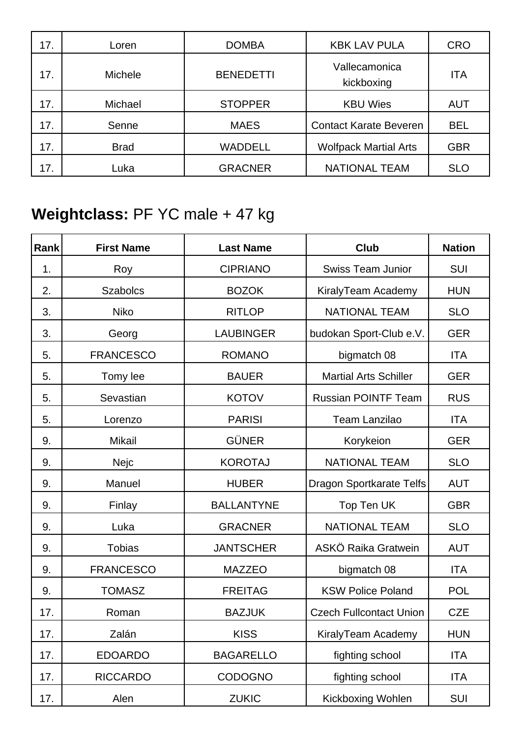| 17. | Loren | DOMBA | KBK LAV PULA | CRO |
|---|---|---|---|---|
| 17. | Michele | BENEDETTI | Vallecamonica kickboxing | ITA |
| 17. | Michael | STOPPER | KBU Wies | AUT |
| 17. | Senne | MAES | Contact Karate Beveren | BEL |
| 17. | Brad | WADDELL | Wolfpack Martial Arts | GBR |
| 17. | Luka | GRACNER | NATIONAL TEAM | SLO |

## **Weightclass:** PF YC male + 47 kg

| Rank | First Name | Last Name | Club | Nation |
|---|---|---|---|---|
| 1. | Roy | CIPRIANO | Swiss Team Junior | SUI |
| 2. | Szabolcs | BOZOK | KiralyTeam Academy | HUN |
| 3. | Niko | RITLOP | NATIONAL TEAM | SLO |
| 3. | Georg | LAUBINGER | budokan Sport-Club e.V. | GER |
| 5. | FRANCESCO | ROMANO | bigmatch 08 | ITA |
| 5. | Tomy lee | BAUER | Martial Arts Schiller | GER |
| 5. | Sevastian | KOTOV | Russian POINTF Team | RUS |
| 5. | Lorenzo | PARISI | Team Lanzilao | ITA |
| 9. | Mikail | GÜNER | Korykeion | GER |
| 9. | Nejc | KOROTAJ | NATIONAL TEAM | SLO |
| 9. | Manuel | HUBER | Dragon Sportkarate Telfs | AUT |
| 9. | Finlay | BALLANTYNE | Top Ten UK | GBR |
| 9. | Luka | GRACNER | NATIONAL TEAM | SLO |
| 9. | Tobias | JANTSCHER | ASKÖ Raika Gratwein | AUT |
| 9. | FRANCESCO | MAZZEO | bigmatch 08 | ITA |
| 9. | TOMASZ | FREITAG | KSW Police Poland | POL |
| 17. | Roman | BAZJUK | Czech Fullcontact Union | CZE |
| 17. | Zalán | KISS | KiralyTeam Academy | HUN |
| 17. | EDOARDO | BAGARELLO | fighting school | ITA |
| 17. | RICCARDO | CODOGNO | fighting school | ITA |
| 17. | Alen | ZUKIC | Kickboxing Wohlen | SUI |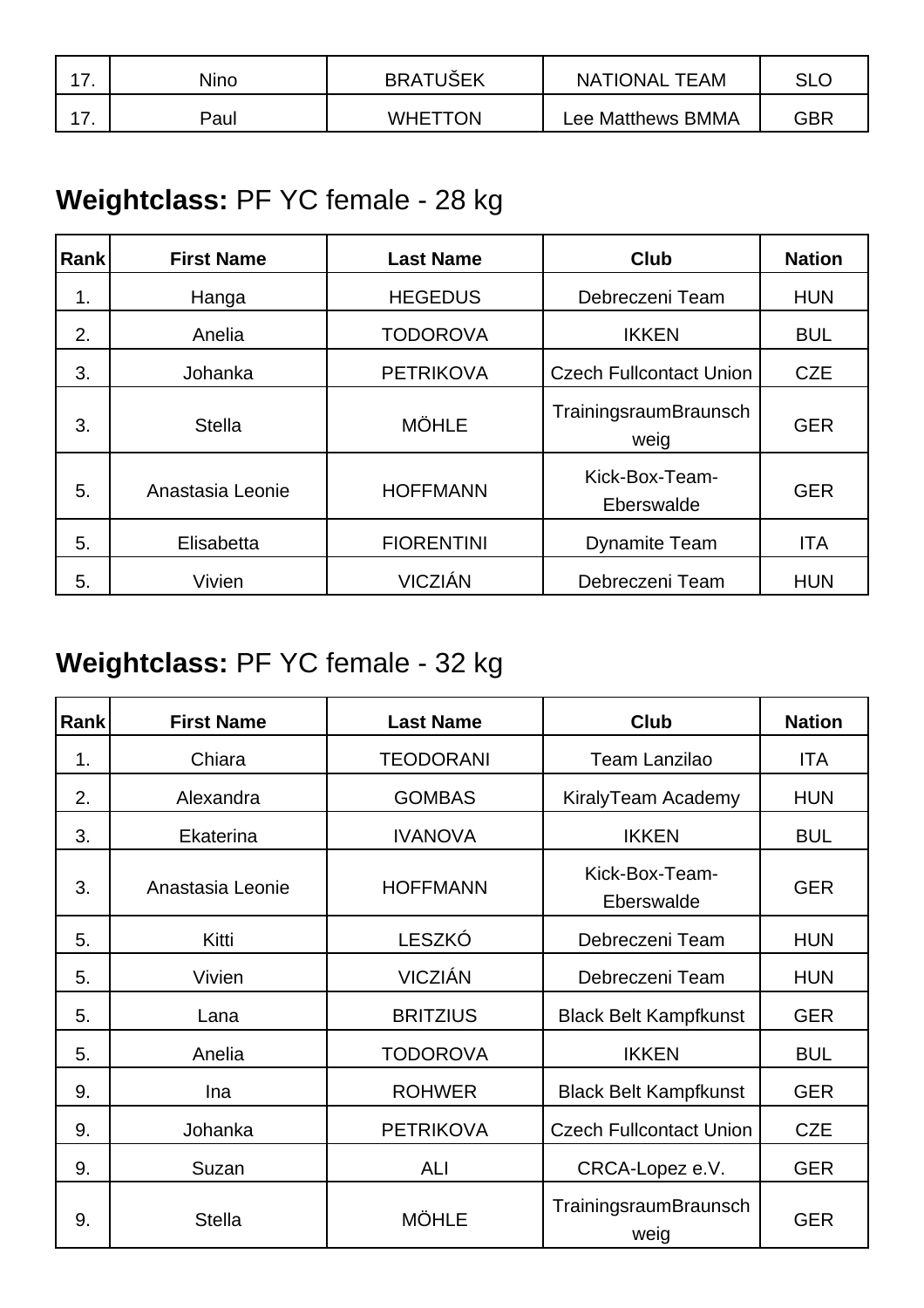| 17. | Nino | BRATUŠEK | NATIONAL TEAM | SLO |
|---|---|---|---|---|
| 17. | Paul | WHETTON | Lee Matthews BMMA | GBR |

## **Weightclass:** PF YC female - 28 kg

| Rank | First Name | Last Name | Club | Nation |
|---|---|---|---|---|
| 1. | Hanga | HEGEDUS | Debreczeni Team | HUN |
| 2. | Anelia | TODOROVA | IKKEN | BUL |
| 3. | Johanka | PETRIKOVA | Czech Fullcontact Union | CZE |
| 3. | Stella | MÖHLE | TrainingsraumBraunschweig | GER |
| 5. | Anastasia Leonie | HOFFMANN | Kick-Box-Team-Eberswalde | GER |
| 5. | Elisabetta | FIORENTINI | Dynamite Team | ITA |
| 5. | Vivien | VICZIÁN | Debreczeni Team | HUN |

## **Weightclass:** PF YC female - 32 kg

| Rank | First Name | Last Name | Club | Nation |
|---|---|---|---|---|
| 1. | Chiara | TEODORANI | Team Lanzilao | ITA |
| 2. | Alexandra | GOMBAS | KiralyTeam Academy | HUN |
| 3. | Ekaterina | IVANOVA | IKKEN | BUL |
| 3. | Anastasia Leonie | HOFFMANN | Kick-Box-Team-Eberswalde | GER |
| 5. | Kitti | LESZKÓ | Debreczeni Team | HUN |
| 5. | Vivien | VICZIÁN | Debreczeni Team | HUN |
| 5. | Lana | BRITZIUS | Black Belt Kampfkunst | GER |
| 5. | Anelia | TODOROVA | IKKEN | BUL |
| 9. | Ina | ROHWER | Black Belt Kampfkunst | GER |
| 9. | Johanka | PETRIKOVA | Czech Fullcontact Union | CZE |
| 9. | Suzan | ALI | CRCA-Lopez e.V. | GER |
| 9. | Stella | MÖHLE | TrainingsraumBraunschweig | GER |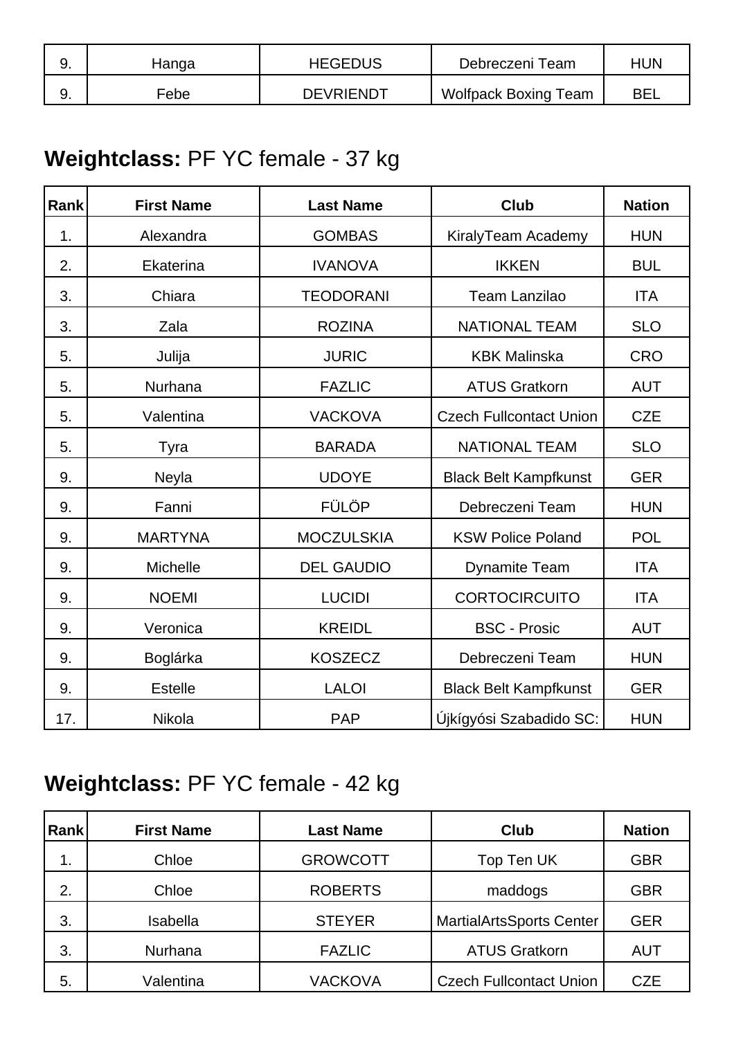| 9. | Hanga | HEGEDUS | Debreczeni Team | HUN |
|---|---|---|---|---|
| 9. | Febe | DEVRIENDT | Wolfpack Boxing Team | BEL |

## **Weightclass:** PF YC female - 37 kg

| Rank | First Name | Last Name | Club | Nation |
|---|---|---|---|---|
| 1. | Alexandra | GOMBAS | KiralyTeam Academy | HUN |
| 2. | Ekaterina | IVANOVA | IKKEN | BUL |
| 3. | Chiara | TEODORANI | Team Lanzilao | ITA |
| 3. | Zala | ROZINA | NATIONAL TEAM | SLO |
| 5. | Julija | JURIC | KBK Malinska | CRO |
| 5. | Nurhana | FAZLIC | ATUS Gratkorn | AUT |
| 5. | Valentina | VACKOVA | Czech Fullcontact Union | CZE |
| 5. | Tyra | BARADA | NATIONAL TEAM | SLO |
| 9. | Neyla | UDOYE | Black Belt Kampfkunst | GER |
| 9. | Fanni | FÜLÖP | Debreczeni Team | HUN |
| 9. | MARTYNA | MOCZULSKIA | KSW Police Poland | POL |
| 9. | Michelle | DEL GAUDIO | Dynamite Team | ITA |
| 9. | NOEMI | LUCIDI | CORTOCIRCUITO | ITA |
| 9. | Veronica | KREIDL | BSC - Prosic | AUT |
| 9. | Boglárka | KOSZECZ | Debreczeni Team | HUN |
| 9. | Estelle | LALOI | Black Belt Kampfkunst | GER |
| 17. | Nikola | PAP | Újkígyósi Szabadido SC: | HUN |

## **Weightclass:** PF YC female - 42 kg

| Rank | First Name | Last Name | Club | Nation |
|---|---|---|---|---|
| 1. | Chloe | GROWCOTT | Top Ten UK | GBR |
| 2. | Chloe | ROBERTS | maddogs | GBR |
| 3. | Isabella | STEYER | MartialArtsSports Center | GER |
| 3. | Nurhana | FAZLIC | ATUS Gratkorn | AUT |
| 5. | Valentina | VACKOVA | Czech Fullcontact Union | CZE |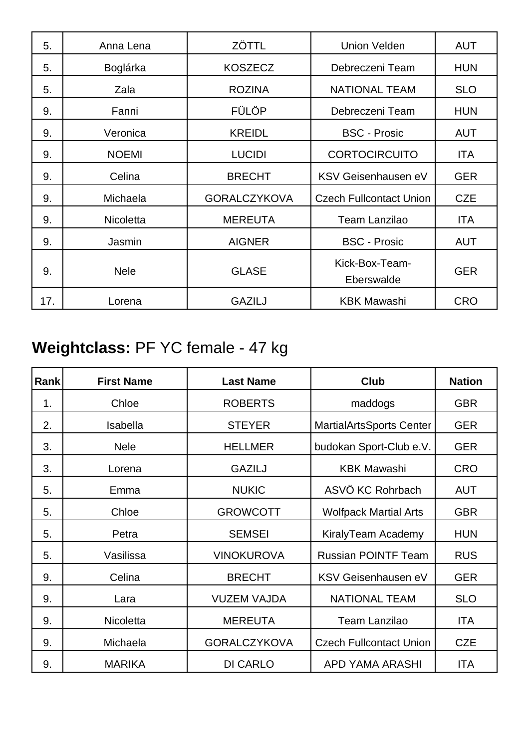| | | | | |
|---|---|---|---|---|
| 5. | Anna Lena | ZÖTTL | Union Velden | AUT |
| 5. | Boglárka | KOSZECZ | Debreczeni Team | HUN |
| 5. | Zala | ROZINA | NATIONAL TEAM | SLO |
| 9. | Fanni | FÜLÖP | Debreczeni Team | HUN |
| 9. | Veronica | KREIDL | BSC - Prosic | AUT |
| 9. | NOEMI | LUCIDI | CORTOCIRCUITO | ITA |
| 9. | Celina | BRECHT | KSV Geisenhausen eV | GER |
| 9. | Michaela | GORALCZYKOVA | Czech Fullcontact Union | CZE |
| 9. | Nicoletta | MEREUTA | Team Lanzilao | ITA |
| 9. | Jasmin | AIGNER | BSC - Prosic | AUT |
| 9. | Nele | GLASE | Kick-Box-Team-Eberswalde | GER |
| 17. | Lorena | GAZILJ | KBK Mawashi | CRO |

## **Weightclass:** PF YC female - 47 kg

| Rank | First Name | Last Name | Club | Nation |
|---|---|---|---|---|
| 1. | Chloe | ROBERTS | maddogs | GBR |
| 2. | Isabella | STEYER | MartialArtsSports Center | GER |
| 3. | Nele | HELLMER | budokan Sport-Club e.V. | GER |
| 3. | Lorena | GAZILJ | KBK Mawashi | CRO |
| 5. | Emma | NUKIC | ASVÖ KC Rohrbach | AUT |
| 5. | Chloe | GROWCOTT | Wolfpack Martial Arts | GBR |
| 5. | Petra | SEMSEI | KiralyTeam Academy | HUN |
| 5. | Vasilissa | VINOKUROVA | Russian POINTF Team | RUS |
| 9. | Celina | BRECHT | KSV Geisenhausen eV | GER |
| 9. | Lara | VUZEM VAJDA | NATIONAL TEAM | SLO |
| 9. | Nicoletta | MEREUTA | Team Lanzilao | ITA |
| 9. | Michaela | GORALCZYKOVA | Czech Fullcontact Union | CZE |
| 9. | MARIKA | DI CARLO | APD YAMA ARASHI | ITA |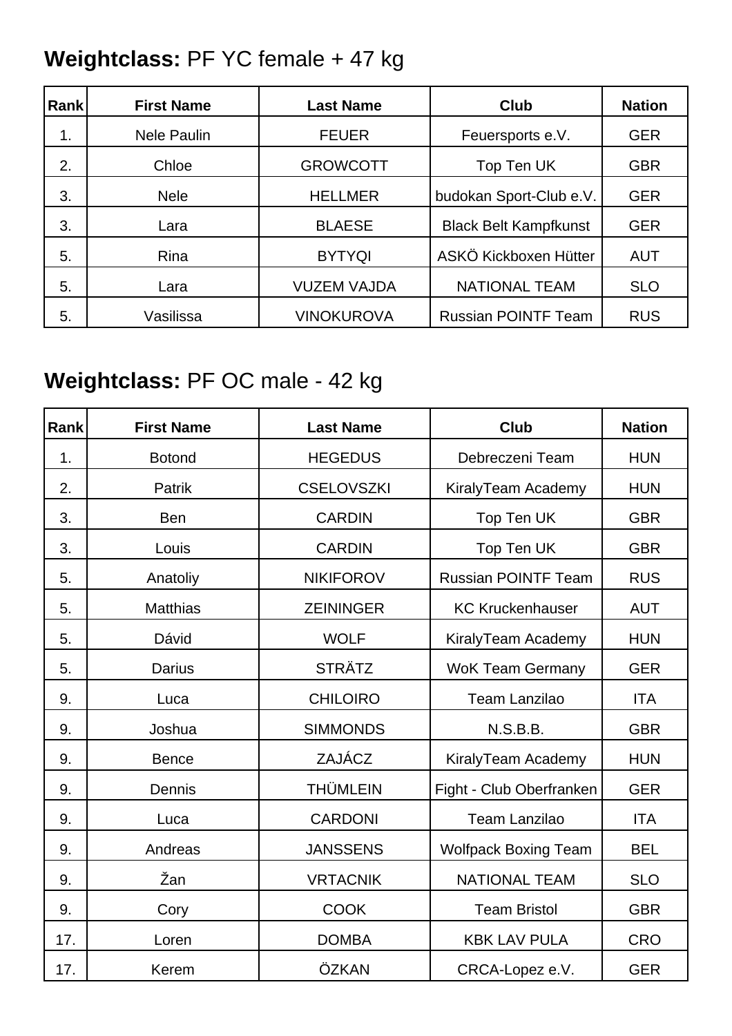**Weightclass:** PF YC female + 47 kg

| Rank | First Name | Last Name | Club | Nation |
|---|---|---|---|---|
| 1. | Nele Paulin | FEUER | Feuersports e.V. | GER |
| 2. | Chloe | GROWCOTT | Top Ten UK | GBR |
| 3. | Nele | HELLMER | budokan Sport-Club e.V. | GER |
| 3. | Lara | BLAESE | Black Belt Kampfkunst | GER |
| 5. | Rina | BYTYQI | ASKÖ Kickboxen Hütter | AUT |
| 5. | Lara | VUZEM VAJDA | NATIONAL TEAM | SLO |
| 5. | Vasilissa | VINOKUROVA | Russian POINTF Team | RUS |

**Weightclass:** PF OC male - 42 kg

| Rank | First Name | Last Name | Club | Nation |
|---|---|---|---|---|
| 1. | Botond | HEGEDUS | Debreczeni Team | HUN |
| 2. | Patrik | CSELOVSZKI | KiralyTeam Academy | HUN |
| 3. | Ben | CARDIN | Top Ten UK | GBR |
| 3. | Louis | CARDIN | Top Ten UK | GBR |
| 5. | Anatoliy | NIKIFOROV | Russian POINTF Team | RUS |
| 5. | Matthias | ZEININGER | KC Kruckenhauser | AUT |
| 5. | Dávid | WOLF | KiralyTeam Academy | HUN |
| 5. | Darius | STRÄTZ | WoK Team Germany | GER |
| 9. | Luca | CHILOIRO | Team Lanzilao | ITA |
| 9. | Joshua | SIMMONDS | N.S.B.B. | GBR |
| 9. | Bence | ZAJÁCZ | KiralyTeam Academy | HUN |
| 9. | Dennis | THÜMLEIN | Fight - Club Oberfranken | GER |
| 9. | Luca | CARDONI | Team Lanzilao | ITA |
| 9. | Andreas | JANSSENS | Wolfpack Boxing Team | BEL |
| 9. | Žan | VRTACNIK | NATIONAL TEAM | SLO |
| 9. | Cory | COOK | Team Bristol | GBR |
| 17. | Loren | DOMBA | KBK LAV PULA | CRO |
| 17. | Kerem | ÖZKAN | CRCA-Lopez e.V. | GER |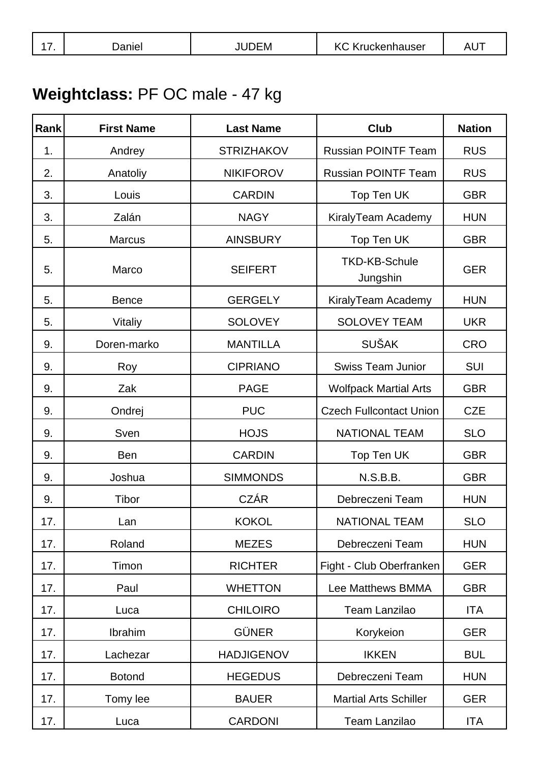| 17. | Daniel | JUDEM | KC Kruckenhauser | AUT |
|---|---|---|---|---|

**Weightclass:** PF OC male - 47 kg

| Rank | First Name | Last Name | Club | Nation |
|---|---|---|---|---|
| 1. | Andrey | STRIZHAKOV | Russian POINTF Team | RUS |
| 2. | Anatoliy | NIKIFOROV | Russian POINTF Team | RUS |
| 3. | Louis | CARDIN | Top Ten UK | GBR |
| 3. | Zalán | NAGY | KiralyTeam Academy | HUN |
| 5. | Marcus | AINSBURY | Top Ten UK | GBR |
| 5. | Marco | SEIFERT | TKD-KB-Schule Jungshin | GER |
| 5. | Bence | GERGELY | KiralyTeam Academy | HUN |
| 5. | Vitaliy | SOLOVEY | SOLOVEY TEAM | UKR |
| 9. | Doren-marko | MANTILLA | SUŠAK | CRO |
| 9. | Roy | CIPRIANO | Swiss Team Junior | SUI |
| 9. | Zak | PAGE | Wolfpack Martial Arts | GBR |
| 9. | Ondrej | PUC | Czech Fullcontact Union | CZE |
| 9. | Sven | HOJS | NATIONAL TEAM | SLO |
| 9. | Ben | CARDIN | Top Ten UK | GBR |
| 9. | Joshua | SIMMONDS | N.S.B.B. | GBR |
| 9. | Tibor | CZÁR | Debreczeni Team | HUN |
| 17. | Lan | KOKOL | NATIONAL TEAM | SLO |
| 17. | Roland | MEZES | Debreczeni Team | HUN |
| 17. | Timon | RICHTER | Fight - Club Oberfranken | GER |
| 17. | Paul | WHETTON | Lee Matthews BMMA | GBR |
| 17. | Luca | CHILOIRO | Team Lanzilao | ITA |
| 17. | Ibrahim | GÜNER | Korykeion | GER |
| 17. | Lachezar | HADJIGENOV | IKKEN | BUL |
| 17. | Botond | HEGEDUS | Debreczeni Team | HUN |
| 17. | Tomy lee | BAUER | Martial Arts Schiller | GER |
| 17. | Luca | CARDONI | Team Lanzilao | ITA |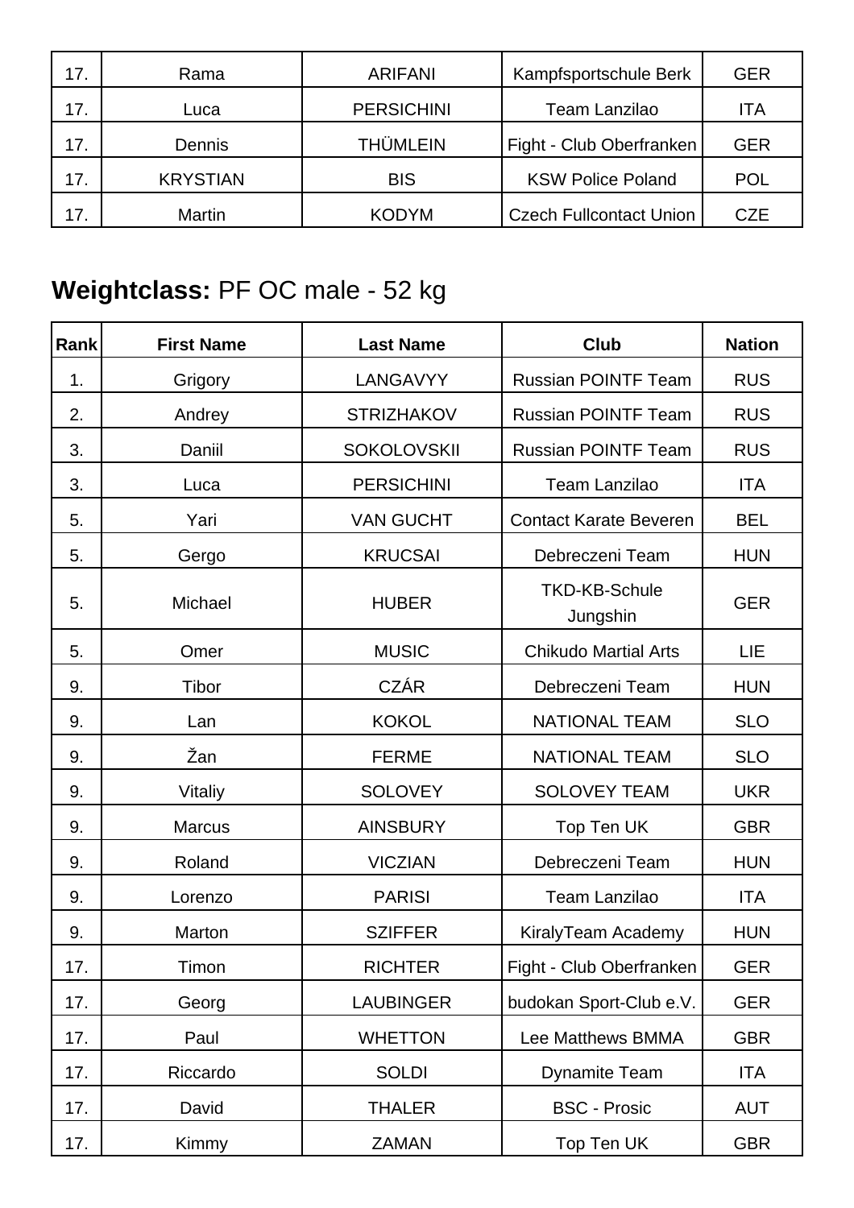| | | | | |
|---|---|---|---|---|
| 17. | Rama | ARIFANI | Kampfsportschule Berk | GER |
| 17. | Luca | PERSICHINI | Team Lanzilao | ITA |
| 17. | Dennis | THÜMLEIN | Fight - Club Oberfranken | GER |
| 17. | KRYSTIAN | BIS | KSW Police Poland | POL |
| 17. | Martin | KODYM | Czech Fullcontact Union | CZE |

## **Weightclass:** PF OC male - 52 kg

| Rank | First Name | Last Name | Club | Nation |
|---|---|---|---|---|
| 1. | Grigory | LANGAVYY | Russian POINTF Team | RUS |
| 2. | Andrey | STRIZHAKOV | Russian POINTF Team | RUS |
| 3. | Daniil | SOKOLOVSKII | Russian POINTF Team | RUS |
| 3. | Luca | PERSICHINI | Team Lanzilao | ITA |
| 5. | Yari | VAN GUCHT | Contact Karate Beveren | BEL |
| 5. | Gergo | KRUCSAI | Debreczeni Team | HUN |
| 5. | Michael | HUBER | TKD-KB-Schule Jungshin | GER |
| 5. | Omer | MUSIC | Chikudo Martial Arts | LIE |
| 9. | Tibor | CZÁR | Debreczeni Team | HUN |
| 9. | Lan | KOKOL | NATIONAL TEAM | SLO |
| 9. | Žan | FERME | NATIONAL TEAM | SLO |
| 9. | Vitaliy | SOLOVEY | SOLOVEY TEAM | UKR |
| 9. | Marcus | AINSBURY | Top Ten UK | GBR |
| 9. | Roland | VICZIAN | Debreczeni Team | HUN |
| 9. | Lorenzo | PARISI | Team Lanzilao | ITA |
| 9. | Marton | SZIFFER | KiralyTeam Academy | HUN |
| 17. | Timon | RICHTER | Fight - Club Oberfranken | GER |
| 17. | Georg | LAUBINGER | budokan Sport-Club e.V. | GER |
| 17. | Paul | WHETTON | Lee Matthews BMMA | GBR |
| 17. | Riccardo | SOLDI | Dynamite Team | ITA |
| 17. | David | THALER | BSC - Prosic | AUT |
| 17. | Kimmy | ZAMAN | Top Ten UK | GBR |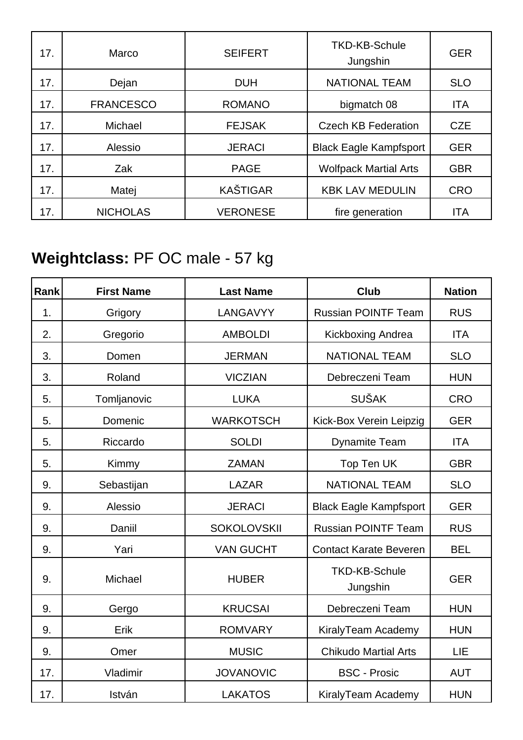| 17. | Marco | SEIFERT | TKD-KB-Schule Jungshin | GER |
|---|---|---|---|---|
| 17. | Dejan | DUH | NATIONAL TEAM | SLO |
| 17. | FRANCESCO | ROMANO | bigmatch 08 | ITA |
| 17. | Michael | FEJSAK | Czech KB Federation | CZE |
| 17. | Alessio | JERACI | Black Eagle Kampfsport | GER |
| 17. | Zak | PAGE | Wolfpack Martial Arts | GBR |
| 17. | Matej | KAŠTIGAR | KBK LAV MEDULIN | CRO |
| 17. | NICHOLAS | VERONESE | fire generation | ITA |

## **Weightclass:** PF OC male - 57 kg

| Rank | First Name | Last Name | Club | Nation |
|---|---|---|---|---|
| 1. | Grigory | LANGAVYY | Russian POINTF Team | RUS |
| 2. | Gregorio | AMBOLDI | Kickboxing Andrea | ITA |
| 3. | Domen | JERMAN | NATIONAL TEAM | SLO |
| 3. | Roland | VICZIAN | Debreczeni Team | HUN |
| 5. | Tomljanovic | LUKA | SUŠAK | CRO |
| 5. | Domenic | WARKOTSCH | Kick-Box Verein Leipzig | GER |
| 5. | Riccardo | SOLDI | Dynamite Team | ITA |
| 5. | Kimmy | ZAMAN | Top Ten UK | GBR |
| 9. | Sebastijan | LAZAR | NATIONAL TEAM | SLO |
| 9. | Alessio | JERACI | Black Eagle Kampfsport | GER |
| 9. | Daniil | SOKOLOVSKII | Russian POINTF Team | RUS |
| 9. | Yari | VAN GUCHT | Contact Karate Beveren | BEL |
| 9. | Michael | HUBER | TKD-KB-Schule Jungshin | GER |
| 9. | Gergo | KRUCSAI | Debreczeni Team | HUN |
| 9. | Erik | ROMVARY | KiralyTeam Academy | HUN |
| 9. | Omer | MUSIC | Chikudo Martial Arts | LIE |
| 17. | Vladimir | JOVANOVIC | BSC - Prosic | AUT |
| 17. | István | LAKATOS | KiralyTeam Academy | HUN |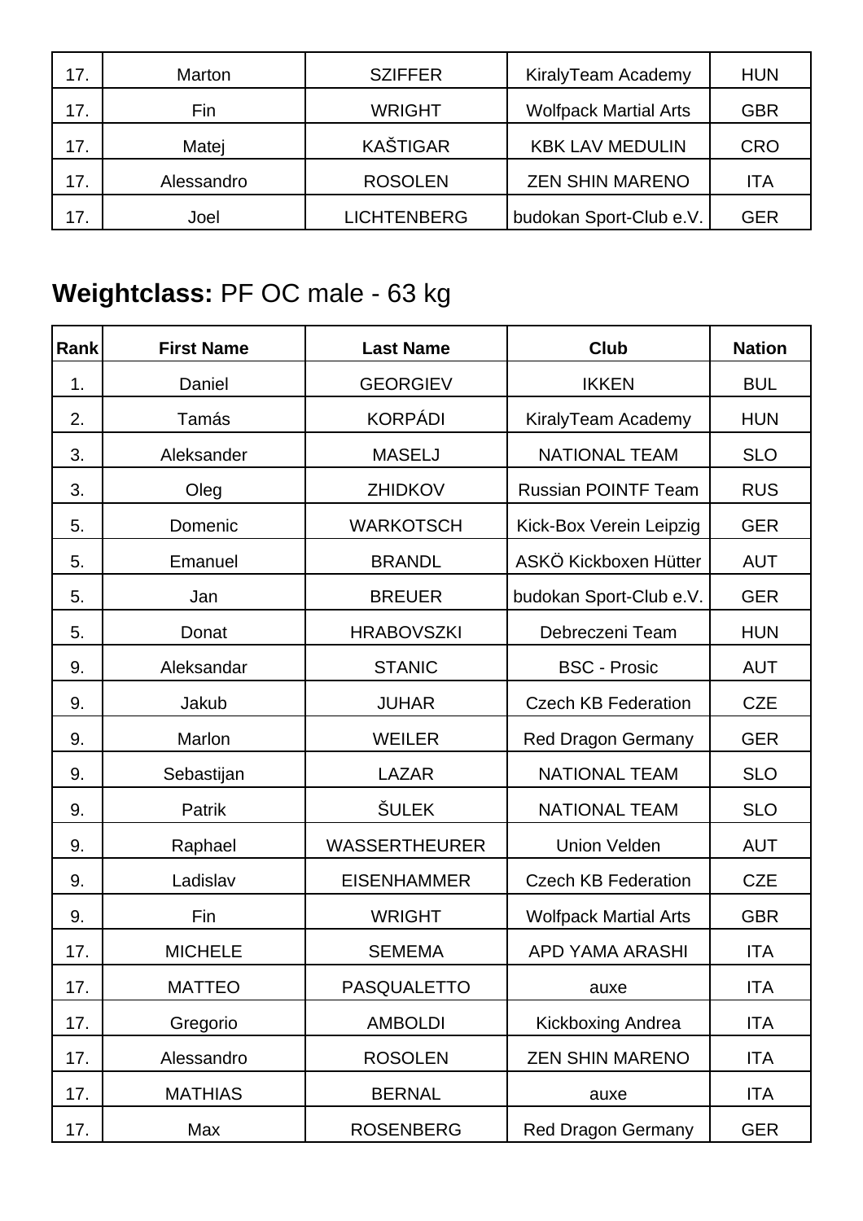| 17. | Marton | SZIFFER | KiralyTeam Academy | HUN |
|---|---|---|---|---|
| 17. | Fin | WRIGHT | Wolfpack Martial Arts | GBR |
| 17. | Matej | KAŠTIGAR | KBK LAV MEDULIN | CRO |
| 17. | Alessandro | ROSOLEN | ZEN SHIN MARENO | ITA |
| 17. | Joel | LICHTENBERG | budokan Sport-Club e.V. | GER |

## **Weightclass:** PF OC male - 63 kg

| Rank | First Name | Last Name | Club | Nation |
|---|---|---|---|---|
| 1. | Daniel | GEORGIEV | IKKEN | BUL |
| 2. | Tamás | KORPÁDI | KiralyTeam Academy | HUN |
| 3. | Aleksander | MASELJ | NATIONAL TEAM | SLO |
| 3. | Oleg | ZHIDKOV | Russian POINTF Team | RUS |
| 5. | Domenic | WARKOTSCH | Kick-Box Verein Leipzig | GER |
| 5. | Emanuel | BRANDL | ASKÖ Kickboxen Hütter | AUT |
| 5. | Jan | BREUER | budokan Sport-Club e.V. | GER |
| 5. | Donat | HRABOVSZKI | Debreczeni Team | HUN |
| 9. | Aleksandar | STANIC | BSC - Prosic | AUT |
| 9. | Jakub | JUHAR | Czech KB Federation | CZE |
| 9. | Marlon | WEILER | Red Dragon Germany | GER |
| 9. | Sebastijan | LAZAR | NATIONAL TEAM | SLO |
| 9. | Patrik | ŠULEK | NATIONAL TEAM | SLO |
| 9. | Raphael | WASSERTHEURER | Union Velden | AUT |
| 9. | Ladislav | EISENHAMMER | Czech KB Federation | CZE |
| 9. | Fin | WRIGHT | Wolfpack Martial Arts | GBR |
| 17. | MICHELE | SEMEMA | APD YAMA ARASHI | ITA |
| 17. | MATTEO | PASQUALETTO | auxe | ITA |
| 17. | Gregorio | AMBOLDI | Kickboxing Andrea | ITA |
| 17. | Alessandro | ROSOLEN | ZEN SHIN MARENO | ITA |
| 17. | MATHIAS | BERNAL | auxe | ITA |
| 17. | Max | ROSENBERG | Red Dragon Germany | GER |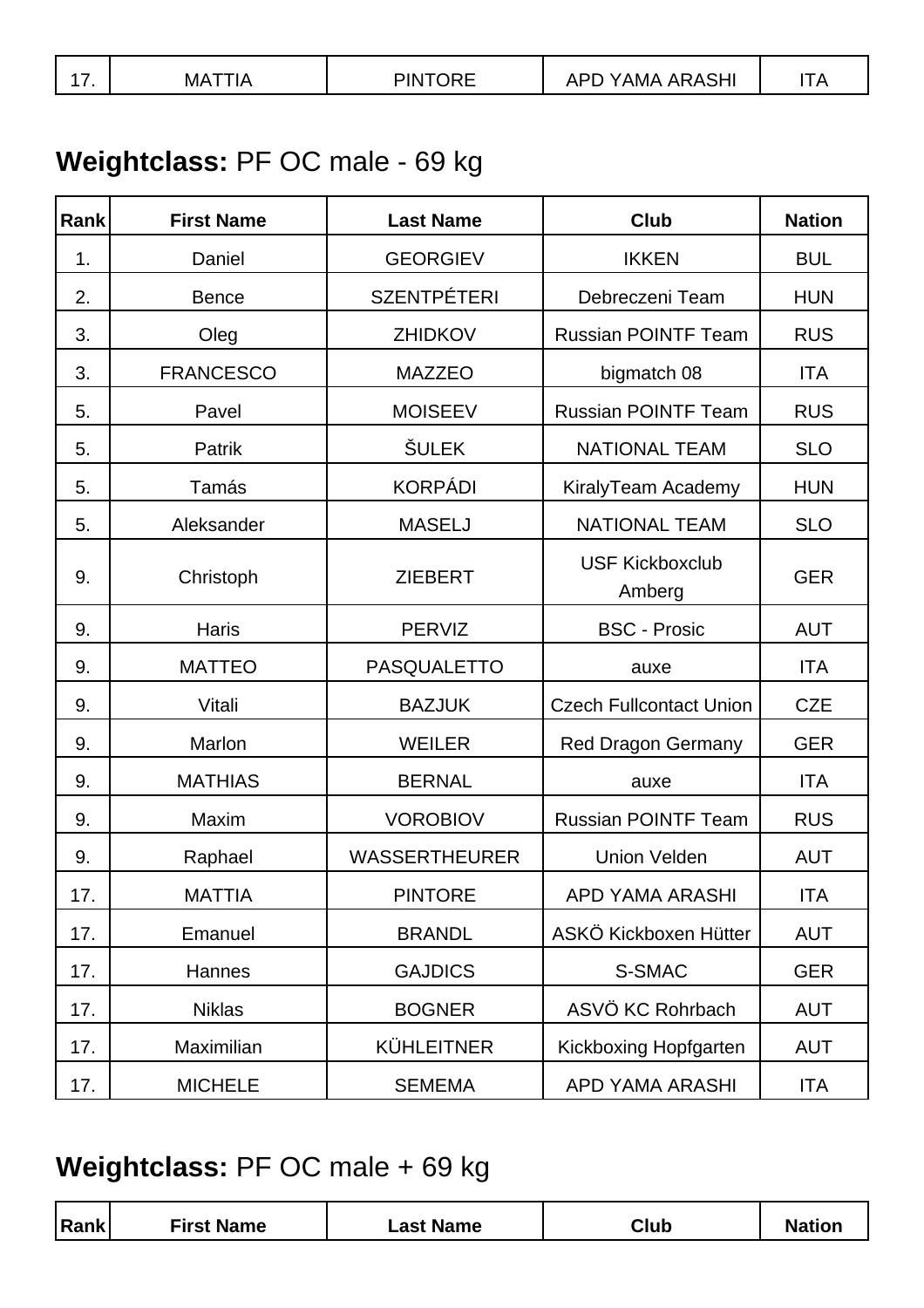| 17. | MATTIA | PINTORE | APD YAMA ARASHI | ITA |
|---|---|---|---|---|

## **Weightclass:** PF OC male - 69 kg

| Rank | First Name | Last Name | Club | Nation |
|---|---|---|---|---|
| 1. | Daniel | GEORGIEV | IKKEN | BUL |
| 2. | Bence | SZENTPÉTERI | Debreczeni Team | HUN |
| 3. | Oleg | ZHIDKOV | Russian POINTF Team | RUS |
| 3. | FRANCESCO | MAZZEO | bigmatch 08 | ITA |
| 5. | Pavel | MOISEEV | Russian POINTF Team | RUS |
| 5. | Patrik | ŠULEK | NATIONAL TEAM | SLO |
| 5. | Tamás | KORPÁDI | KiralyTeam Academy | HUN |
| 5. | Aleksander | MASELJ | NATIONAL TEAM | SLO |
| 9. | Christoph | ZIEBERT | USF Kickboxclub Amberg | GER |
| 9. | Haris | PERVIZ | BSC - Prosic | AUT |
| 9. | MATTEO | PASQUALETTO | auxe | ITA |
| 9. | Vitali | BAZJUK | Czech Fullcontact Union | CZE |
| 9. | Marlon | WEILER | Red Dragon Germany | GER |
| 9. | MATHIAS | BERNAL | auxe | ITA |
| 9. | Maxim | VOROBIOV | Russian POINTF Team | RUS |
| 9. | Raphael | WASSERTHEURER | Union Velden | AUT |
| 17. | MATTIA | PINTORE | APD YAMA ARASHI | ITA |
| 17. | Emanuel | BRANDL | ASKÖ Kickboxen Hütter | AUT |
| 17. | Hannes | GAJDICS | S-SMAC | GER |
| 17. | Niklas | BOGNER | ASVÖ KC Rohrbach | AUT |
| 17. | Maximilian | KÜHLEITNER | Kickboxing Hopfgarten | AUT |
| 17. | MICHELE | SEMEMA | APD YAMA ARASHI | ITA |

## **Weightclass:** PF OC male + 69 kg

| Rank | First Name | Last Name | Club | Nation |
|---|---|---|---|---|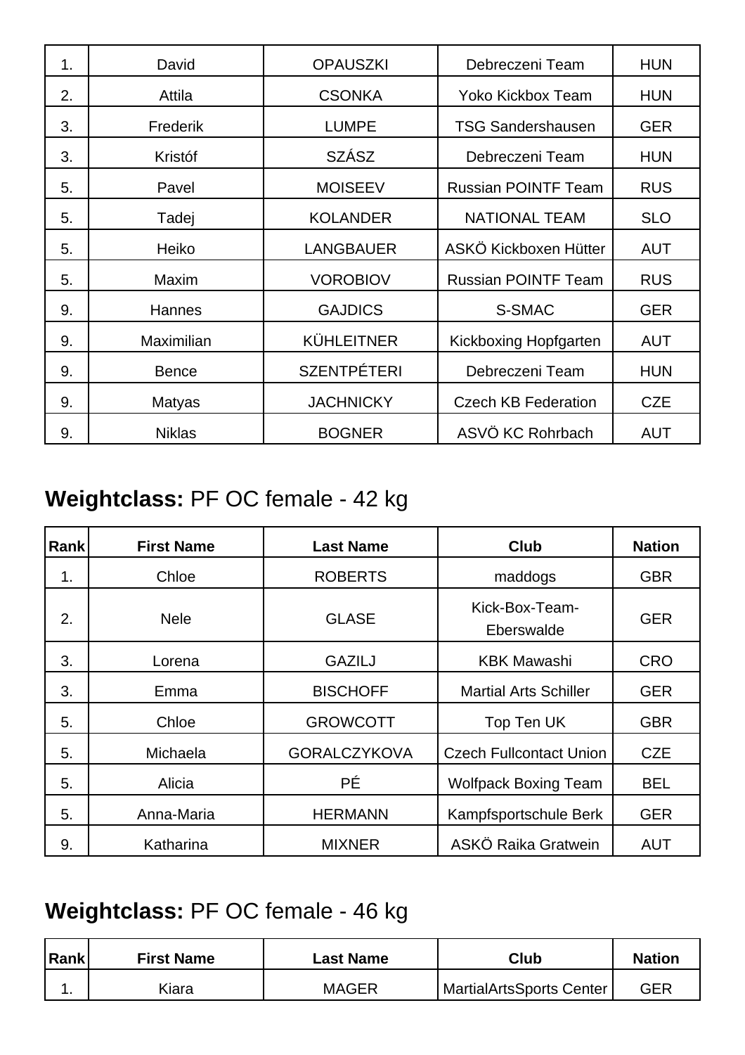| Rank | First Name | Last Name | Club | Nation |
|---|---|---|---|---|
| 1. | David | OPAUSZKI | Debreczeni Team | HUN |
| 2. | Attila | CSONKA | Yoko Kickbox Team | HUN |
| 3. | Frederik | LUMPE | TSG Sandershausen | GER |
| 3. | Kristóf | SZÁSZ | Debreczeni Team | HUN |
| 5. | Pavel | MOISEEV | Russian POINTF Team | RUS |
| 5. | Tadej | KOLANDER | NATIONAL TEAM | SLO |
| 5. | Heiko | LANGBAUER | ASKÖ Kickboxen Hütter | AUT |
| 5. | Maxim | VOROBIOV | Russian POINTF Team | RUS |
| 9. | Hannes | GAJDICS | S-SMAC | GER |
| 9. | Maximilian | KÜHLEITNER | Kickboxing Hopfgarten | AUT |
| 9. | Bence | SZENTPÉTERI | Debreczeni Team | HUN |
| 9. | Matyas | JACHNICKY | Czech KB Federation | CZE |
| 9. | Niklas | BOGNER | ASVÖ KC Rohrbach | AUT |

## **Weightclass:** PF OC female - 42 kg

| Rank | First Name | Last Name | Club | Nation |
|---|---|---|---|---|
| 1. | Chloe | ROBERTS | maddogs | GBR |
| 2. | Nele | GLASE | Kick-Box-Team-Eberswalde | GER |
| 3. | Lorena | GAZILJ | KBK Mawashi | CRO |
| 3. | Emma | BISCHOFF | Martial Arts Schiller | GER |
| 5. | Chloe | GROWCOTT | Top Ten UK | GBR |
| 5. | Michaela | GORALCZYKOVA | Czech Fullcontact Union | CZE |
| 5. | Alicia | PÉ | Wolfpack Boxing Team | BEL |
| 5. | Anna-Maria | HERMANN | Kampfsportschule Berk | GER |
| 9. | Katharina | MIXNER | ASKÖ Raika Gratwein | AUT |

## **Weightclass:** PF OC female - 46 kg

| Rank | First Name | Last Name | Club | Nation |
|---|---|---|---|---|
| 1. | Kiara | MAGER | MartialArtsSports Center | GER |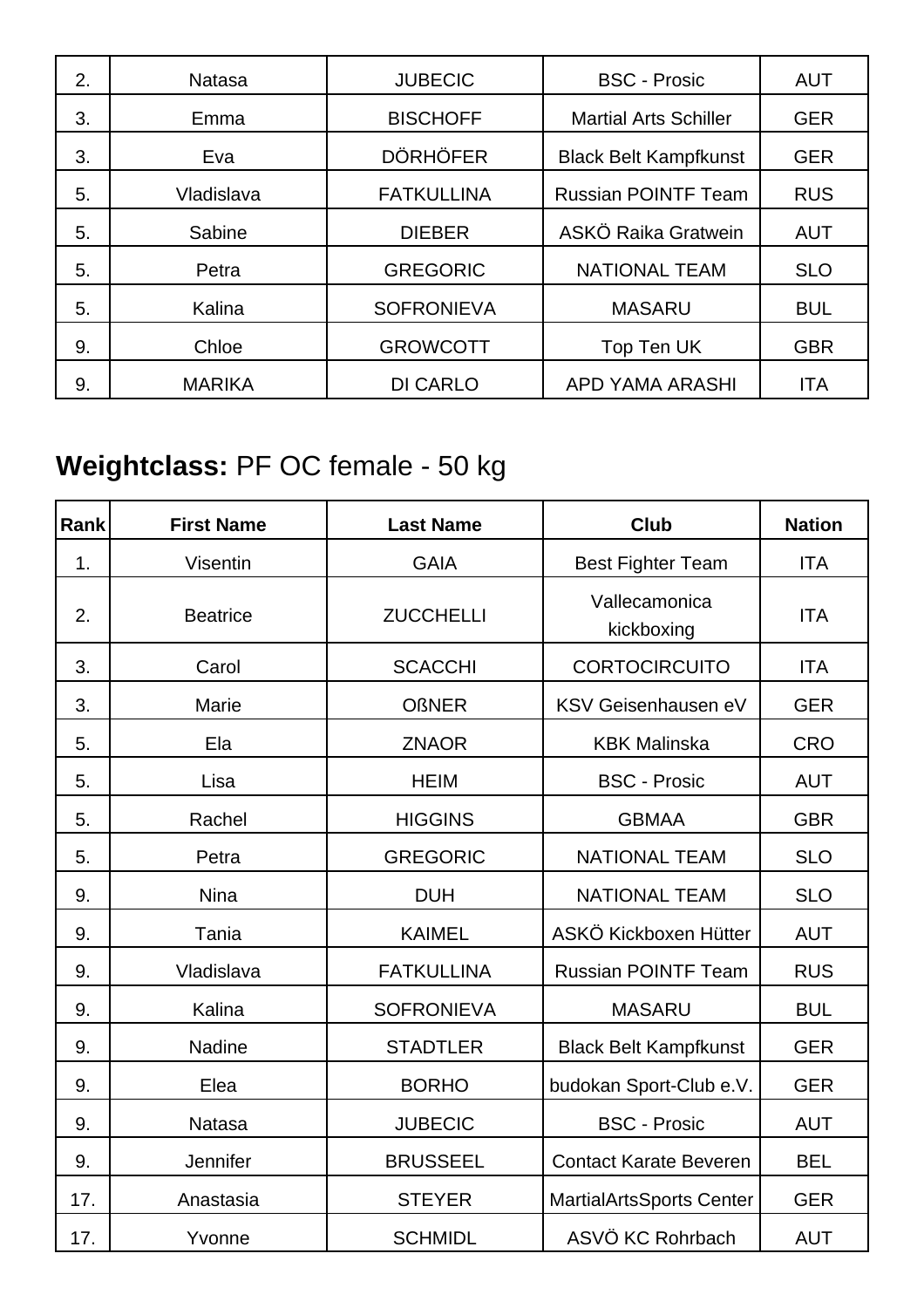| 2. | Natasa | JUBECIC | BSC - Prosic | AUT |
|---|---|---|---|---|
| 3. | Emma | BISCHOFF | Martial Arts Schiller | GER |
| 3. | Eva | DÖRHÖFER | Black Belt Kampfkunst | GER |
| 5. | Vladislava | FATKULLINA | Russian POINTF Team | RUS |
| 5. | Sabine | DIEBER | ASKÖ Raika Gratwein | AUT |
| 5. | Petra | GREGORIC | NATIONAL TEAM | SLO |
| 5. | Kalina | SOFRONIEVA | MASARU | BUL |
| 9. | Chloe | GROWCOTT | Top Ten UK | GBR |
| 9. | MARIKA | DI CARLO | APD YAMA ARASHI | ITA |

## **Weightclass:** PF OC female - 50 kg

| Rank | First Name | Last Name | Club | Nation |
|---|---|---|---|---|
| 1. | Visentin | GAIA | Best Fighter Team | ITA |
| 2. | Beatrice | ZUCCHELLI | Vallecamonica kickboxing | ITA |
| 3. | Carol | SCACCHI | CORTOCIRCUITO | ITA |
| 3. | Marie | OßNER | KSV Geisenhausen eV | GER |
| 5. | Ela | ZNAOR | KBK Malinska | CRO |
| 5. | Lisa | HEIM | BSC - Prosic | AUT |
| 5. | Rachel | HIGGINS | GBMAA | GBR |
| 5. | Petra | GREGORIC | NATIONAL TEAM | SLO |
| 9. | Nina | DUH | NATIONAL TEAM | SLO |
| 9. | Tania | KAIMEL | ASKÖ Kickboxen Hütter | AUT |
| 9. | Vladislava | FATKULLINA | Russian POINTF Team | RUS |
| 9. | Kalina | SOFRONIEVA | MASARU | BUL |
| 9. | Nadine | STADTLER | Black Belt Kampfkunst | GER |
| 9. | Elea | BORHO | budokan Sport-Club e.V. | GER |
| 9. | Natasa | JUBECIC | BSC - Prosic | AUT |
| 9. | Jennifer | BRUSSEEL | Contact Karate Beveren | BEL |
| 17. | Anastasia | STEYER | MartialArtsSports Center | GER |
| 17. | Yvonne | SCHMIDL | ASVÖ KC Rohrbach | AUT |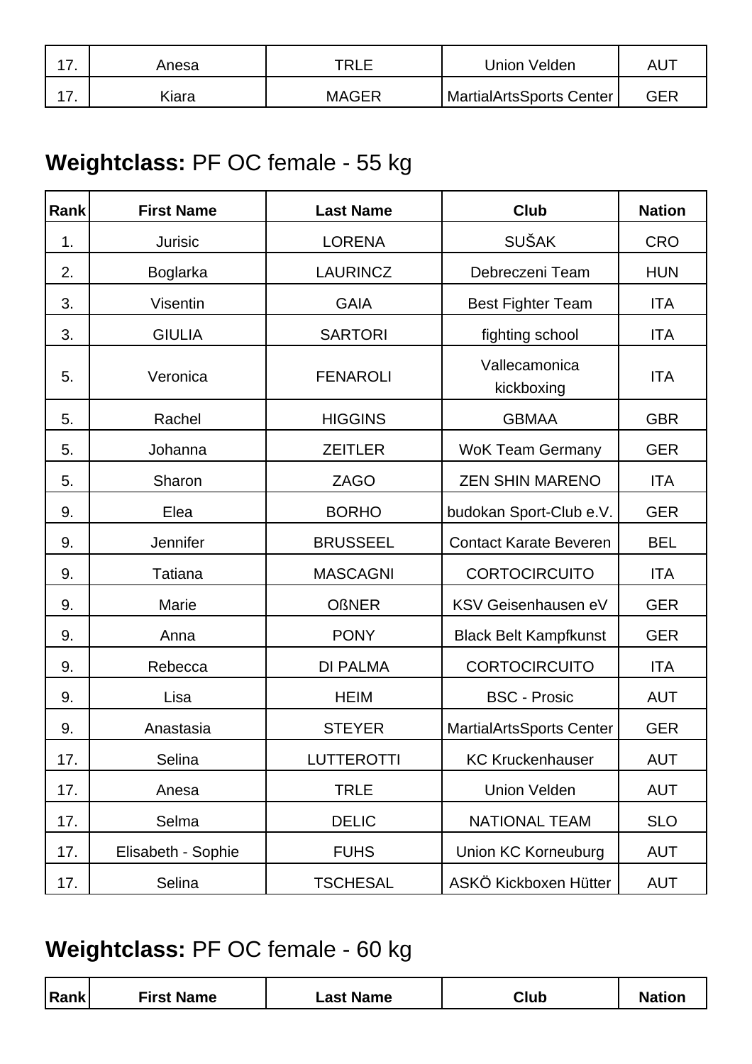| 17. | Anesa | TRLE | Union Velden | AUT |
|---|---|---|---|---|
| 17. | Kiara | MAGER | MartialArtsSports Center | GER |

## **Weightclass:** PF OC female - 55 kg

| Rank | First Name | Last Name | Club | Nation |
|---|---|---|---|---|
| 1. | Jurisic | LORENA | SUŠAK | CRO |
| 2. | Boglarka | LAURINCZ | Debreczeni Team | HUN |
| 3. | Visentin | GAIA | Best Fighter Team | ITA |
| 3. | GIULIA | SARTORI | fighting school | ITA |
| 5. | Veronica | FENAROLI | Vallecamonica kickboxing | ITA |
| 5. | Rachel | HIGGINS | GBMAA | GBR |
| 5. | Johanna | ZEITLER | WoK Team Germany | GER |
| 5. | Sharon | ZAGO | ZEN SHIN MARENO | ITA |
| 9. | Elea | BORHO | budokan Sport-Club e.V. | GER |
| 9. | Jennifer | BRUSSEEL | Contact Karate Beveren | BEL |
| 9. | Tatiana | MASCAGNI | CORTOCIRCUITO | ITA |
| 9. | Marie | OßNER | KSV Geisenhausen eV | GER |
| 9. | Anna | PONY | Black Belt Kampfkunst | GER |
| 9. | Rebecca | DI PALMA | CORTOCIRCUITO | ITA |
| 9. | Lisa | HEIM | BSC - Prosic | AUT |
| 9. | Anastasia | STEYER | MartialArtsSports Center | GER |
| 17. | Selina | LUTTEROTTI | KC Kruckenhauser | AUT |
| 17. | Anesa | TRLE | Union Velden | AUT |
| 17. | Selma | DELIC | NATIONAL TEAM | SLO |
| 17. | Elisabeth - Sophie | FUHS | Union KC Korneuburg | AUT |
| 17. | Selina | TSCHESAL | ASKÖ Kickboxen Hütter | AUT |

## **Weightclass:** PF OC female - 60 kg

| Rank | First Name | Last Name | Club | Nation |
|---|---|---|---|---|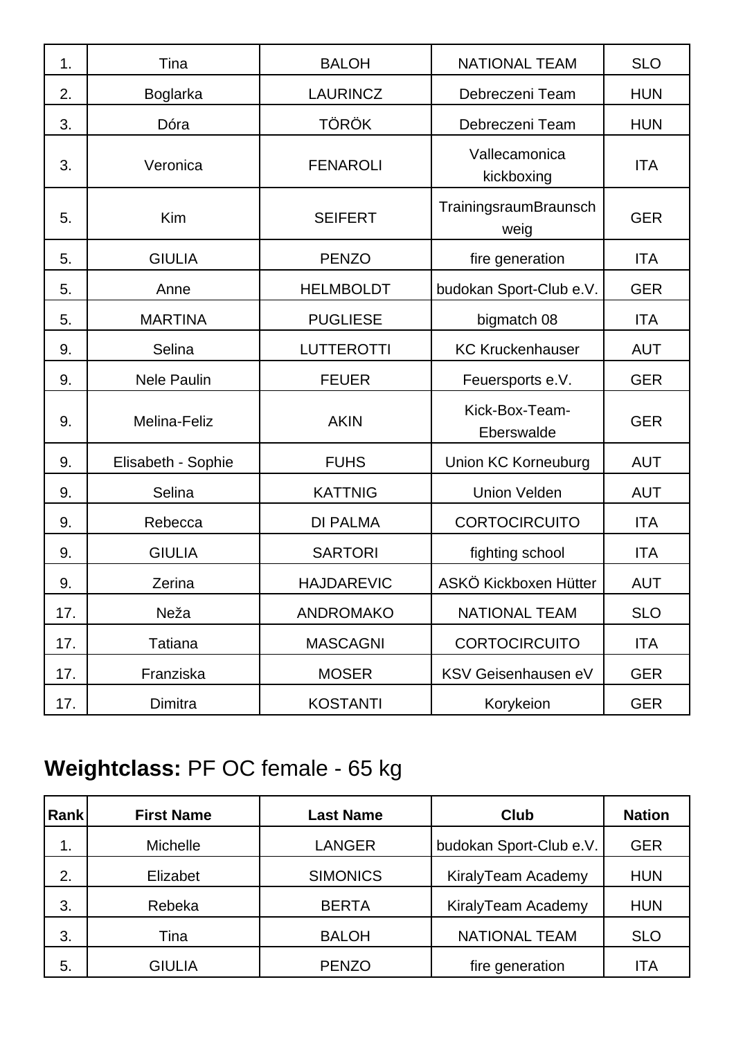| | | | | |
|---|---|---|---|---|
| 1. | Tina | BALOH | NATIONAL TEAM | SLO |
| 2. | Boglarka | LAURINCZ | Debreczeni Team | HUN |
| 3. | Dóra | TÖRÖK | Debreczeni Team | HUN |
| 3. | Veronica | FENAROLI | Vallecamonica kickboxing | ITA |
| 5. | Kim | SEIFERT | TrainingsraumBraunschweig | GER |
| 5. | GIULIA | PENZO | fire generation | ITA |
| 5. | Anne | HELMBOLDT | budokan Sport-Club e.V. | GER |
| 5. | MARTINA | PUGLIESE | bigmatch 08 | ITA |
| 9. | Selina | LUTTEROTTI | KC Kruckenhauser | AUT |
| 9. | Nele Paulin | FEUER | Feuersports e.V. | GER |
| 9. | Melina-Feliz | AKIN | Kick-Box-Team-Eberswalde | GER |
| 9. | Elisabeth - Sophie | FUHS | Union KC Korneuburg | AUT |
| 9. | Selina | KATTNIG | Union Velden | AUT |
| 9. | Rebecca | DI PALMA | CORTOCIRCUITO | ITA |
| 9. | GIULIA | SARTORI | fighting school | ITA |
| 9. | Zerina | HAJDAREVIC | ASKÖ Kickboxen Hütter | AUT |
| 17. | Neža | ANDROMAKO | NATIONAL TEAM | SLO |
| 17. | Tatiana | MASCAGNI | CORTOCIRCUITO | ITA |
| 17. | Franziska | MOSER | KSV Geisenhausen eV | GER |
| 17. | Dimitra | KOSTANTI | Korykeion | GER |

## **Weightclass:** PF OC female - 65 kg

| Rank | First Name | Last Name | Club | Nation |
|---|---|---|---|---|
| 1. | Michelle | LANGER | budokan Sport-Club e.V. | GER |
| 2. | Elizabet | SIMONICS | KiralyTeam Academy | HUN |
| 3. | Rebeka | BERTA | KiralyTeam Academy | HUN |
| 3. | Tina | BALOH | NATIONAL TEAM | SLO |
| 5. | GIULIA | PENZO | fire generation | ITA |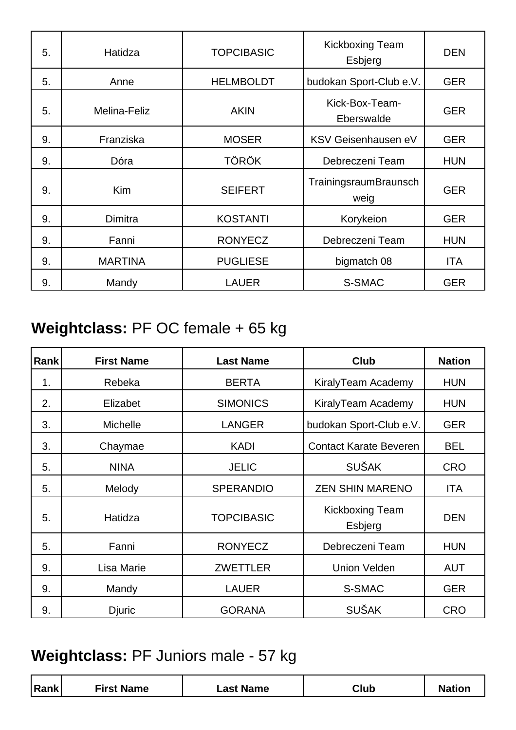| | | | | |
|---|---|---|---|---|
| 5. | Hatidza | TOPCIBASIC | Kickboxing Team Esbjerg | DEN |
| 5. | Anne | HELMBOLDT | budokan Sport-Club e.V. | GER |
| 5. | Melina-Feliz | AKIN | Kick-Box-Team-Eberswalde | GER |
| 9. | Franziska | MOSER | KSV Geisenhausen eV | GER |
| 9. | Dóra | TÖRÖK | Debreczeni Team | HUN |
| 9. | Kim | SEIFERT | TrainingsraumBraunschweig | GER |
| 9. | Dimitra | KOSTANTI | Korykeion | GER |
| 9. | Fanni | RONYECZ | Debreczeni Team | HUN |
| 9. | MARTINA | PUGLIESE | bigmatch 08 | ITA |
| 9. | Mandy | LAUER | S-SMAC | GER |

## **Weightclass:** PF OC female + 65 kg

| Rank | First Name | Last Name | Club | Nation |
|---|---|---|---|---|
| 1. | Rebeka | BERTA | KiralyTeam Academy | HUN |
| 2. | Elizabet | SIMONICS | KiralyTeam Academy | HUN |
| 3. | Michelle | LANGER | budokan Sport-Club e.V. | GER |
| 3. | Chaymae | KADI | Contact Karate Beveren | BEL |
| 5. | NINA | JELIC | SUŠAK | CRO |
| 5. | Melody | SPERANDIO | ZEN SHIN MARENO | ITA |
| 5. | Hatidza | TOPCIBASIC | Kickboxing Team Esbjerg | DEN |
| 5. | Fanni | RONYECZ | Debreczeni Team | HUN |
| 9. | Lisa Marie | ZWETTLER | Union Velden | AUT |
| 9. | Mandy | LAUER | S-SMAC | GER |
| 9. | Djuric | GORANA | SUŠAK | CRO |

## **Weightclass:** PF Juniors male - 57 kg

| Rank | First Name | Last Name | Club | Nation |
|---|---|---|---|---|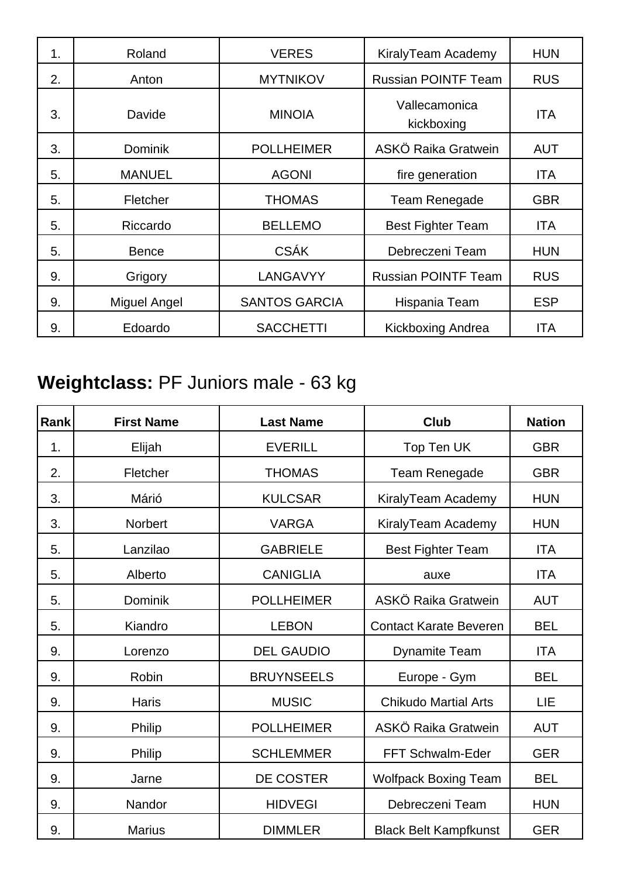| Rank | First Name | Last Name | Club | Nation |
| --- | --- | --- | --- | --- |
| 1. | Roland | VERES | KiralyTeam Academy | HUN |
| 2. | Anton | MYTNIKOV | Russian POINTF Team | RUS |
| 3. | Davide | MINOIA | Vallecamonica kickboxing | ITA |
| 3. | Dominik | POLLHEIMER | ASKÖ Raika Gratwein | AUT |
| 5. | MANUEL | AGONI | fire generation | ITA |
| 5. | Fletcher | THOMAS | Team Renegade | GBR |
| 5. | Riccardo | BELLEMO | Best Fighter Team | ITA |
| 5. | Bence | CSÁK | Debreczeni Team | HUN |
| 9. | Grigory | LANGAVYY | Russian POINTF Team | RUS |
| 9. | Miguel Angel | SANTOS GARCIA | Hispania Team | ESP |
| 9. | Edoardo | SACCHETTI | Kickboxing Andrea | ITA |

## **Weightclass:** PF Juniors male - 63 kg

| Rank | First Name | Last Name | Club | Nation |
| --- | --- | --- | --- | --- |
| 1. | Elijah | EVERILL | Top Ten UK | GBR |
| 2. | Fletcher | THOMAS | Team Renegade | GBR |
| 3. | Márió | KULCSAR | KiralyTeam Academy | HUN |
| 3. | Norbert | VARGA | KiralyTeam Academy | HUN |
| 5. | Lanzilao | GABRIELE | Best Fighter Team | ITA |
| 5. | Alberto | CANIGLIA | auxe | ITA |
| 5. | Dominik | POLLHEIMER | ASKÖ Raika Gratwein | AUT |
| 5. | Kiandro | LEBON | Contact Karate Beveren | BEL |
| 9. | Lorenzo | DEL GAUDIO | Dynamite Team | ITA |
| 9. | Robin | BRUYNSEELS | Europe - Gym | BEL |
| 9. | Haris | MUSIC | Chikudo Martial Arts | LIE |
| 9. | Philip | POLLHEIMER | ASKÖ Raika Gratwein | AUT |
| 9. | Philip | SCHLEMMER | FFT Schwalm-Eder | GER |
| 9. | Jarne | DE COSTER | Wolfpack Boxing Team | BEL |
| 9. | Nandor | HIDVEGI | Debreczeni Team | HUN |
| 9. | Marius | DIMMLER | Black Belt Kampfkunst | GER |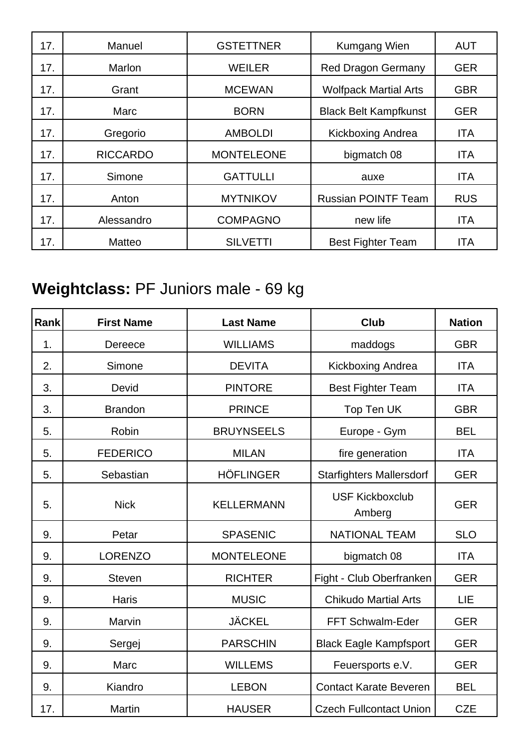| | | | | |
|---|---|---|---|---|
| 17. | Manuel | GSTETTNER | Kumgang Wien | AUT |
| 17. | Marlon | WEILER | Red Dragon Germany | GER |
| 17. | Grant | MCEWAN | Wolfpack Martial Arts | GBR |
| 17. | Marc | BORN | Black Belt Kampfkunst | GER |
| 17. | Gregorio | AMBOLDI | Kickboxing Andrea | ITA |
| 17. | RICCARDO | MONTELEONE | bigmatch 08 | ITA |
| 17. | Simone | GATTULLI | auxe | ITA |
| 17. | Anton | MYTNIKOV | Russian POINTF Team | RUS |
| 17. | Alessandro | COMPAGNO | new life | ITA |
| 17. | Matteo | SILVETTI | Best Fighter Team | ITA |

## **Weightclass:** PF Juniors male - 69 kg

| Rank | First Name | Last Name | Club | Nation |
|---|---|---|---|---|
| 1. | Dereece | WILLIAMS | maddogs | GBR |
| 2. | Simone | DEVITA | Kickboxing Andrea | ITA |
| 3. | Devid | PINTORE | Best Fighter Team | ITA |
| 3. | Brandon | PRINCE | Top Ten UK | GBR |
| 5. | Robin | BRUYNSEELS | Europe - Gym | BEL |
| 5. | FEDERICO | MILAN | fire generation | ITA |
| 5. | Sebastian | HÖFLINGER | Starfighters Mallersdorf | GER |
| 5. | Nick | KELLERMANN | USF Kickboxclub Amberg | GER |
| 9. | Petar | SPASENIC | NATIONAL TEAM | SLO |
| 9. | LORENZO | MONTELEONE | bigmatch 08 | ITA |
| 9. | Steven | RICHTER | Fight - Club Oberfranken | GER |
| 9. | Haris | MUSIC | Chikudo Martial Arts | LIE |
| 9. | Marvin | JÄCKEL | FFT Schwalm-Eder | GER |
| 9. | Sergej | PARSCHIN | Black Eagle Kampfsport | GER |
| 9. | Marc | WILLEMS | Feuersports e.V. | GER |
| 9. | Kiandro | LEBON | Contact Karate Beveren | BEL |
| 17. | Martin | HAUSER | Czech Fullcontact Union | CZE |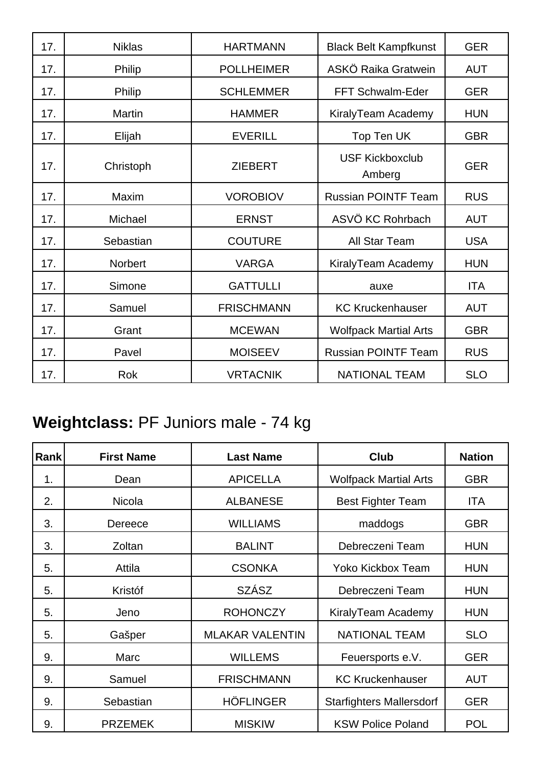| | | | | |
|---|---|---|---|---|
| 17. | Niklas | HARTMANN | Black Belt Kampfkunst | GER |
| 17. | Philip | POLLHEIMER | ASKÖ Raika Gratwein | AUT |
| 17. | Philip | SCHLEMMER | FFT Schwalm-Eder | GER |
| 17. | Martin | HAMMER | KiralyTeam Academy | HUN |
| 17. | Elijah | EVERILL | Top Ten UK | GBR |
| 17. | Christoph | ZIEBERT | USF Kickboxclub Amberg | GER |
| 17. | Maxim | VOROBIOV | Russian POINTF Team | RUS |
| 17. | Michael | ERNST | ASVÖ KC Rohrbach | AUT |
| 17. | Sebastian | COUTURE | All Star Team | USA |
| 17. | Norbert | VARGA | KiralyTeam Academy | HUN |
| 17. | Simone | GATTULLI | auxe | ITA |
| 17. | Samuel | FRISCHMANN | KC Kruckenhauser | AUT |
| 17. | Grant | MCEWAN | Wolfpack Martial Arts | GBR |
| 17. | Pavel | MOISEEV | Russian POINTF Team | RUS |
| 17. | Rok | VRTACNIK | NATIONAL TEAM | SLO |

## **Weightclass:** PF Juniors male - 74 kg

| Rank | First Name | Last Name | Club | Nation |
|---|---|---|---|---|
| 1. | Dean | APICELLA | Wolfpack Martial Arts | GBR |
| 2. | Nicola | ALBANESE | Best Fighter Team | ITA |
| 3. | Dereece | WILLIAMS | maddogs | GBR |
| 3. | Zoltan | BALINT | Debreczeni Team | HUN |
| 5. | Attila | CSONKA | Yoko Kickbox Team | HUN |
| 5. | Kristóf | SZÁSZ | Debreczeni Team | HUN |
| 5. | Jeno | ROHONCZY | KiralyTeam Academy | HUN |
| 5. | Gašper | MLAKAR VALENTIN | NATIONAL TEAM | SLO |
| 9. | Marc | WILLEMS | Feuersports e.V. | GER |
| 9. | Samuel | FRISCHMANN | KC Kruckenhauser | AUT |
| 9. | Sebastian | HÖFLINGER | Starfighters Mallersdorf | GER |
| 9. | PRZEMEK | MISKIW | KSW Police Poland | POL |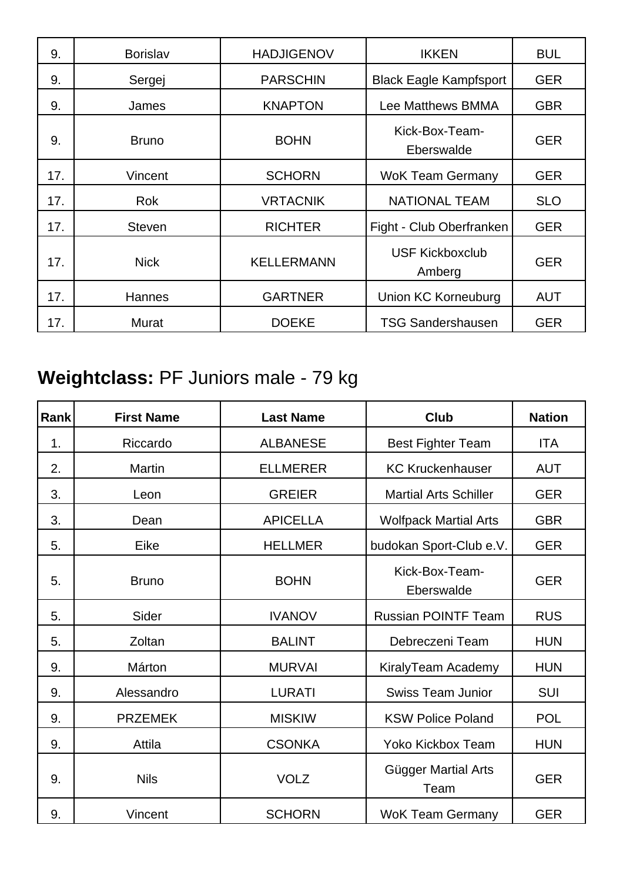| 9. | Borislav | HADJIGENOV | IKKEN | BUL |
|---|---|---|---|---|
| 9. | Sergej | PARSCHIN | Black Eagle Kampfsport | GER |
| 9. | James | KNAPTON | Lee Matthews BMMA | GBR |
| 9. | Bruno | BOHN | Kick-Box-Team-Eberswalde | GER |
| 17. | Vincent | SCHORN | WoK Team Germany | GER |
| 17. | Rok | VRTACNIK | NATIONAL TEAM | SLO |
| 17. | Steven | RICHTER | Fight - Club Oberfranken | GER |
| 17. | Nick | KELLERMANN | USF Kickboxclub Amberg | GER |
| 17. | Hannes | GARTNER | Union KC Korneuburg | AUT |
| 17. | Murat | DOEKE | TSG Sandershausen | GER |

## **Weightclass:** PF Juniors male - 79 kg

| Rank | First Name | Last Name | Club | Nation |
|---|---|---|---|---|
| 1. | Riccardo | ALBANESE | Best Fighter Team | ITA |
| 2. | Martin | ELLMERER | KC Kruckenhauser | AUT |
| 3. | Leon | GREIER | Martial Arts Schiller | GER |
| 3. | Dean | APICELLA | Wolfpack Martial Arts | GBR |
| 5. | Eike | HELLMER | budokan Sport-Club e.V. | GER |
| 5. | Bruno | BOHN | Kick-Box-Team-Eberswalde | GER |
| 5. | Sider | IVANOV | Russian POINTF Team | RUS |
| 5. | Zoltan | BALINT | Debreczeni Team | HUN |
| 9. | Márton | MURVAI | KiralyTeam Academy | HUN |
| 9. | Alessandro | LURATI | Swiss Team Junior | SUI |
| 9. | PRZEMEK | MISKIW | KSW Police Poland | POL |
| 9. | Attila | CSONKA | Yoko Kickbox Team | HUN |
| 9. | Nils | VOLZ | Gügger Martial Arts Team | GER |
| 9. | Vincent | SCHORN | WoK Team Germany | GER |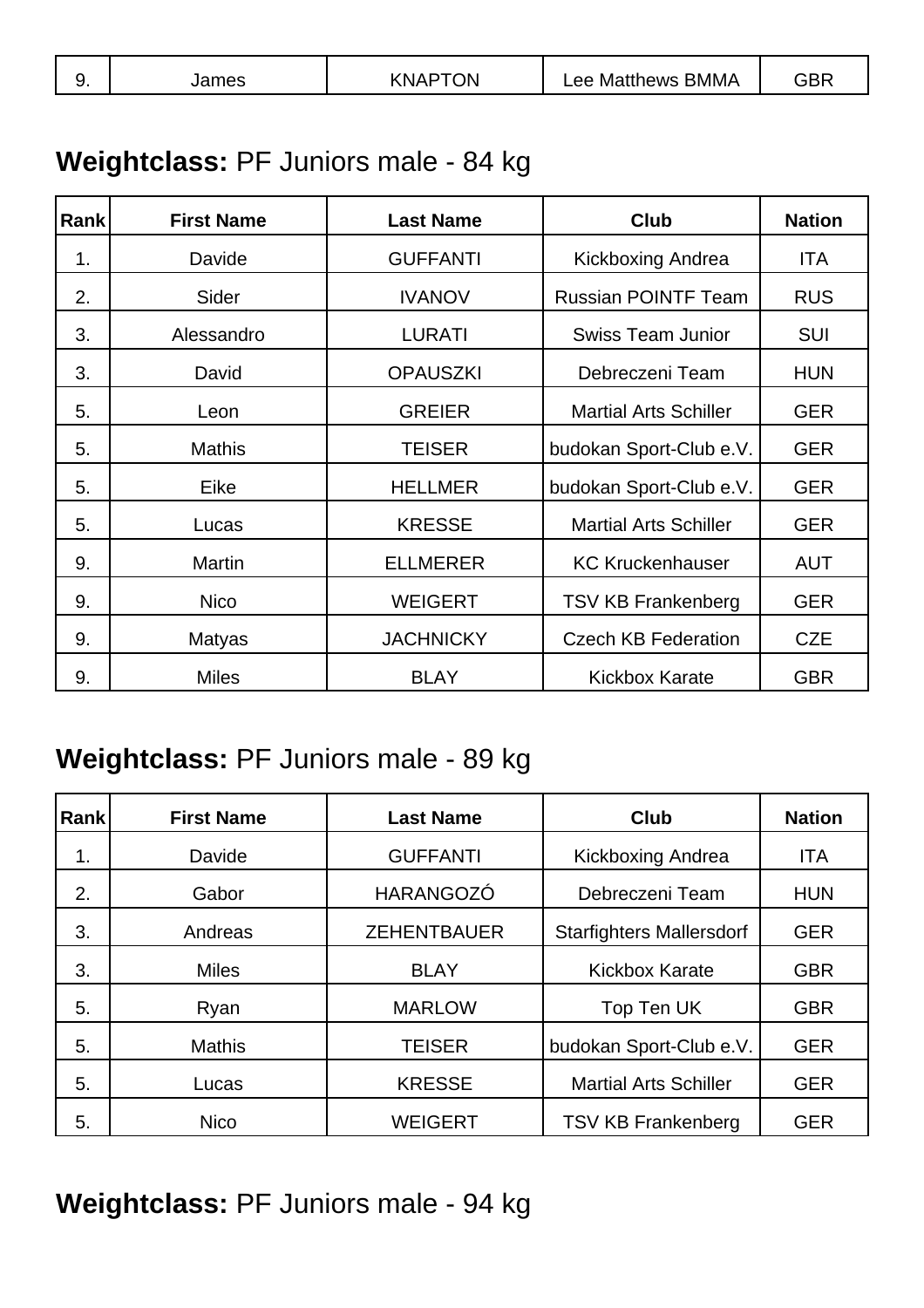| 9. | James | KNAPTON | Lee Matthews BMMA | GBR |
|---|---|---|---|---|

## **Weightclass:** PF Juniors male - 84 kg

| Rank | First Name | Last Name | Club | Nation |
|---|---|---|---|---|
| 1. | Davide | GUFFANTI | Kickboxing Andrea | ITA |
| 2. | Sider | IVANOV | Russian POINTF Team | RUS |
| 3. | Alessandro | LURATI | Swiss Team Junior | SUI |
| 3. | David | OPAUSZKI | Debreczeni Team | HUN |
| 5. | Leon | GREIER | Martial Arts Schiller | GER |
| 5. | Mathis | TEISER | budokan Sport-Club e.V. | GER |
| 5. | Eike | HELLMER | budokan Sport-Club e.V. | GER |
| 5. | Lucas | KRESSE | Martial Arts Schiller | GER |
| 9. | Martin | ELLMERER | KC Kruckenhauser | AUT |
| 9. | Nico | WEIGERT | TSV KB Frankenberg | GER |
| 9. | Matyas | JACHNICKY | Czech KB Federation | CZE |
| 9. | Miles | BLAY | Kickbox Karate | GBR |

## **Weightclass:** PF Juniors male - 89 kg

| Rank | First Name | Last Name | Club | Nation |
|---|---|---|---|---|
| 1. | Davide | GUFFANTI | Kickboxing Andrea | ITA |
| 2. | Gabor | HARANGOZÓ | Debreczeni Team | HUN |
| 3. | Andreas | ZEHENTBAUER | Starfighters Mallersdorf | GER |
| 3. | Miles | BLAY | Kickbox Karate | GBR |
| 5. | Ryan | MARLOW | Top Ten UK | GBR |
| 5. | Mathis | TEISER | budokan Sport-Club e.V. | GER |
| 5. | Lucas | KRESSE | Martial Arts Schiller | GER |
| 5. | Nico | WEIGERT | TSV KB Frankenberg | GER |

## **Weightclass:** PF Juniors male - 94 kg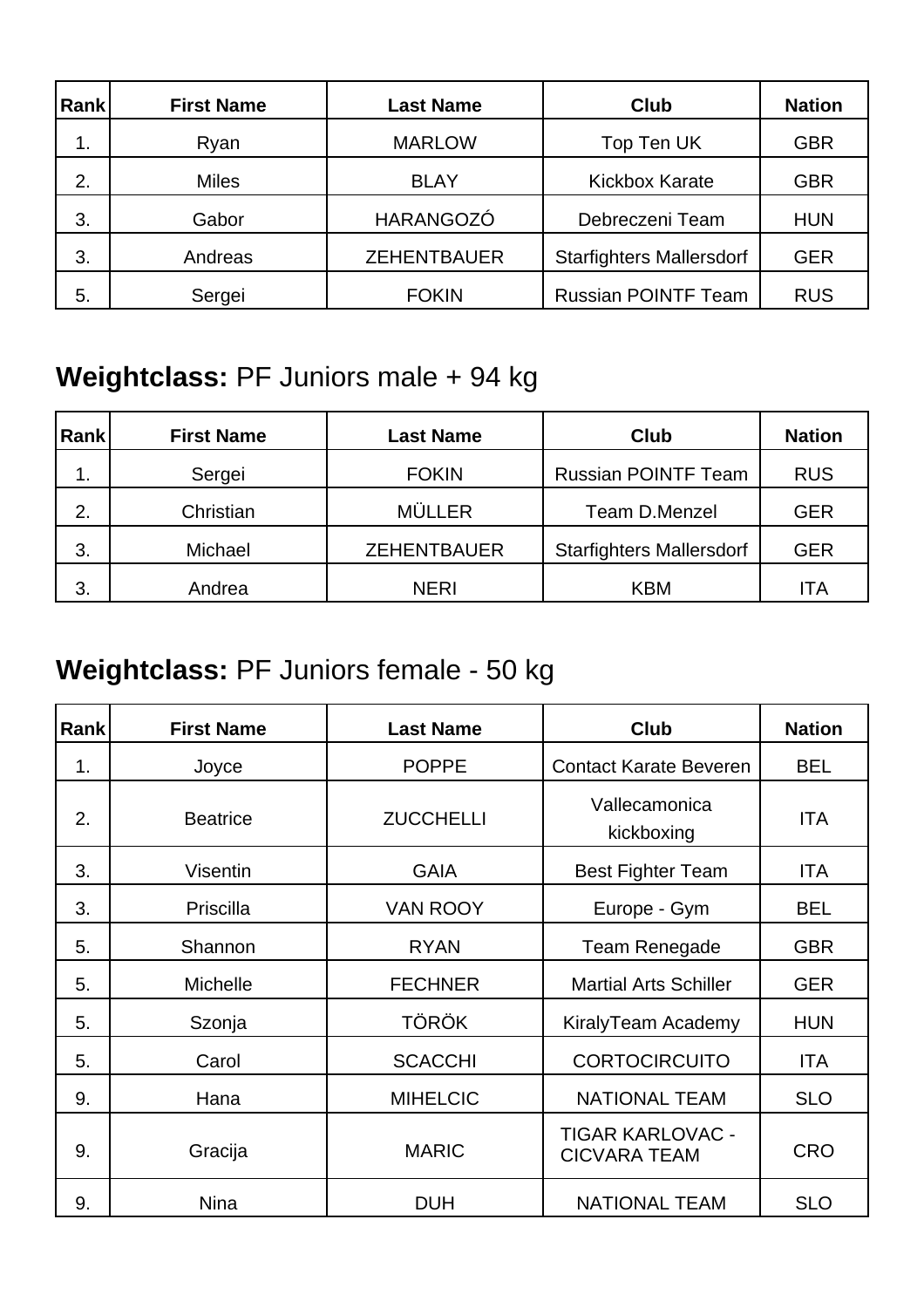| Rank | First Name | Last Name | Club | Nation |
|---|---|---|---|---|
| 1. | Ryan | MARLOW | Top Ten UK | GBR |
| 2. | Miles | BLAY | Kickbox Karate | GBR |
| 3. | Gabor | HARANGOZÓ | Debreczeni Team | HUN |
| 3. | Andreas | ZEHENTBAUER | Starfighters Mallersdorf | GER |
| 5. | Sergei | FOKIN | Russian POINTF Team | RUS |

## **Weightclass:** PF Juniors male + 94 kg

| Rank | First Name | Last Name | Club | Nation |
|---|---|---|---|---|
| 1. | Sergei | FOKIN | Russian POINTF Team | RUS |
| 2. | Christian | MÜLLER | Team D.Menzel | GER |
| 3. | Michael | ZEHENTBAUER | Starfighters Mallersdorf | GER |
| 3. | Andrea | NERI | KBM | ITA |

## **Weightclass:** PF Juniors female - 50 kg

| Rank | First Name | Last Name | Club | Nation |
|---|---|---|---|---|
| 1. | Joyce | POPPE | Contact Karate Beveren | BEL |
| 2. | Beatrice | ZUCCHELLI | Vallecamonica kickboxing | ITA |
| 3. | Visentin | GAIA | Best Fighter Team | ITA |
| 3. | Priscilla | VAN ROOY | Europe - Gym | BEL |
| 5. | Shannon | RYAN | Team Renegade | GBR |
| 5. | Michelle | FECHNER | Martial Arts Schiller | GER |
| 5. | Szonja | TÖRÖK | KiralyTeam Academy | HUN |
| 5. | Carol | SCACCHI | CORTOCIRCUITO | ITA |
| 9. | Hana | MIHELCIC | NATIONAL TEAM | SLO |
| 9. | Gracija | MARIC | TIGAR KARLOVAC - CICVARA TEAM | CRO |
| 9. | Nina | DUH | NATIONAL TEAM | SLO |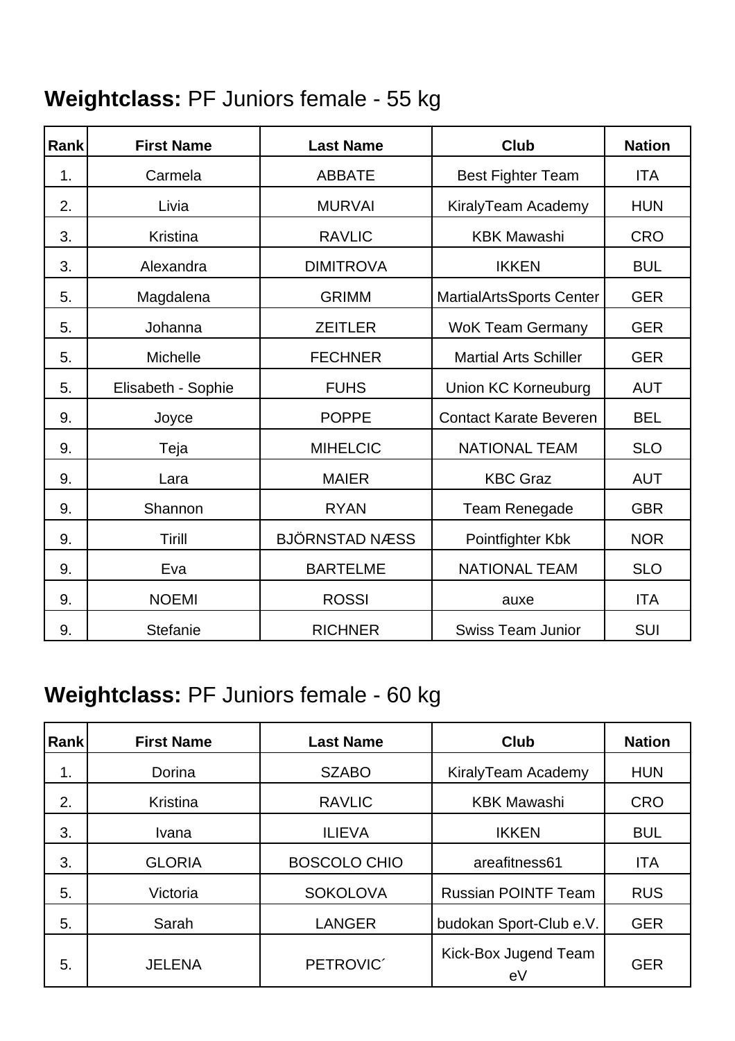## **Weightclass:** PF Juniors female - 55 kg

| Rank | First Name | Last Name | Club | Nation |
|---|---|---|---|---|
| 1. | Carmela | ABBATE | Best Fighter Team | ITA |
| 2. | Livia | MURVAI | KiralyTeam Academy | HUN |
| 3. | Kristina | RAVLIC | KBK Mawashi | CRO |
| 3. | Alexandra | DIMITROVA | IKKEN | BUL |
| 5. | Magdalena | GRIMM | MartialArtsSports Center | GER |
| 5. | Johanna | ZEITLER | WoK Team Germany | GER |
| 5. | Michelle | FECHNER | Martial Arts Schiller | GER |
| 5. | Elisabeth - Sophie | FUHS | Union KC Korneuburg | AUT |
| 9. | Joyce | POPPE | Contact Karate Beveren | BEL |
| 9. | Teja | MIHELCIC | NATIONAL TEAM | SLO |
| 9. | Lara | MAIER | KBC Graz | AUT |
| 9. | Shannon | RYAN | Team Renegade | GBR |
| 9. | Tirill | BJÖRNSTAD NÆSS | Pointfighter Kbk | NOR |
| 9. | Eva | BARTELME | NATIONAL TEAM | SLO |
| 9. | NOEMI | ROSSI | auxe | ITA |
| 9. | Stefanie | RICHNER | Swiss Team Junior | SUI |

## **Weightclass:** PF Juniors female - 60 kg

| Rank | First Name | Last Name | Club | Nation |
|---|---|---|---|---|
| 1. | Dorina | SZABO | KiralyTeam Academy | HUN |
| 2. | Kristina | RAVLIC | KBK Mawashi | CRO |
| 3. | Ivana | ILIEVA | IKKEN | BUL |
| 3. | GLORIA | BOSCOLO CHIO | areafitness61 | ITA |
| 5. | Victoria | SOKOLOVA | Russian POINTF Team | RUS |
| 5. | Sarah | LANGER | budokan Sport-Club e.V. | GER |
| 5. | JELENA | PETROVIC´ | Kick-Box Jugend Team eV | GER |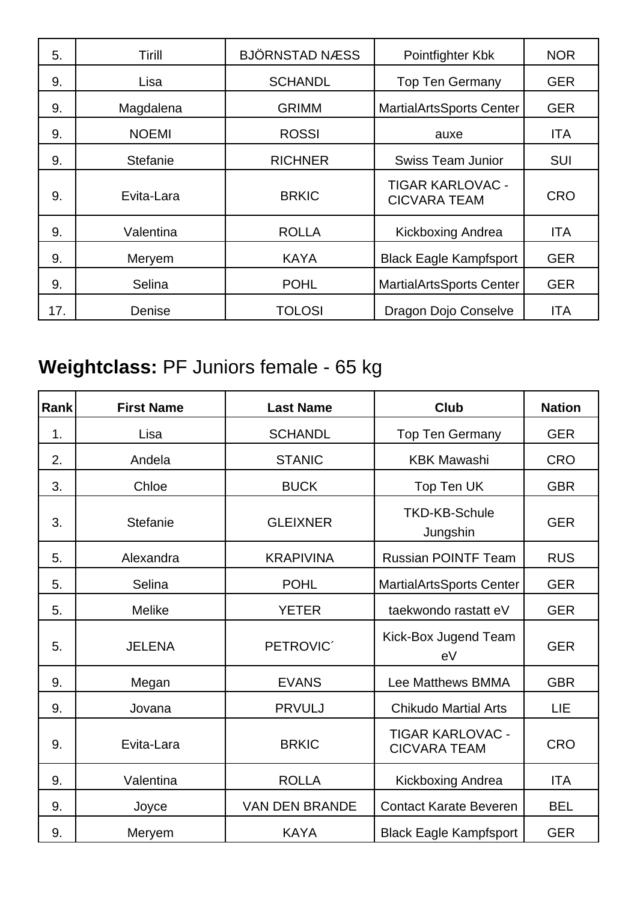| | | | | |
|---|---|---|---|---|
| 5. | Tirill | BJÖRNSTAD NÆSS | Pointfighter Kbk | NOR |
| 9. | Lisa | SCHANDL | Top Ten Germany | GER |
| 9. | Magdalena | GRIMM | MartialArtsSports Center | GER |
| 9. | NOEMI | ROSSI | auxe | ITA |
| 9. | Stefanie | RICHNER | Swiss Team Junior | SUI |
| 9. | Evita-Lara | BRKIC | TIGAR KARLOVAC - CICVARA TEAM | CRO |
| 9. | Valentina | ROLLA | Kickboxing Andrea | ITA |
| 9. | Meryem | KAYA | Black Eagle Kampfsport | GER |
| 9. | Selina | POHL | MartialArtsSports Center | GER |
| 17. | Denise | TOLOSI | Dragon Dojo Conselve | ITA |

## **Weightclass:** PF Juniors female - 65 kg

| Rank | First Name | Last Name | Club | Nation |
|---|---|---|---|---|
| 1. | Lisa | SCHANDL | Top Ten Germany | GER |
| 2. | Andela | STANIC | KBK Mawashi | CRO |
| 3. | Chloe | BUCK | Top Ten UK | GBR |
| 3. | Stefanie | GLEIXNER | TKD-KB-Schule Jungshin | GER |
| 5. | Alexandra | KRAPIVINA | Russian POINTF Team | RUS |
| 5. | Selina | POHL | MartialArtsSports Center | GER |
| 5. | Melike | YETER | taekwondo rastatt eV | GER |
| 5. | JELENA | PETROVIC´ | Kick-Box Jugend Team eV | GER |
| 9. | Megan | EVANS | Lee Matthews BMMA | GBR |
| 9. | Jovana | PRVULJ | Chikudo Martial Arts | LIE |
| 9. | Evita-Lara | BRKIC | TIGAR KARLOVAC - CICVARA TEAM | CRO |
| 9. | Valentina | ROLLA | Kickboxing Andrea | ITA |
| 9. | Joyce | VAN DEN BRANDE | Contact Karate Beveren | BEL |
| 9. | Meryem | KAYA | Black Eagle Kampfsport | GER |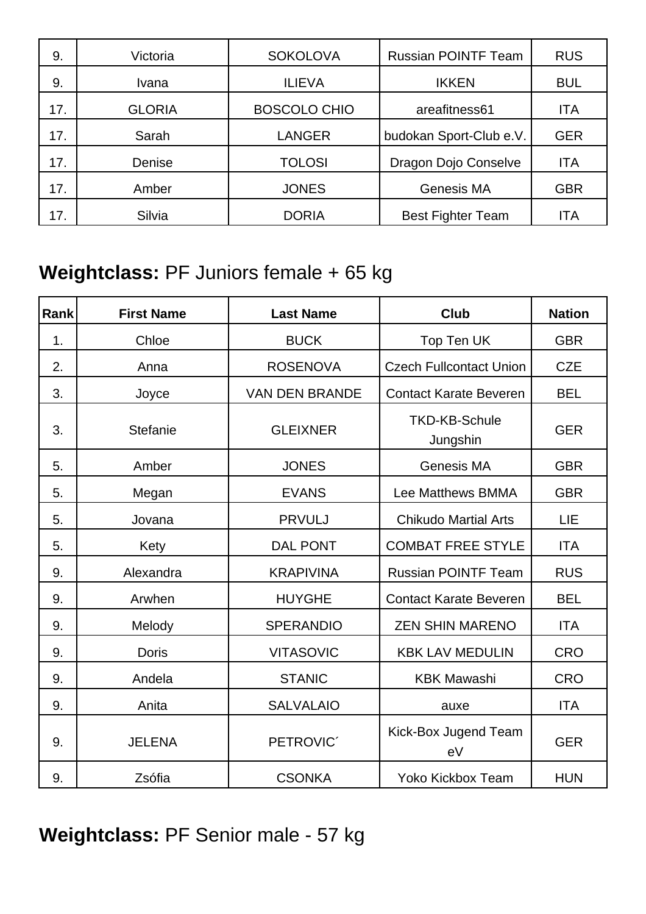| 9. | Victoria | SOKOLOVA | Russian POINTF Team | RUS |
|---|---|---|---|---|
| 9. | Ivana | ILIEVA | IKKEN | BUL |
| 17. | GLORIA | BOSCOLO CHIO | areafitness61 | ITA |
| 17. | Sarah | LANGER | budokan Sport-Club e.V. | GER |
| 17. | Denise | TOLOSI | Dragon Dojo Conselve | ITA |
| 17. | Amber | JONES | Genesis MA | GBR |
| 17. | Silvia | DORIA | Best Fighter Team | ITA |

## **Weightclass:** PF Juniors female + 65 kg

| Rank | First Name | Last Name | Club | Nation |
|---|---|---|---|---|
| 1. | Chloe | BUCK | Top Ten UK | GBR |
| 2. | Anna | ROSENOVA | Czech Fullcontact Union | CZE |
| 3. | Joyce | VAN DEN BRANDE | Contact Karate Beveren | BEL |
| 3. | Stefanie | GLEIXNER | TKD-KB-Schule Jungshin | GER |
| 5. | Amber | JONES | Genesis MA | GBR |
| 5. | Megan | EVANS | Lee Matthews BMMA | GBR |
| 5. | Jovana | PRVULJ | Chikudo Martial Arts | LIE |
| 5. | Kety | DAL PONT | COMBAT FREE STYLE | ITA |
| 9. | Alexandra | KRAPIVINA | Russian POINTF Team | RUS |
| 9. | Arwhen | HUYGHE | Contact Karate Beveren | BEL |
| 9. | Melody | SPERANDIO | ZEN SHIN MARENO | ITA |
| 9. | Doris | VITASOVIC | KBK LAV MEDULIN | CRO |
| 9. | Andela | STANIC | KBK Mawashi | CRO |
| 9. | Anita | SALVALAIO | auxe | ITA |
| 9. | JELENA | PETROVIC´ | Kick-Box Jugend Team eV | GER |
| 9. | Zsófia | CSONKA | Yoko Kickbox Team | HUN |

## **Weightclass:** PF Senior male - 57 kg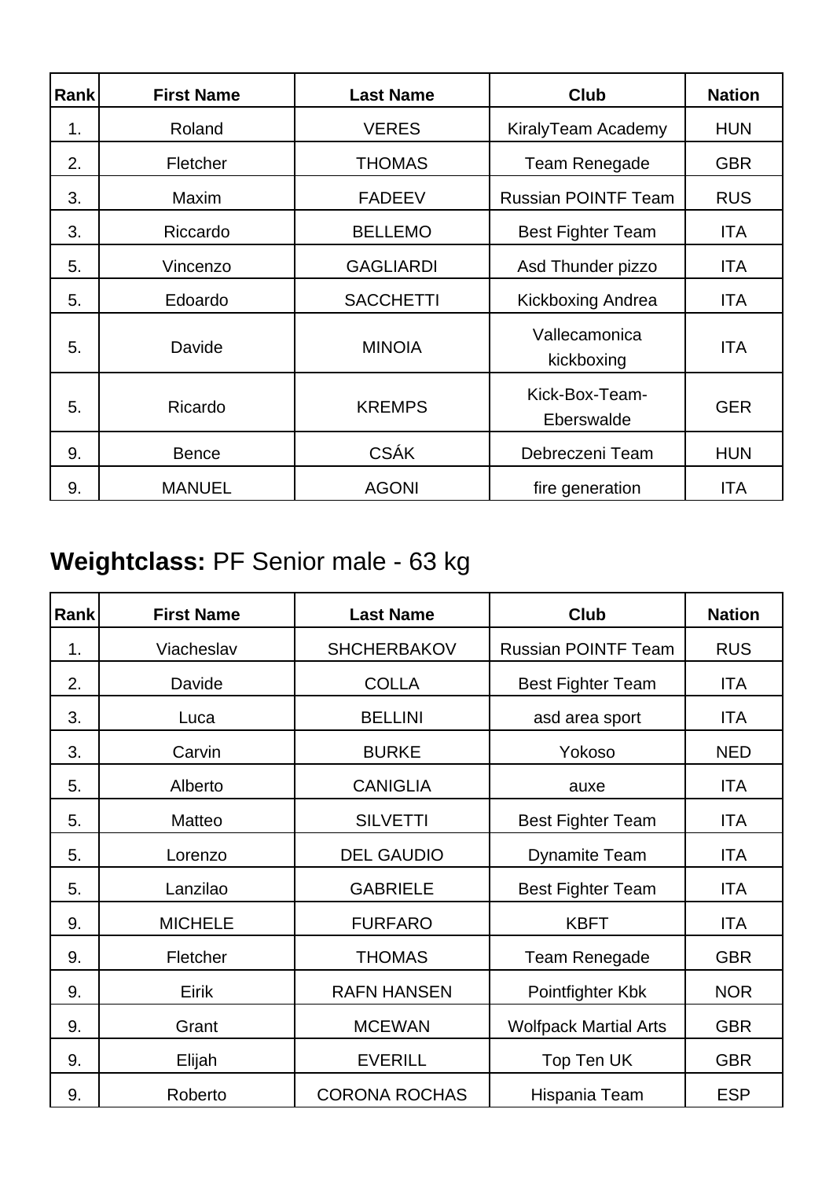| Rank | First Name | Last Name | Club | Nation |
|---|---|---|---|---|
| 1. | Roland | VERES | KiralyTeam Academy | HUN |
| 2. | Fletcher | THOMAS | Team Renegade | GBR |
| 3. | Maxim | FADEEV | Russian POINTF Team | RUS |
| 3. | Riccardo | BELLEMO | Best Fighter Team | ITA |
| 5. | Vincenzo | GAGLIARDI | Asd Thunder pizzo | ITA |
| 5. | Edoardo | SACCHETTI | Kickboxing Andrea | ITA |
| 5. | Davide | MINOIA | Vallecamonica kickboxing | ITA |
| 5. | Ricardo | KREMPS | Kick-Box-Team-Eberswalde | GER |
| 9. | Bence | CSÁK | Debreczeni Team | HUN |
| 9. | MANUEL | AGONI | fire generation | ITA |

## **Weightclass:** PF Senior male - 63 kg

| Rank | First Name | Last Name | Club | Nation |
|---|---|---|---|---|
| 1. | Viacheslav | SHCHERBAKOV | Russian POINTF Team | RUS |
| 2. | Davide | COLLA | Best Fighter Team | ITA |
| 3. | Luca | BELLINI | asd area sport | ITA |
| 3. | Carvin | BURKE | Yokoso | NED |
| 5. | Alberto | CANIGLIA | auxe | ITA |
| 5. | Matteo | SILVETTI | Best Fighter Team | ITA |
| 5. | Lorenzo | DEL GAUDIO | Dynamite Team | ITA |
| 5. | Lanzilao | GABRIELE | Best Fighter Team | ITA |
| 9. | MICHELE | FURFARO | KBFT | ITA |
| 9. | Fletcher | THOMAS | Team Renegade | GBR |
| 9. | Eirik | RAFN HANSEN | Pointfighter Kbk | NOR |
| 9. | Grant | MCEWAN | Wolfpack Martial Arts | GBR |
| 9. | Elijah | EVERILL | Top Ten UK | GBR |
| 9. | Roberto | CORONA ROCHAS | Hispania Team | ESP |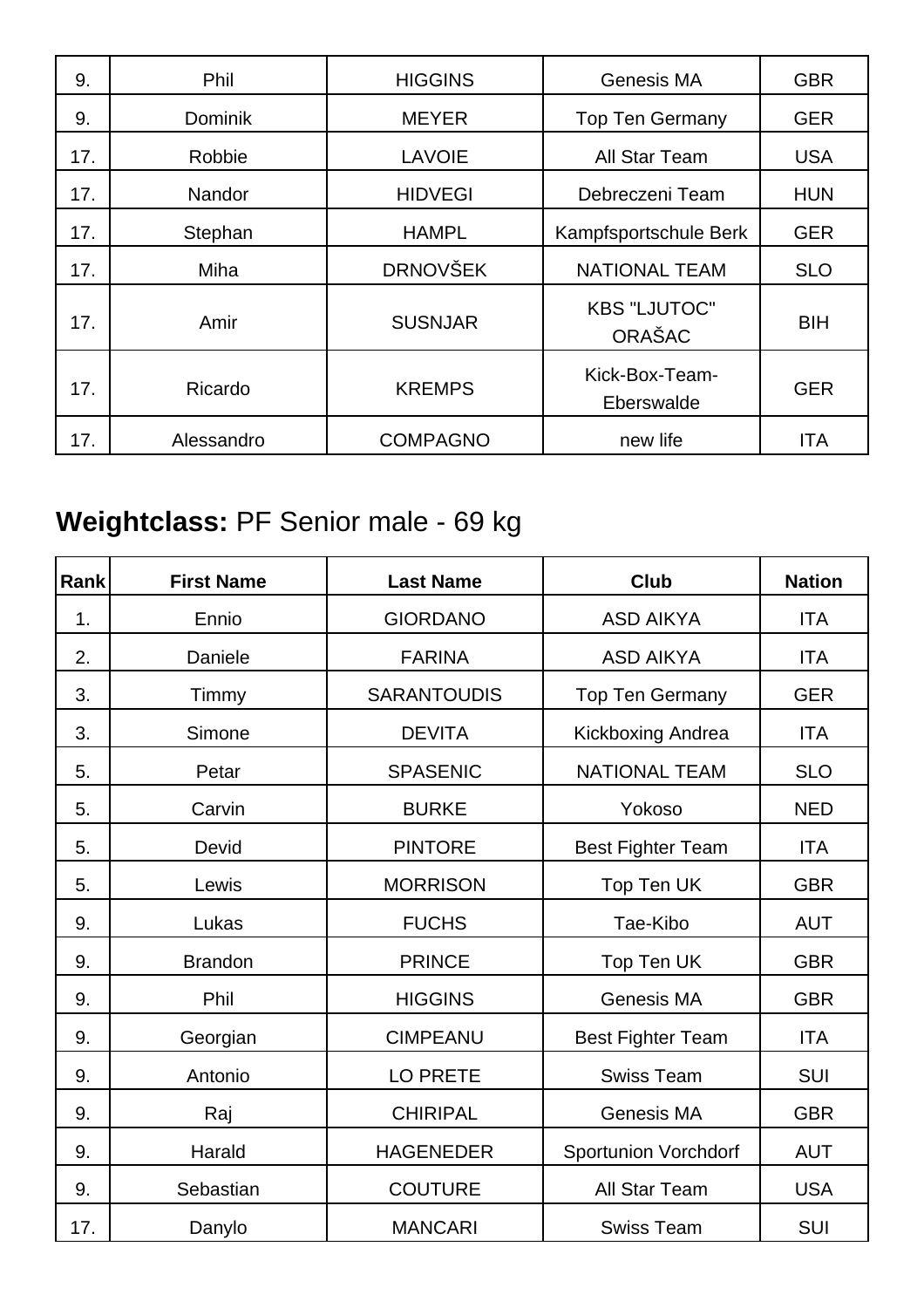| 9. | Phil | HIGGINS | Genesis MA | GBR |
|---|---|---|---|---|
| 9. | Dominik | MEYER | Top Ten Germany | GER |
| 17. | Robbie | LAVOIE | All Star Team | USA |
| 17. | Nandor | HIDVEGI | Debreczeni Team | HUN |
| 17. | Stephan | HAMPL | Kampfsportschule Berk | GER |
| 17. | Miha | DRNOVŠEK | NATIONAL TEAM | SLO |
| 17. | Amir | SUSNJAR | KBS "LJUTOC" ORAŠAC | BIH |
| 17. | Ricardo | KREMPS | Kick-Box-Team-Eberswalde | GER |
| 17. | Alessandro | COMPAGNO | new life | ITA |

## **Weightclass:** PF Senior male - 69 kg

| Rank | First Name | Last Name | Club | Nation |
|---|---|---|---|---|
| 1. | Ennio | GIORDANO | ASD AIKYA | ITA |
| 2. | Daniele | FARINA | ASD AIKYA | ITA |
| 3. | Timmy | SARANTOUDIS | Top Ten Germany | GER |
| 3. | Simone | DEVITA | Kickboxing Andrea | ITA |
| 5. | Petar | SPASENIC | NATIONAL TEAM | SLO |
| 5. | Carvin | BURKE | Yokoso | NED |
| 5. | Devid | PINTORE | Best Fighter Team | ITA |
| 5. | Lewis | MORRISON | Top Ten UK | GBR |
| 9. | Lukas | FUCHS | Tae-Kibo | AUT |
| 9. | Brandon | PRINCE | Top Ten UK | GBR |
| 9. | Phil | HIGGINS | Genesis MA | GBR |
| 9. | Georgian | CIMPEANU | Best Fighter Team | ITA |
| 9. | Antonio | LO PRETE | Swiss Team | SUI |
| 9. | Raj | CHIRIPAL | Genesis MA | GBR |
| 9. | Harald | HAGENEDER | Sportunion Vorchdorf | AUT |
| 9. | Sebastian | COUTURE | All Star Team | USA |
| 17. | Danylo | MANCARI | Swiss Team | SUI |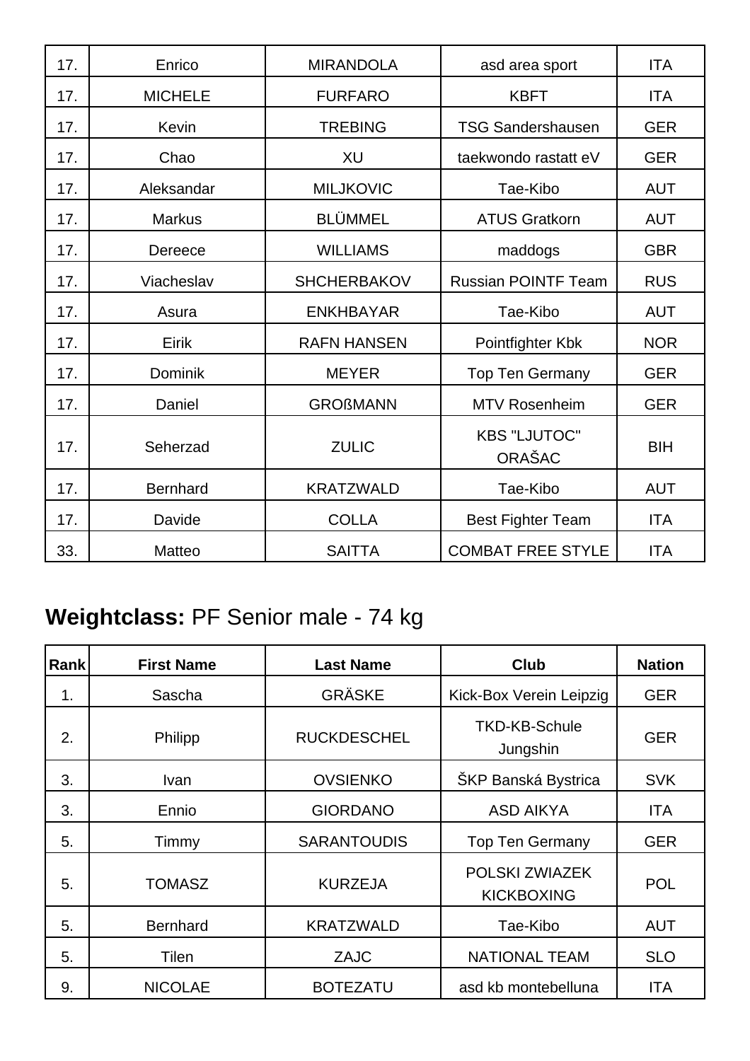| 17. | Enrico | MIRANDOLA | asd area sport | ITA |
|---|---|---|---|---|
| 17. | MICHELE | FURFARO | KBFT | ITA |
| 17. | Kevin | TREBING | TSG Sandershausen | GER |
| 17. | Chao | XU | taekwondo rastatt eV | GER |
| 17. | Aleksandar | MILJKOVIC | Tae-Kibo | AUT |
| 17. | Markus | BLÜMMEL | ATUS Gratkorn | AUT |
| 17. | Dereece | WILLIAMS | maddogs | GBR |
| 17. | Viacheslav | SHCHERBAKOV | Russian POINTF Team | RUS |
| 17. | Asura | ENKHBAYAR | Tae-Kibo | AUT |
| 17. | Eirik | RAFN HANSEN | Pointfighter Kbk | NOR |
| 17. | Dominik | MEYER | Top Ten Germany | GER |
| 17. | Daniel | GROßMANN | MTV Rosenheim | GER |
| 17. | Seherzad | ZULIC | KBS "LJUTOC" ORAŠAC | BIH |
| 17. | Bernhard | KRATZWALD | Tae-Kibo | AUT |
| 17. | Davide | COLLA | Best Fighter Team | ITA |
| 33. | Matteo | SAITTA | COMBAT FREE STYLE | ITA |

## **Weightclass:** PF Senior male - 74 kg

| Rank | First Name | Last Name | Club | Nation |
|---|---|---|---|---|
| 1. | Sascha | GRÄSKE | Kick-Box Verein Leipzig | GER |
| 2. | Philipp | RUCKDESCHEL | TKD-KB-Schule Jungshin | GER |
| 3. | Ivan | OVSIENKO | ŠKP Banská Bystrica | SVK |
| 3. | Ennio | GIORDANO | ASD AIKYA | ITA |
| 5. | Timmy | SARANTOUDIS | Top Ten Germany | GER |
| 5. | TOMASZ | KURZEJA | POLSKI ZWIAZEK KICKBOXING | POL |
| 5. | Bernhard | KRATZWALD | Tae-Kibo | AUT |
| 5. | Tilen | ZAJC | NATIONAL TEAM | SLO |
| 9. | NICOLAE | BOTEZATU | asd kb montebelluna | ITA |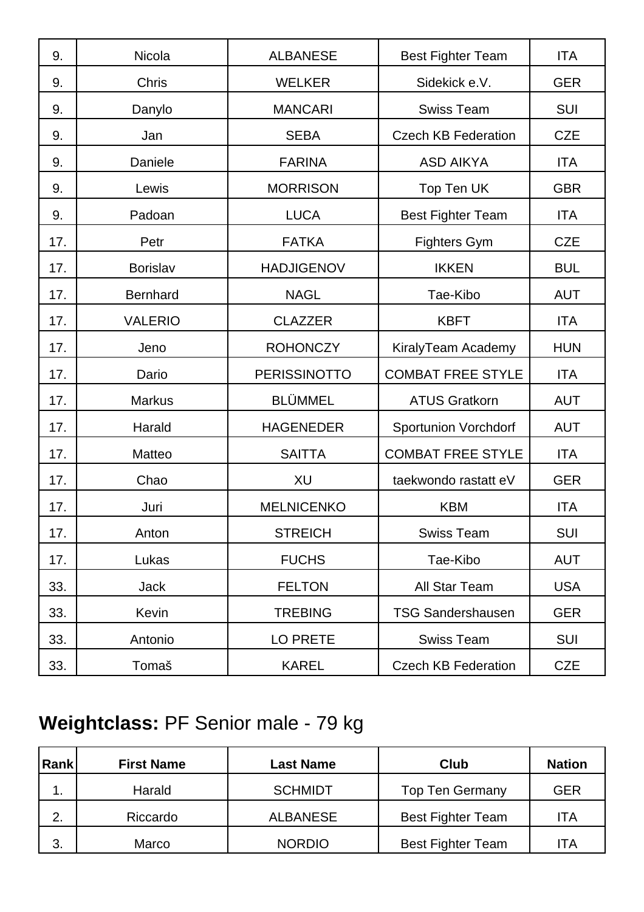| 9. | Nicola | ALBANESE | Best Fighter Team | ITA |
| --- | --- | --- | --- | --- |
| 9. | Chris | WELKER | Sidekick e.V. | GER |
| 9. | Danylo | MANCARI | Swiss Team | SUI |
| 9. | Jan | SEBA | Czech KB Federation | CZE |
| 9. | Daniele | FARINA | ASD AIKYA | ITA |
| 9. | Lewis | MORRISON | Top Ten UK | GBR |
| 9. | Padoan | LUCA | Best Fighter Team | ITA |
| 17. | Petr | FATKA | Fighters Gym | CZE |
| 17. | Borislav | HADJIGENOV | IKKEN | BUL |
| 17. | Bernhard | NAGL | Tae-Kibo | AUT |
| 17. | VALERIO | CLAZZER | KBFT | ITA |
| 17. | Jeno | ROHONCZY | KiralyTeam Academy | HUN |
| 17. | Dario | PERISSINOTTO | COMBAT FREE STYLE | ITA |
| 17. | Markus | BLÜMMEL | ATUS Gratkorn | AUT |
| 17. | Harald | HAGENEDER | Sportunion Vorchdorf | AUT |
| 17. | Matteo | SAITTA | COMBAT FREE STYLE | ITA |
| 17. | Chao | XU | taekwondo rastatt eV | GER |
| 17. | Juri | MELNICENKO | KBM | ITA |
| 17. | Anton | STREICH | Swiss Team | SUI |
| 17. | Lukas | FUCHS | Tae-Kibo | AUT |
| 33. | Jack | FELTON | All Star Team | USA |
| 33. | Kevin | TREBING | TSG Sandershausen | GER |
| 33. | Antonio | LO PRETE | Swiss Team | SUI |
| 33. | Tomaš | KAREL | Czech KB Federation | CZE |

## **Weightclass:** PF Senior male - 79 kg

| Rank | First Name | Last Name | Club | Nation |
| --- | --- | --- | --- | --- |
| 1. | Harald | SCHMIDT | Top Ten Germany | GER |
| 2. | Riccardo | ALBANESE | Best Fighter Team | ITA |
| 3. | Marco | NORDIO | Best Fighter Team | ITA |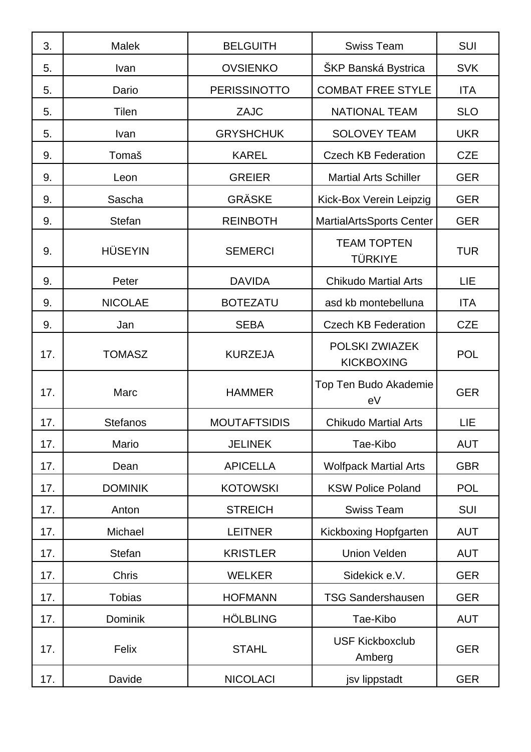| 3. | Malek | BELGUITH | Swiss Team | SUI |
|---|---|---|---|---|
| 5. | Ivan | OVSIENKO | ŠKP Banská Bystrica | SVK |
| 5. | Dario | PERISSINOTTO | COMBAT FREE STYLE | ITA |
| 5. | Tilen | ZAJC | NATIONAL TEAM | SLO |
| 5. | Ivan | GRYSHCHUK | SOLOVEY TEAM | UKR |
| 9. | Tomaš | KAREL | Czech KB Federation | CZE |
| 9. | Leon | GREIER | Martial Arts Schiller | GER |
| 9. | Sascha | GRÄSKE | Kick-Box Verein Leipzig | GER |
| 9. | Stefan | REINBOTH | MartialArtsSports Center | GER |
| 9. | HÜSEYIN | SEMERCI | TEAM TOPTEN TÜRKIYE | TUR |
| 9. | Peter | DAVIDA | Chikudo Martial Arts | LIE |
| 9. | NICOLAE | BOTEZATU | asd kb montebelluna | ITA |
| 9. | Jan | SEBA | Czech KB Federation | CZE |
| 17. | TOMASZ | KURZEJA | POLSKI ZWIAZEK KICKBOXING | POL |
| 17. | Marc | HAMMER | Top Ten Budo Akademie eV | GER |
| 17. | Stefanos | MOUTAFTSIDIS | Chikudo Martial Arts | LIE |
| 17. | Mario | JELINEK | Tae-Kibo | AUT |
| 17. | Dean | APICELLA | Wolfpack Martial Arts | GBR |
| 17. | DOMINIK | KOTOWSKI | KSW Police Poland | POL |
| 17. | Anton | STREICH | Swiss Team | SUI |
| 17. | Michael | LEITNER | Kickboxing Hopfgarten | AUT |
| 17. | Stefan | KRISTLER | Union Velden | AUT |
| 17. | Chris | WELKER | Sidekick e.V. | GER |
| 17. | Tobias | HOFMANN | TSG Sandershausen | GER |
| 17. | Dominik | HÖLBLING | Tae-Kibo | AUT |
| 17. | Felix | STAHL | USF Kickboxclub Amberg | GER |
| 17. | Davide | NICOLACI | jsv lippstadt | GER |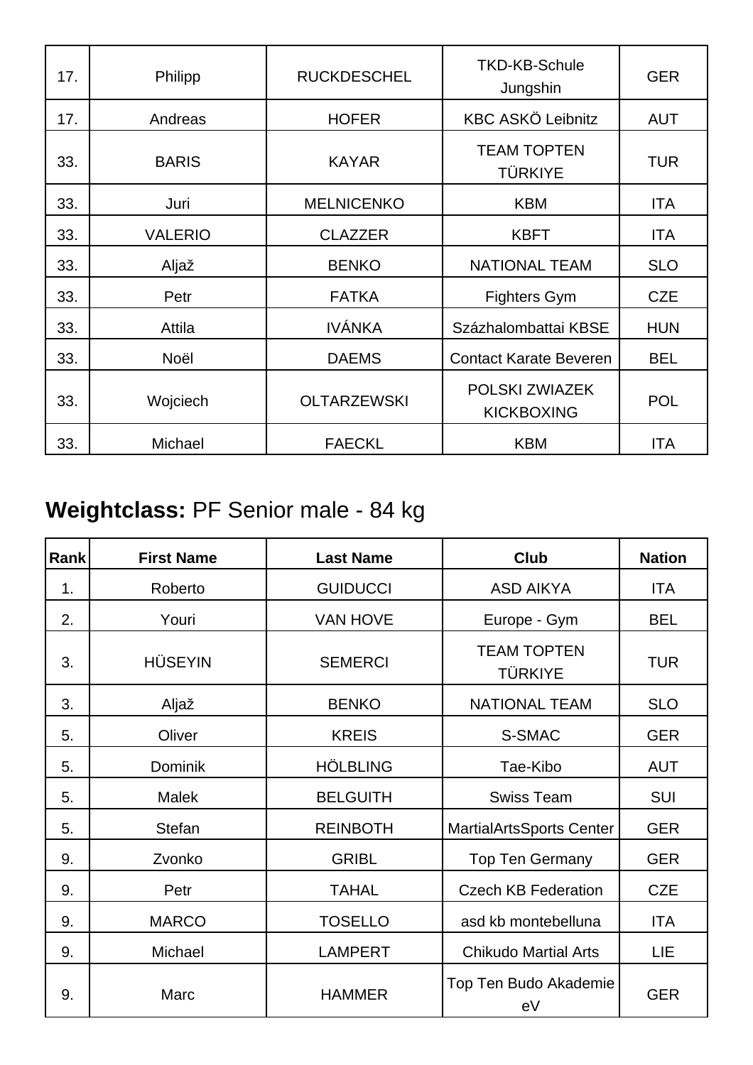| 17. | Philipp | RUCKDESCHEL | TKD-KB-Schule Jungshin | GER |
|---|---|---|---|---|
| 17. | Andreas | HOFER | KBC ASKÖ Leibnitz | AUT |
| 33. | BARIS | KAYAR | TEAM TOPTEN TÜRKIYE | TUR |
| 33. | Juri | MELNICENKO | KBM | ITA |
| 33. | VALERIO | CLAZZER | KBFT | ITA |
| 33. | Aljaž | BENKO | NATIONAL TEAM | SLO |
| 33. | Petr | FATKA | Fighters Gym | CZE |
| 33. | Attila | IVÁNKA | Százhalombattai KBSE | HUN |
| 33. | Noël | DAEMS | Contact Karate Beveren | BEL |
| 33. | Wojciech | OLTARZEWSKI | POLSKI ZWIAZEK KICKBOXING | POL |
| 33. | Michael | FAECKL | KBM | ITA |

## **Weightclass:** PF Senior male - 84 kg

| Rank | First Name | Last Name | Club | Nation |
|---|---|---|---|---|
| 1. | Roberto | GUIDUCCI | ASD AIKYA | ITA |
| 2. | Youri | VAN HOVE | Europe - Gym | BEL |
| 3. | HÜSEYIN | SEMERCI | TEAM TOPTEN TÜRKIYE | TUR |
| 3. | Aljaž | BENKO | NATIONAL TEAM | SLO |
| 5. | Oliver | KREIS | S-SMAC | GER |
| 5. | Dominik | HÖLBLING | Tae-Kibo | AUT |
| 5. | Malek | BELGUITH | Swiss Team | SUI |
| 5. | Stefan | REINBOTH | MartialArtsSports Center | GER |
| 9. | Zvonko | GRIBL | Top Ten Germany | GER |
| 9. | Petr | TAHAL | Czech KB Federation | CZE |
| 9. | MARCO | TOSELLO | asd kb montebelluna | ITA |
| 9. | Michael | LAMPERT | Chikudo Martial Arts | LIE |
| 9. | Marc | HAMMER | Top Ten Budo Akademie eV | GER |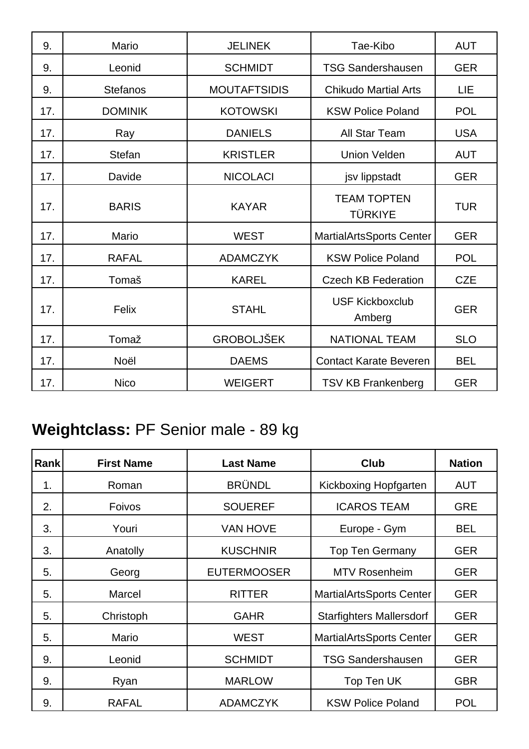| | | | | |
|---|---|---|---|---|
| 9. | Mario | JELINEK | Tae-Kibo | AUT |
| 9. | Leonid | SCHMIDT | TSG Sandershausen | GER |
| 9. | Stefanos | MOUTAFTSIDIS | Chikudo Martial Arts | LIE |
| 17. | DOMINIK | KOTOWSKI | KSW Police Poland | POL |
| 17. | Ray | DANIELS | All Star Team | USA |
| 17. | Stefan | KRISTLER | Union Velden | AUT |
| 17. | Davide | NICOLACI | jsv lippstadt | GER |
| 17. | BARIS | KAYAR | TEAM TOPTEN TÜRKIYE | TUR |
| 17. | Mario | WEST | MartialArtsSports Center | GER |
| 17. | RAFAL | ADAMCZYK | KSW Police Poland | POL |
| 17. | Tomaš | KAREL | Czech KB Federation | CZE |
| 17. | Felix | STAHL | USF Kickboxclub Amberg | GER |
| 17. | Tomaž | GROBOLJŠEK | NATIONAL TEAM | SLO |
| 17. | Noël | DAEMS | Contact Karate Beveren | BEL |
| 17. | Nico | WEIGERT | TSV KB Frankenberg | GER |

## **Weightclass:** PF Senior male - 89 kg

| Rank | First Name | Last Name | Club | Nation |
|---|---|---|---|---|
| 1. | Roman | BRÜNDL | Kickboxing Hopfgarten | AUT |
| 2. | Foivos | SOUEREF | ICAROS TEAM | GRE |
| 3. | Youri | VAN HOVE | Europe - Gym | BEL |
| 3. | Anatolly | KUSCHNIR | Top Ten Germany | GER |
| 5. | Georg | EUTERMOOSER | MTV Rosenheim | GER |
| 5. | Marcel | RITTER | MartialArtsSports Center | GER |
| 5. | Christoph | GAHR | Starfighters Mallersdorf | GER |
| 5. | Mario | WEST | MartialArtsSports Center | GER |
| 9. | Leonid | SCHMIDT | TSG Sandershausen | GER |
| 9. | Ryan | MARLOW | Top Ten UK | GBR |
| 9. | RAFAL | ADAMCZYK | KSW Police Poland | POL |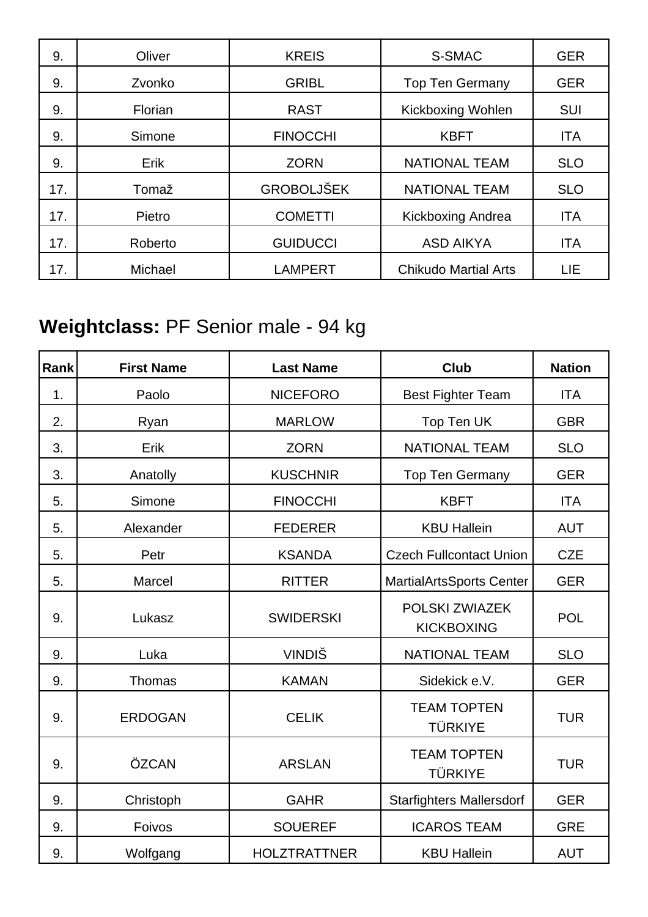| | | | | |
|---|---|---|---|---|
| 9. | Oliver | KREIS | S-SMAC | GER |
| 9. | Zvonko | GRIBL | Top Ten Germany | GER |
| 9. | Florian | RAST | Kickboxing Wohlen | SUI |
| 9. | Simone | FINOCCHI | KBFT | ITA |
| 9. | Erik | ZORN | NATIONAL TEAM | SLO |
| 17. | Tomaž | GROBOLJŠEK | NATIONAL TEAM | SLO |
| 17. | Pietro | COMETTI | Kickboxing Andrea | ITA |
| 17. | Roberto | GUIDUCCI | ASD AIKYA | ITA |
| 17. | Michael | LAMPERT | Chikudo Martial Arts | LIE |

## **Weightclass:** PF Senior male - 94 kg

| Rank | First Name | Last Name | Club | Nation |
|---|---|---|---|---|
| 1. | Paolo | NICEFORO | Best Fighter Team | ITA |
| 2. | Ryan | MARLOW | Top Ten UK | GBR |
| 3. | Erik | ZORN | NATIONAL TEAM | SLO |
| 3. | Anatolly | KUSCHNIR | Top Ten Germany | GER |
| 5. | Simone | FINOCCHI | KBFT | ITA |
| 5. | Alexander | FEDERER | KBU Hallein | AUT |
| 5. | Petr | KSANDA | Czech Fullcontact Union | CZE |
| 5. | Marcel | RITTER | MartialArtsSports Center | GER |
| 9. | Lukasz | SWIDERSKI | POLSKI ZWIAZEK KICKBOXING | POL |
| 9. | Luka | VINDIŠ | NATIONAL TEAM | SLO |
| 9. | Thomas | KAMAN | Sidekick e.V. | GER |
| 9. | ERDOGAN | CELIK | TEAM TOPTEN TÜRKIYE | TUR |
| 9. | ÖZCAN | ARSLAN | TEAM TOPTEN TÜRKIYE | TUR |
| 9. | Christoph | GAHR | Starfighters Mallersdorf | GER |
| 9. | Foivos | SOUEREF | ICAROS TEAM | GRE |
| 9. | Wolfgang | HOLZTRATTNER | KBU Hallein | AUT |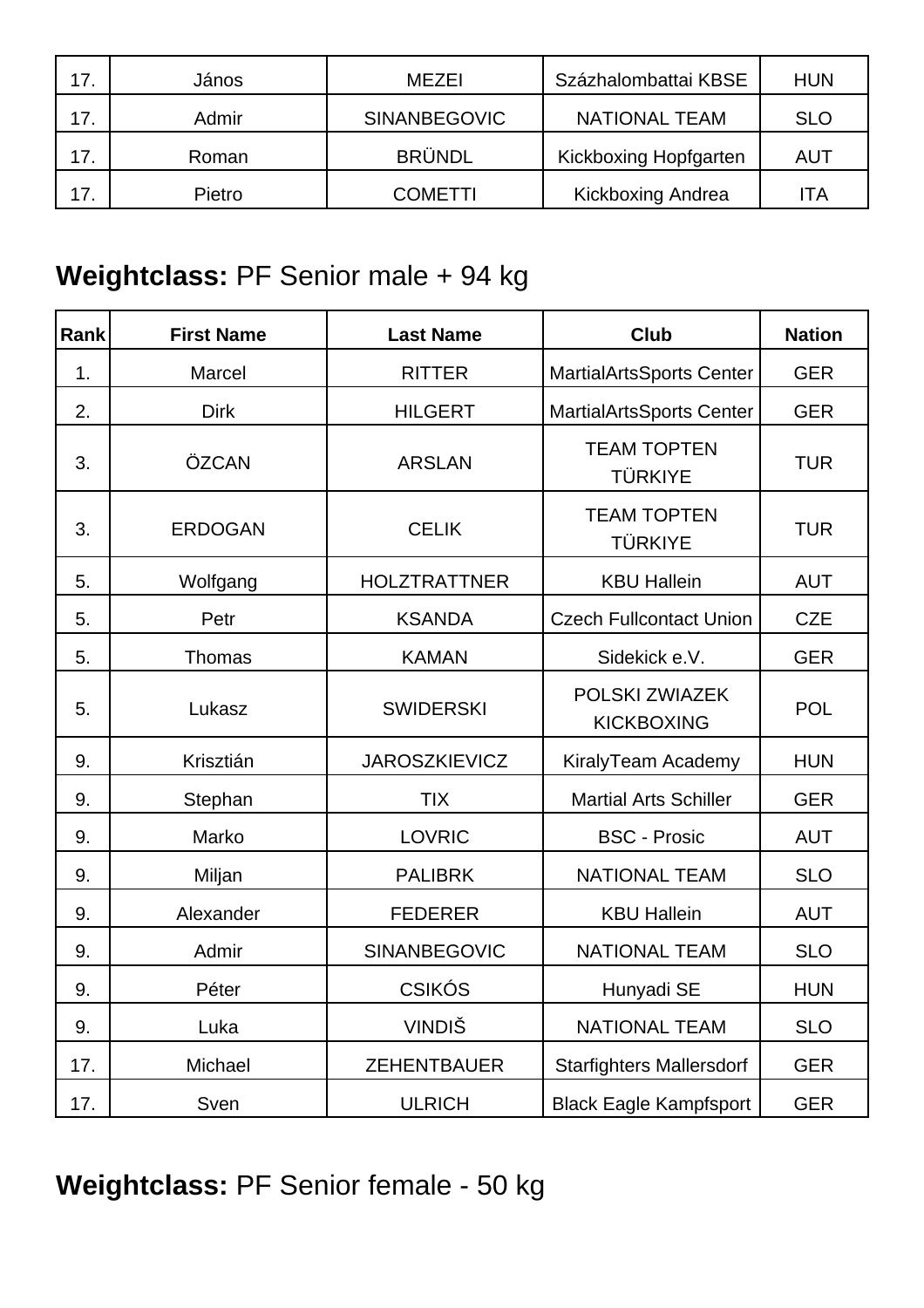| 17. | János | MEZEI | Százhalombattai KBSE | HUN |
|---|---|---|---|---|
| 17. | Admir | SINANBEGOVIC | NATIONAL TEAM | SLO |
| 17. | Roman | BRÜNDL | Kickboxing Hopfgarten | AUT |
| 17. | Pietro | COMETTI | Kickboxing Andrea | ITA |

## **Weightclass:** PF Senior male + 94 kg

| Rank | First Name | Last Name | Club | Nation |
|---|---|---|---|---|
| 1. | Marcel | RITTER | MartialArtsSports Center | GER |
| 2. | Dirk | HILGERT | MartialArtsSports Center | GER |
| 3. | ÖZCAN | ARSLAN | TEAM TOPTEN TÜRKIYE | TUR |
| 3. | ERDOGAN | CELIK | TEAM TOPTEN TÜRKIYE | TUR |
| 5. | Wolfgang | HOLZTRATTNER | KBU Hallein | AUT |
| 5. | Petr | KSANDA | Czech Fullcontact Union | CZE |
| 5. | Thomas | KAMAN | Sidekick e.V. | GER |
| 5. | Lukasz | SWIDERSKI | POLSKI ZWIAZEK KICKBOXING | POL |
| 9. | Krisztián | JAROSZKIEVICZ | KiralyTeam Academy | HUN |
| 9. | Stephan | TIX | Martial Arts Schiller | GER |
| 9. | Marko | LOVRIC | BSC - Prosic | AUT |
| 9. | Miljan | PALIBRK | NATIONAL TEAM | SLO |
| 9. | Alexander | FEDERER | KBU Hallein | AUT |
| 9. | Admir | SINANBEGOVIC | NATIONAL TEAM | SLO |
| 9. | Péter | CSIKÓS | Hunyadi SE | HUN |
| 9. | Luka | VINDIŠ | NATIONAL TEAM | SLO |
| 17. | Michael | ZEHENTBAUER | Starfighters Mallersdorf | GER |
| 17. | Sven | ULRICH | Black Eagle Kampfsport | GER |

## **Weightclass:** PF Senior female - 50 kg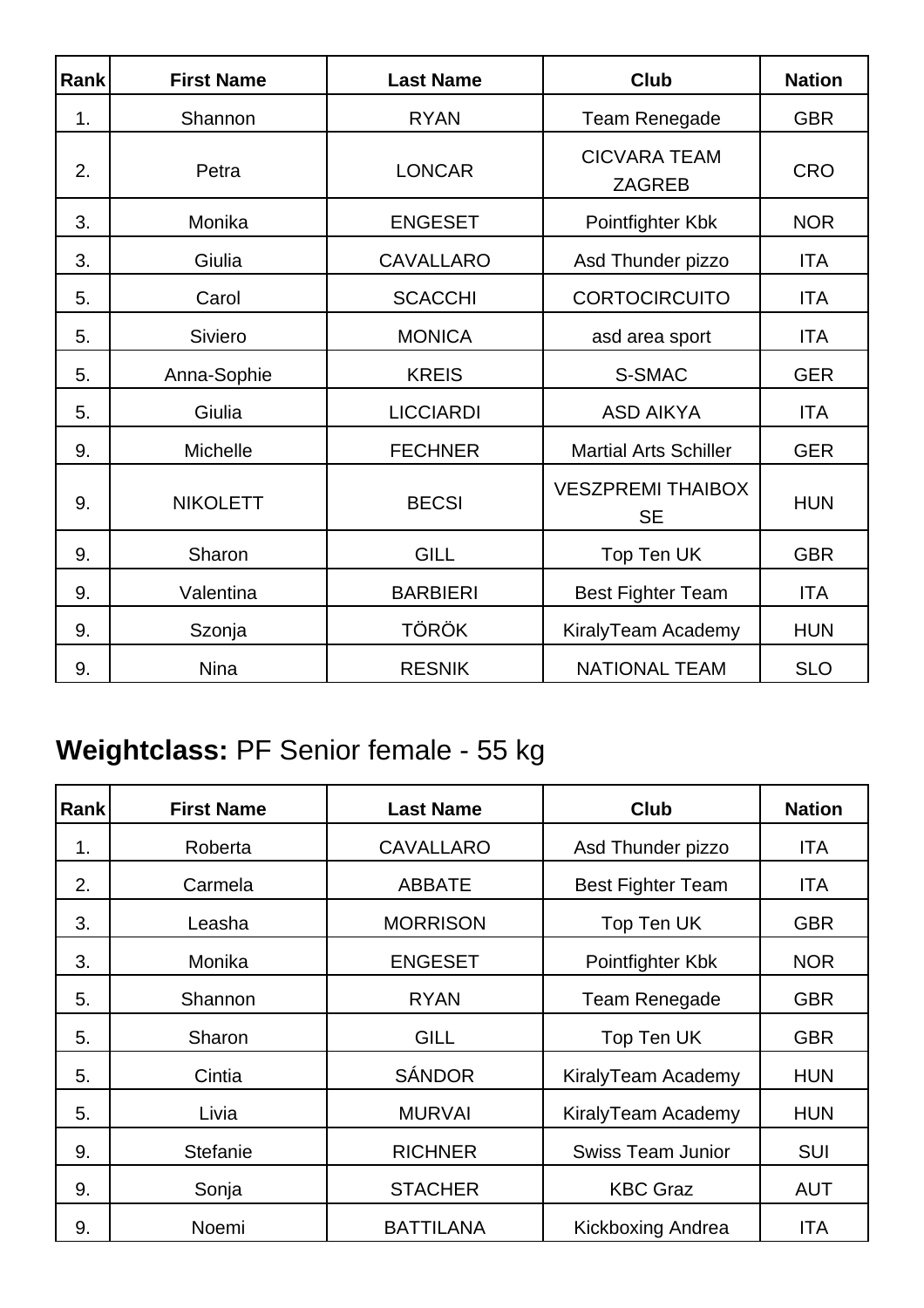| Rank | First Name | Last Name | Club | Nation |
|---|---|---|---|---|
| 1. | Shannon | RYAN | Team Renegade | GBR |
| 2. | Petra | LONCAR | CICVARA TEAM ZAGREB | CRO |
| 3. | Monika | ENGESET | Pointfighter Kbk | NOR |
| 3. | Giulia | CAVALLARO | Asd Thunder pizzo | ITA |
| 5. | Carol | SCACCHI | CORTOCIRCUITO | ITA |
| 5. | Siviero | MONICA | asd area sport | ITA |
| 5. | Anna-Sophie | KREIS | S-SMAC | GER |
| 5. | Giulia | LICCIARDI | ASD AIKYA | ITA |
| 9. | Michelle | FECHNER | Martial Arts Schiller | GER |
| 9. | NIKOLETT | BECSI | VESZPREMI THAIBOX SE | HUN |
| 9. | Sharon | GILL | Top Ten UK | GBR |
| 9. | Valentina | BARBIERI | Best Fighter Team | ITA |
| 9. | Szonja | TÖRÖK | KiralyTeam Academy | HUN |
| 9. | Nina | RESNIK | NATIONAL TEAM | SLO |

## **Weightclass:** PF Senior female - 55 kg

| Rank | First Name | Last Name | Club | Nation |
|---|---|---|---|---|
| 1. | Roberta | CAVALLARO | Asd Thunder pizzo | ITA |
| 2. | Carmela | ABBATE | Best Fighter Team | ITA |
| 3. | Leasha | MORRISON | Top Ten UK | GBR |
| 3. | Monika | ENGESET | Pointfighter Kbk | NOR |
| 5. | Shannon | RYAN | Team Renegade | GBR |
| 5. | Sharon | GILL | Top Ten UK | GBR |
| 5. | Cintia | SÁNDOR | KiralyTeam Academy | HUN |
| 5. | Livia | MURVAI | KiralyTeam Academy | HUN |
| 9. | Stefanie | RICHNER | Swiss Team Junior | SUI |
| 9. | Sonja | STACHER | KBC Graz | AUT |
| 9. | Noemi | BATTILANA | Kickboxing Andrea | ITA |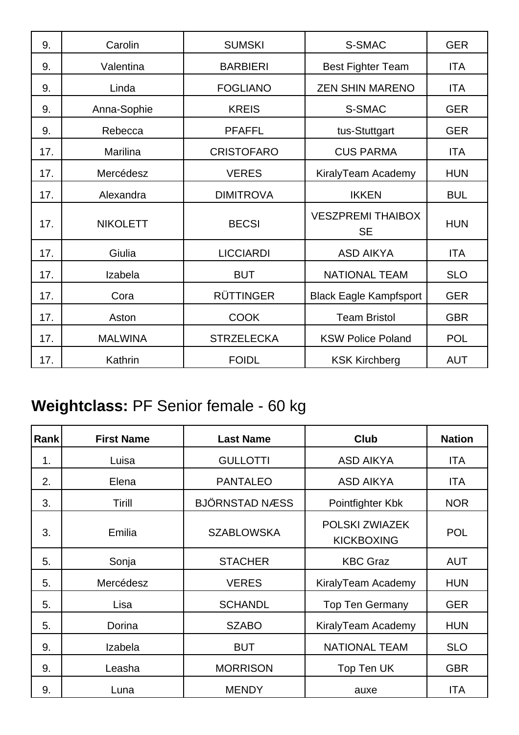| | | | | |
|---|---|---|---|---|
| 9. | Carolin | SUMSKI | S-SMAC | GER |
| 9. | Valentina | BARBIERI | Best Fighter Team | ITA |
| 9. | Linda | FOGLIANO | ZEN SHIN MARENO | ITA |
| 9. | Anna-Sophie | KREIS | S-SMAC | GER |
| 9. | Rebecca | PFAFFL | tus-Stuttgart | GER |
| 17. | Marilina | CRISTOFARO | CUS PARMA | ITA |
| 17. | Mercédesz | VERES | KiralyTeam Academy | HUN |
| 17. | Alexandra | DIMITROVA | IKKEN | BUL |
| 17. | NIKOLETT | BECSI | VESZPREMI THAIBOX SE | HUN |
| 17. | Giulia | LICCIARDI | ASD AIKYA | ITA |
| 17. | Izabela | BUT | NATIONAL TEAM | SLO |
| 17. | Cora | RÜTTINGER | Black Eagle Kampfsport | GER |
| 17. | Aston | COOK | Team Bristol | GBR |
| 17. | MALWINA | STRZELECKA | KSW Police Poland | POL |
| 17. | Kathrin | FOIDL | KSK Kirchberg | AUT |

## **Weightclass:** PF Senior female - 60 kg

| Rank | First Name | Last Name | Club | Nation |
|---|---|---|---|---|
| 1. | Luisa | GULLOTTI | ASD AIKYA | ITA |
| 2. | Elena | PANTALEO | ASD AIKYA | ITA |
| 3. | Tirill | BJÖRNSTAD NÆSS | Pointfighter Kbk | NOR |
| 3. | Emilia | SZABLOWSKA | POLSKI ZWIAZEK KICKBOXING | POL |
| 5. | Sonja | STACHER | KBC Graz | AUT |
| 5. | Mercédesz | VERES | KiralyTeam Academy | HUN |
| 5. | Lisa | SCHANDL | Top Ten Germany | GER |
| 5. | Dorina | SZABO | KiralyTeam Academy | HUN |
| 9. | Izabela | BUT | NATIONAL TEAM | SLO |
| 9. | Leasha | MORRISON | Top Ten UK | GBR |
| 9. | Luna | MENDY | auxe | ITA |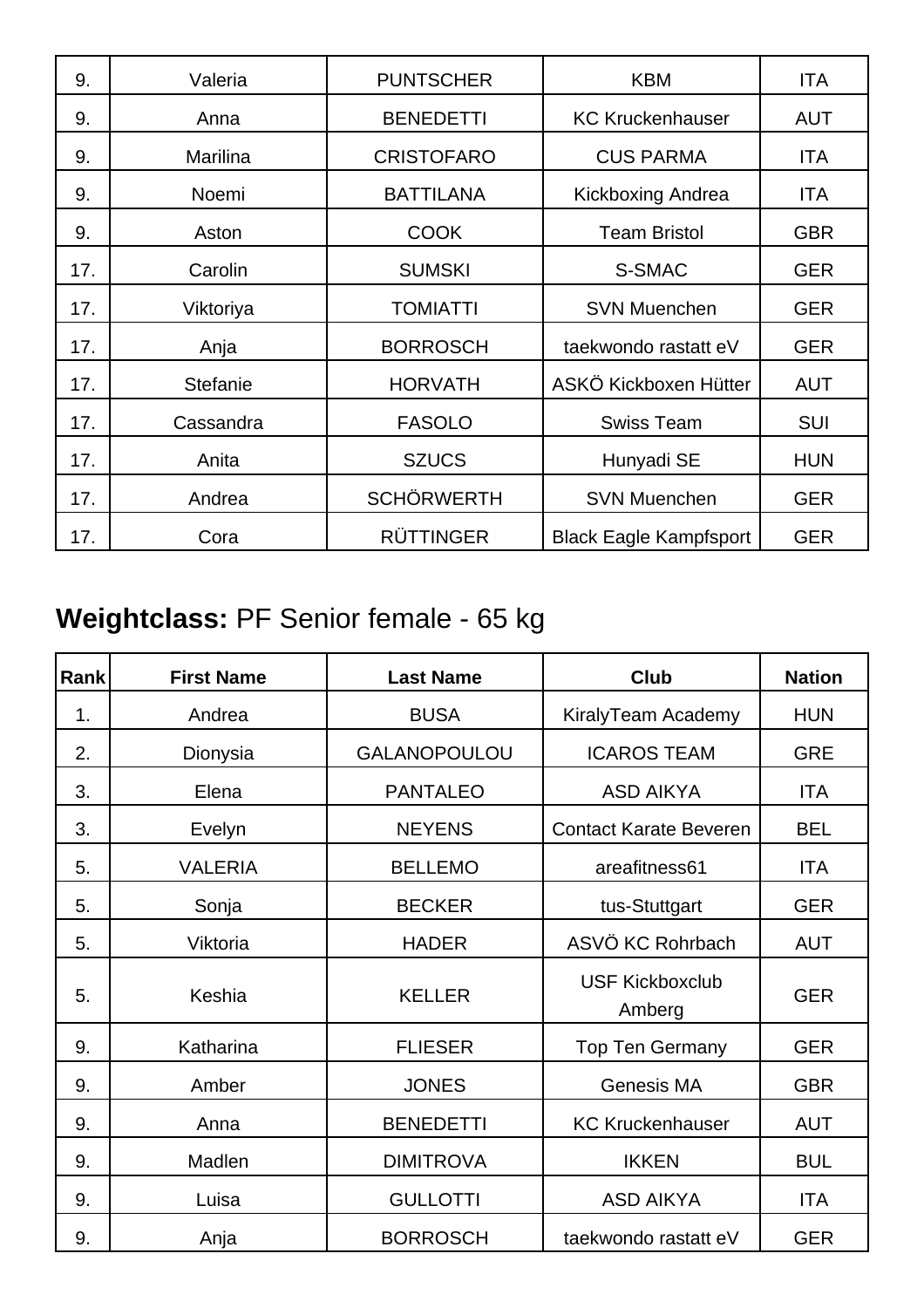| | | | | |
|---|---|---|---|---|
| 9. | Valeria | PUNTSCHER | KBM | ITA |
| 9. | Anna | BENEDETTI | KC Kruckenhauser | AUT |
| 9. | Marilina | CRISTOFARO | CUS PARMA | ITA |
| 9. | Noemi | BATTILANA | Kickboxing Andrea | ITA |
| 9. | Aston | COOK | Team Bristol | GBR |
| 17. | Carolin | SUMSKI | S-SMAC | GER |
| 17. | Viktoriya | TOMIATTI | SVN Muenchen | GER |
| 17. | Anja | BORROSCH | taekwondo rastatt eV | GER |
| 17. | Stefanie | HORVATH | ASKÖ Kickboxen Hütter | AUT |
| 17. | Cassandra | FASOLO | Swiss Team | SUI |
| 17. | Anita | SZUCS | Hunyadi SE | HUN |
| 17. | Andrea | SCHÖRWERTH | SVN Muenchen | GER |
| 17. | Cora | RÜTTINGER | Black Eagle Kampfsport | GER |

## **Weightclass:** PF Senior female - 65 kg

| Rank | First Name | Last Name | Club | Nation |
|---|---|---|---|---|
| 1. | Andrea | BUSA | KiralyTeam Academy | HUN |
| 2. | Dionysia | GALANOPOULOU | ICAROS TEAM | GRE |
| 3. | Elena | PANTALEO | ASD AIKYA | ITA |
| 3. | Evelyn | NEYENS | Contact Karate Beveren | BEL |
| 5. | VALERIA | BELLEMO | areafitness61 | ITA |
| 5. | Sonja | BECKER | tus-Stuttgart | GER |
| 5. | Viktoria | HADER | ASVÖ KC Rohrbach | AUT |
| 5. | Keshia | KELLER | USF Kickboxclub Amberg | GER |
| 9. | Katharina | FLIESER | Top Ten Germany | GER |
| 9. | Amber | JONES | Genesis MA | GBR |
| 9. | Anna | BENEDETTI | KC Kruckenhauser | AUT |
| 9. | Madlen | DIMITROVA | IKKEN | BUL |
| 9. | Luisa | GULLOTTI | ASD AIKYA | ITA |
| 9. | Anja | BORROSCH | taekwondo rastatt eV | GER |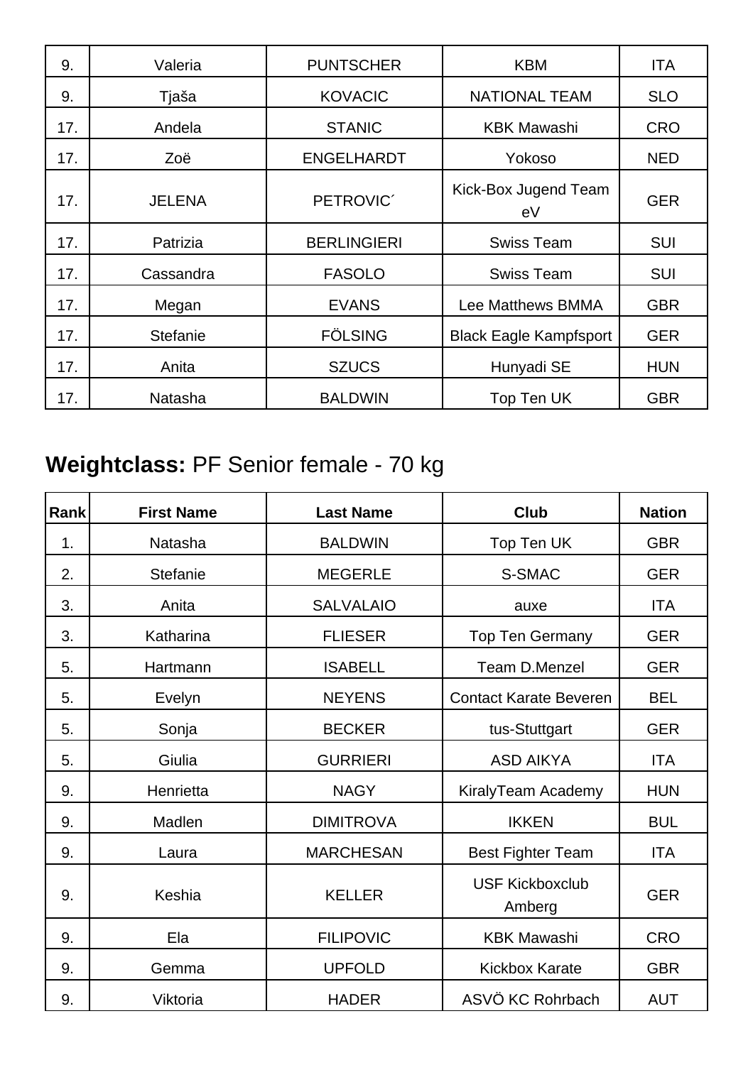| | | | | |
|---|---|---|---|---|
| 9. | Valeria | PUNTSCHER | KBM | ITA |
| 9. | Tjaša | KOVACIC | NATIONAL TEAM | SLO |
| 17. | Andela | STANIC | KBK Mawashi | CRO |
| 17. | Zoë | ENGELHARDT | Yokoso | NED |
| 17. | JELENA | PETROVIC´ | Kick-Box Jugend Team eV | GER |
| 17. | Patrizia | BERLINGIERI | Swiss Team | SUI |
| 17. | Cassandra | FASOLO | Swiss Team | SUI |
| 17. | Megan | EVANS | Lee Matthews BMMA | GBR |
| 17. | Stefanie | FÖLSING | Black Eagle Kampfsport | GER |
| 17. | Anita | SZUCS | Hunyadi SE | HUN |
| 17. | Natasha | BALDWIN | Top Ten UK | GBR |

## **Weightclass:** PF Senior female - 70 kg

| Rank | First Name | Last Name | Club | Nation |
|---|---|---|---|---|
| 1. | Natasha | BALDWIN | Top Ten UK | GBR |
| 2. | Stefanie | MEGERLE | S-SMAC | GER |
| 3. | Anita | SALVALAIO | auxe | ITA |
| 3. | Katharina | FLIESER | Top Ten Germany | GER |
| 5. | Hartmann | ISABELL | Team D.Menzel | GER |
| 5. | Evelyn | NEYENS | Contact Karate Beveren | BEL |
| 5. | Sonja | BECKER | tus-Stuttgart | GER |
| 5. | Giulia | GURRIERI | ASD AIKYA | ITA |
| 9. | Henrietta | NAGY | KiralyTeam Academy | HUN |
| 9. | Madlen | DIMITROVA | IKKEN | BUL |
| 9. | Laura | MARCHESAN | Best Fighter Team | ITA |
| 9. | Keshia | KELLER | USF Kickboxclub Amberg | GER |
| 9. | Ela | FILIPOVIC | KBK Mawashi | CRO |
| 9. | Gemma | UPFOLD | Kickbox Karate | GBR |
| 9. | Viktoria | HADER | ASVÖ KC Rohrbach | AUT |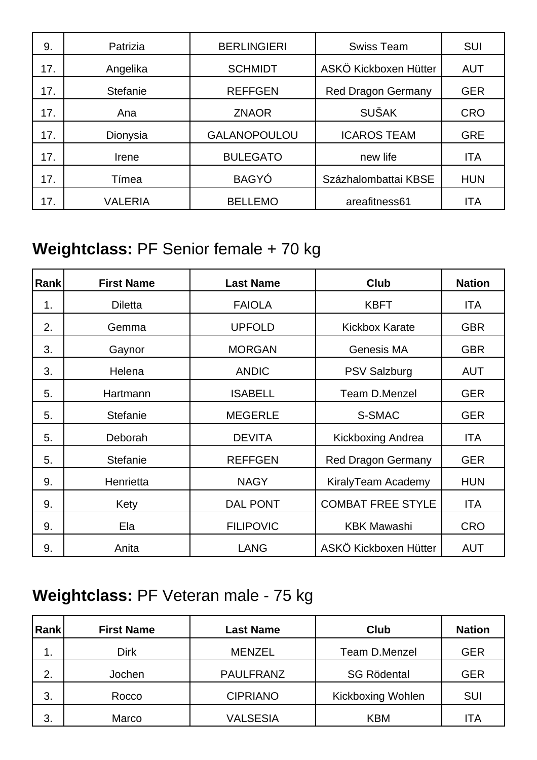| 9. | Patrizia | BERLINGIERI | Swiss Team | SUI |
|---|---|---|---|---|
| 17. | Angelika | SCHMIDT | ASKÖ Kickboxen Hütter | AUT |
| 17. | Stefanie | REFFGEN | Red Dragon Germany | GER |
| 17. | Ana | ZNAOR | SUŠAK | CRO |
| 17. | Dionysia | GALANOPOULOU | ICAROS TEAM | GRE |
| 17. | Irene | BULEGATO | new life | ITA |
| 17. | Tímea | BAGYÓ | Százhalombattai KBSE | HUN |
| 17. | VALERIA | BELLEMO | areafitness61 | ITA |

## **Weightclass:** PF Senior female + 70 kg

| Rank | First Name | Last Name | Club | Nation |
|---|---|---|---|---|
| 1. | Diletta | FAIOLA | KBFT | ITA |
| 2. | Gemma | UPFOLD | Kickbox Karate | GBR |
| 3. | Gaynor | MORGAN | Genesis MA | GBR |
| 3. | Helena | ANDIC | PSV Salzburg | AUT |
| 5. | Hartmann | ISABELL | Team D.Menzel | GER |
| 5. | Stefanie | MEGERLE | S-SMAC | GER |
| 5. | Deborah | DEVITA | Kickboxing Andrea | ITA |
| 5. | Stefanie | REFFGEN | Red Dragon Germany | GER |
| 9. | Henrietta | NAGY | KiralyTeam Academy | HUN |
| 9. | Kety | DAL PONT | COMBAT FREE STYLE | ITA |
| 9. | Ela | FILIPOVIC | KBK Mawashi | CRO |
| 9. | Anita | LANG | ASKÖ Kickboxen Hütter | AUT |

## **Weightclass:** PF Veteran male - 75 kg

| Rank | First Name | Last Name | Club | Nation |
|---|---|---|---|---|
| 1. | Dirk | MENZEL | Team D.Menzel | GER |
| 2. | Jochen | PAULFRANZ | SG Rödental | GER |
| 3. | Rocco | CIPRIANO | Kickboxing Wohlen | SUI |
| 3. | Marco | VALSESIA | KBM | ITA |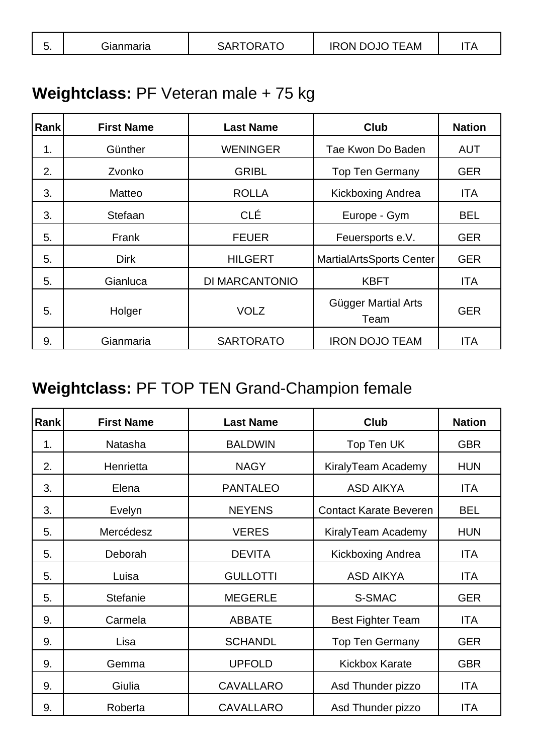| 5. | Gianmaria | SARTORATO | IRON DOJO TEAM | ITA |
|---|---|---|---|---|

**Weightclass:** PF Veteran male + 75 kg

| Rank | First Name | Last Name | Club | Nation |
|---|---|---|---|---|
| 1. | Günther | WENINGER | Tae Kwon Do Baden | AUT |
| 2. | Zvonko | GRIBL | Top Ten Germany | GER |
| 3. | Matteo | ROLLA | Kickboxing Andrea | ITA |
| 3. | Stefaan | CLÉ | Europe - Gym | BEL |
| 5. | Frank | FEUER | Feuersports e.V. | GER |
| 5. | Dirk | HILGERT | MartialArtsSports Center | GER |
| 5. | Gianluca | DI MARCANTONIO | KBFT | ITA |
| 5. | Holger | VOLZ | Gügger Martial Arts Team | GER |
| 9. | Gianmaria | SARTORATO | IRON DOJO TEAM | ITA |

**Weightclass:** PF TOP TEN Grand-Champion female

| Rank | First Name | Last Name | Club | Nation |
|---|---|---|---|---|
| 1. | Natasha | BALDWIN | Top Ten UK | GBR |
| 2. | Henrietta | NAGY | KiralyTeam Academy | HUN |
| 3. | Elena | PANTALEO | ASD AIKYA | ITA |
| 3. | Evelyn | NEYENS | Contact Karate Beveren | BEL |
| 5. | Mercédesz | VERES | KiralyTeam Academy | HUN |
| 5. | Deborah | DEVITA | Kickboxing Andrea | ITA |
| 5. | Luisa | GULLOTTI | ASD AIKYA | ITA |
| 5. | Stefanie | MEGERLE | S-SMAC | GER |
| 9. | Carmela | ABBATE | Best Fighter Team | ITA |
| 9. | Lisa | SCHANDL | Top Ten Germany | GER |
| 9. | Gemma | UPFOLD | Kickbox Karate | GBR |
| 9. | Giulia | CAVALLARO | Asd Thunder pizzo | ITA |
| 9. | Roberta | CAVALLARO | Asd Thunder pizzo | ITA |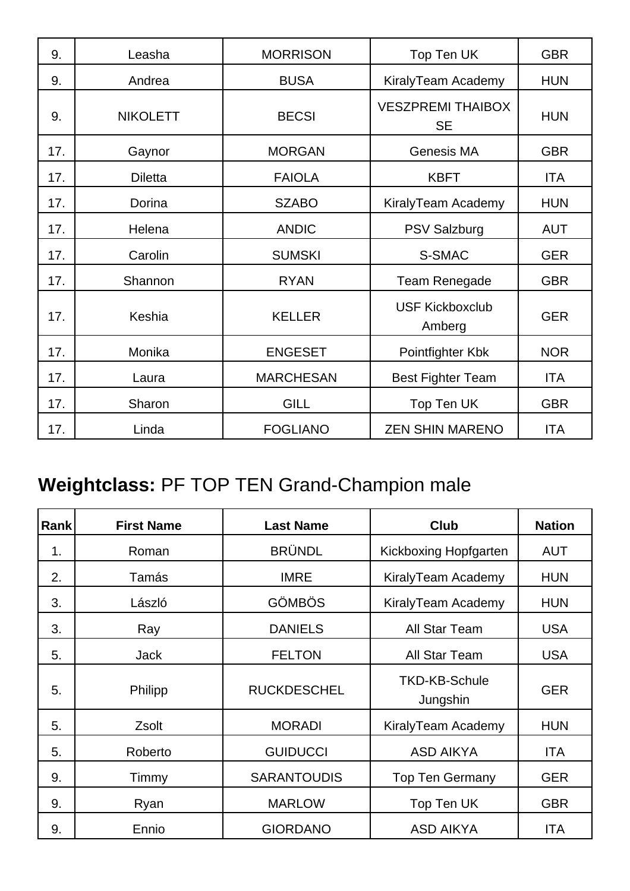| 9. | Leasha | MORRISON | Top Ten UK | GBR |
|---|---|---|---|---|
| 9. | Andrea | BUSA | KiralyTeam Academy | HUN |
| 9. | NIKOLETT | BECSI | VESZPREMI THAIBOX SE | HUN |
| 17. | Gaynor | MORGAN | Genesis MA | GBR |
| 17. | Diletta | FAIOLA | KBFT | ITA |
| 17. | Dorina | SZABO | KiralyTeam Academy | HUN |
| 17. | Helena | ANDIC | PSV Salzburg | AUT |
| 17. | Carolin | SUMSKI | S-SMAC | GER |
| 17. | Shannon | RYAN | Team Renegade | GBR |
| 17. | Keshia | KELLER | USF Kickboxclub Amberg | GER |
| 17. | Monika | ENGESET | Pointfighter Kbk | NOR |
| 17. | Laura | MARCHESAN | Best Fighter Team | ITA |
| 17. | Sharon | GILL | Top Ten UK | GBR |
| 17. | Linda | FOGLIANO | ZEN SHIN MARENO | ITA |

## **Weightclass:** PF TOP TEN Grand-Champion male

| Rank | First Name | Last Name | Club | Nation |
|---|---|---|---|---|
| 1. | Roman | BRÜNDL | Kickboxing Hopfgarten | AUT |
| 2. | Tamás | IMRE | KiralyTeam Academy | HUN |
| 3. | László | GÖMBÖS | KiralyTeam Academy | HUN |
| 3. | Ray | DANIELS | All Star Team | USA |
| 5. | Jack | FELTON | All Star Team | USA |
| 5. | Philipp | RUCKDESCHEL | TKD-KB-Schule Jungshin | GER |
| 5. | Zsolt | MORADI | KiralyTeam Academy | HUN |
| 5. | Roberto | GUIDUCCI | ASD AIKYA | ITA |
| 9. | Timmy | SARANTOUDIS | Top Ten Germany | GER |
| 9. | Ryan | MARLOW | Top Ten UK | GBR |
| 9. | Ennio | GIORDANO | ASD AIKYA | ITA |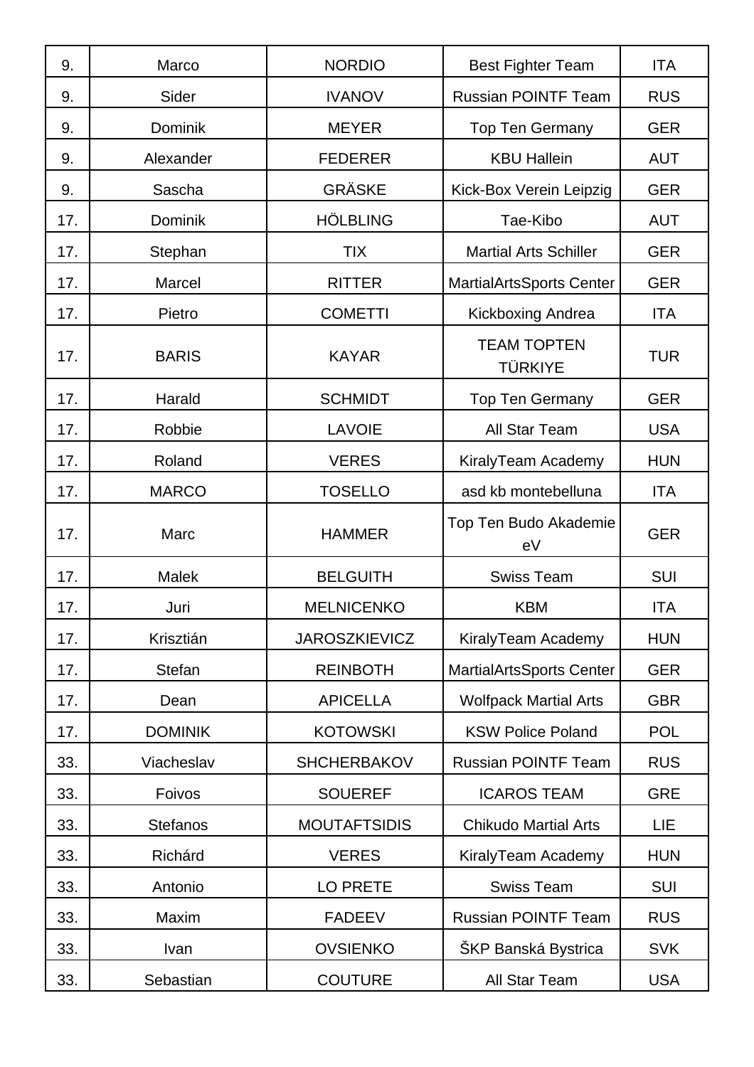| 9. | Marco | NORDIO | Best Fighter Team | ITA |
|---|---|---|---|---|
| 9. | Sider | IVANOV | Russian POINTF Team | RUS |
| 9. | Dominik | MEYER | Top Ten Germany | GER |
| 9. | Alexander | FEDERER | KBU Hallein | AUT |
| 9. | Sascha | GRÄSKE | Kick-Box Verein Leipzig | GER |
| 17. | Dominik | HÖLBLING | Tae-Kibo | AUT |
| 17. | Stephan | TIX | Martial Arts Schiller | GER |
| 17. | Marcel | RITTER | MartialArtsSports Center | GER |
| 17. | Pietro | COMETTI | Kickboxing Andrea | ITA |
| 17. | BARIS | KAYAR | TEAM TOPTEN TÜRKIYE | TUR |
| 17. | Harald | SCHMIDT | Top Ten Germany | GER |
| 17. | Robbie | LAVOIE | All Star Team | USA |
| 17. | Roland | VERES | KiralyTeam Academy | HUN |
| 17. | MARCO | TOSELLO | asd kb montebelluna | ITA |
| 17. | Marc | HAMMER | Top Ten Budo Akademie eV | GER |
| 17. | Malek | BELGUITH | Swiss Team | SUI |
| 17. | Juri | MELNICENKO | KBM | ITA |
| 17. | Krisztián | JAROSZKIEVICZ | KiralyTeam Academy | HUN |
| 17. | Stefan | REINBOTH | MartialArtsSports Center | GER |
| 17. | Dean | APICELLA | Wolfpack Martial Arts | GBR |
| 17. | DOMINIK | KOTOWSKI | KSW Police Poland | POL |
| 33. | Viacheslav | SHCHERBAKOV | Russian POINTF Team | RUS |
| 33. | Foivos | SOUEREF | ICAROS TEAM | GRE |
| 33. | Stefanos | MOUTAFTSIDIS | Chikudo Martial Arts | LIE |
| 33. | Richárd | VERES | KiralyTeam Academy | HUN |
| 33. | Antonio | LO PRETE | Swiss Team | SUI |
| 33. | Maxim | FADEEV | Russian POINTF Team | RUS |
| 33. | Ivan | OVSIENKO | ŠKP Banská Bystrica | SVK |
| 33. | Sebastian | COUTURE | All Star Team | USA |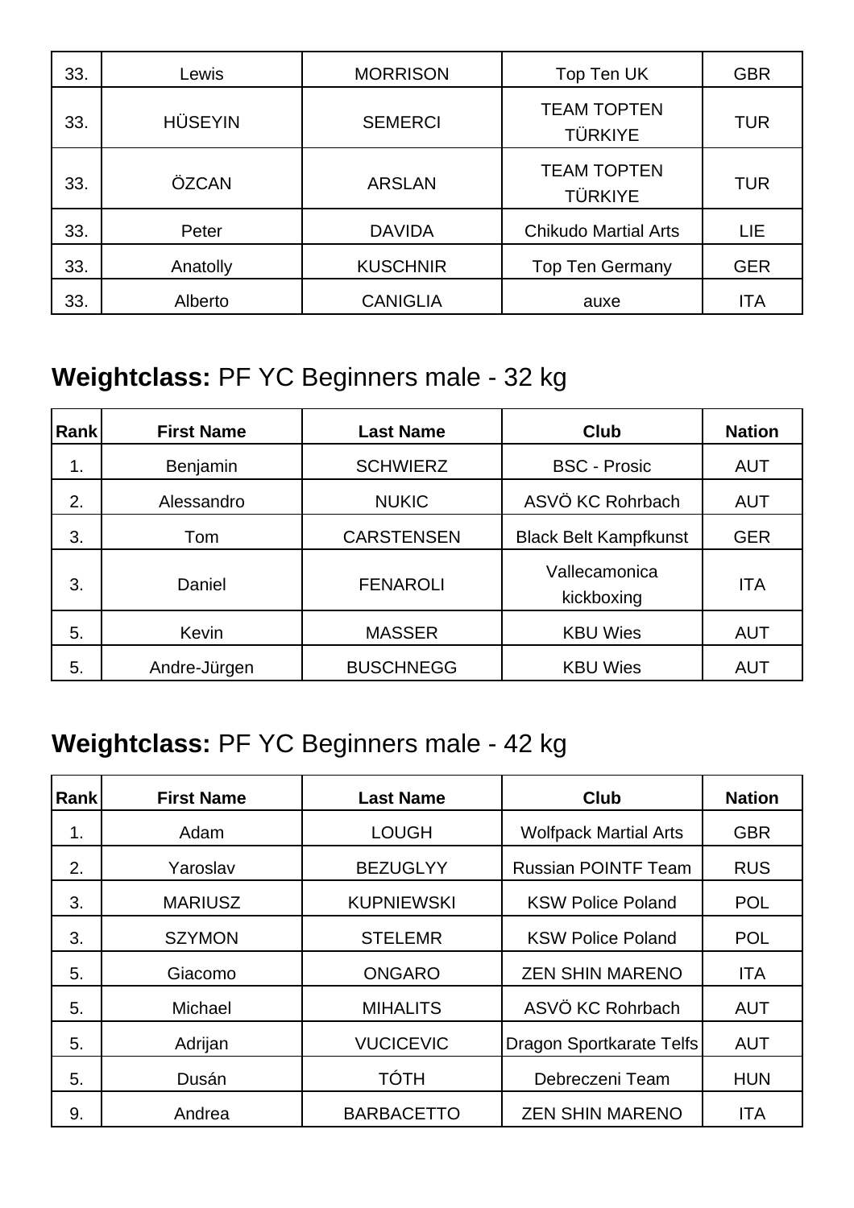| | | | | |
|---|---|---|---|---|
| 33. | Lewis | MORRISON | Top Ten UK | GBR |
| 33. | HÜSEYIN | SEMERCI | TEAM TOPTEN TÜRKIYE | TUR |
| 33. | ÖZCAN | ARSLAN | TEAM TOPTEN TÜRKIYE | TUR |
| 33. | Peter | DAVIDA | Chikudo Martial Arts | LIE |
| 33. | Anatolly | KUSCHNIR | Top Ten Germany | GER |
| 33. | Alberto | CANIGLIA | auxe | ITA |

## **Weightclass:** PF YC Beginners male - 32 kg

| Rank | First Name | Last Name | Club | Nation |
|---|---|---|---|---|
| 1. | Benjamin | SCHWIERZ | BSC - Prosic | AUT |
| 2. | Alessandro | NUKIC | ASVÖ KC Rohrbach | AUT |
| 3. | Tom | CARSTENSEN | Black Belt Kampfkunst | GER |
| 3. | Daniel | FENAROLI | Vallecamonica kickboxing | ITA |
| 5. | Kevin | MASSER | KBU Wies | AUT |
| 5. | Andre-Jürgen | BUSCHNEGG | KBU Wies | AUT |

## **Weightclass:** PF YC Beginners male - 42 kg

| Rank | First Name | Last Name | Club | Nation |
|---|---|---|---|---|
| 1. | Adam | LOUGH | Wolfpack Martial Arts | GBR |
| 2. | Yaroslav | BEZUGLYY | Russian POINTF Team | RUS |
| 3. | MARIUSZ | KUPNIEWSKI | KSW Police Poland | POL |
| 3. | SZYMON | STELEMR | KSW Police Poland | POL |
| 5. | Giacomo | ONGARO | ZEN SHIN MARENO | ITA |
| 5. | Michael | MIHALITS | ASVÖ KC Rohrbach | AUT |
| 5. | Adrijan | VUCICEVIC | Dragon Sportkarate Telfs | AUT |
| 5. | Dusán | TÓTH | Debreczeni Team | HUN |
| 9. | Andrea | BARBACETTO | ZEN SHIN MARENO | ITA |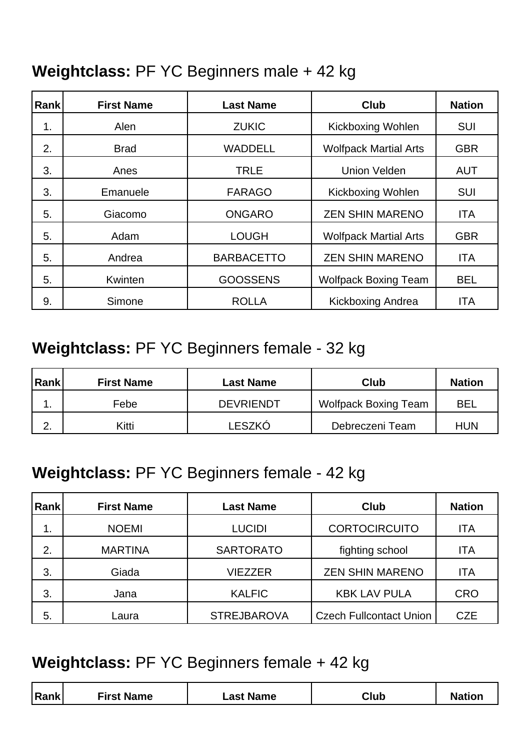**Weightclass:** PF YC Beginners male + 42 kg

| Rank | First Name | Last Name | Club | Nation |
|---|---|---|---|---|
| 1. | Alen | ZUKIC | Kickboxing Wohlen | SUI |
| 2. | Brad | WADDELL | Wolfpack Martial Arts | GBR |
| 3. | Anes | TRLE | Union Velden | AUT |
| 3. | Emanuele | FARAGO | Kickboxing Wohlen | SUI |
| 5. | Giacomo | ONGARO | ZEN SHIN MARENO | ITA |
| 5. | Adam | LOUGH | Wolfpack Martial Arts | GBR |
| 5. | Andrea | BARBACETTO | ZEN SHIN MARENO | ITA |
| 5. | Kwinten | GOOSSENS | Wolfpack Boxing Team | BEL |
| 9. | Simone | ROLLA | Kickboxing Andrea | ITA |

**Weightclass:** PF YC Beginners female - 32 kg

| Rank | First Name | Last Name | Club | Nation |
|---|---|---|---|---|
| 1. | Febe | DEVRIENDT | Wolfpack Boxing Team | BEL |
| 2. | Kitti | LESZKÓ | Debreczeni Team | HUN |

**Weightclass:** PF YC Beginners female - 42 kg

| Rank | First Name | Last Name | Club | Nation |
|---|---|---|---|---|
| 1. | NOEMI | LUCIDI | CORTOCIRCUITO | ITA |
| 2. | MARTINA | SARTORATO | fighting school | ITA |
| 3. | Giada | VIEZZER | ZEN SHIN MARENO | ITA |
| 3. | Jana | KALFIC | KBK LAV PULA | CRO |
| 5. | Laura | STREJBAROVA | Czech Fullcontact Union | CZE |

**Weightclass:** PF YC Beginners female + 42 kg

| Rank | First Name | Last Name | Club | Nation |
|---|---|---|---|---|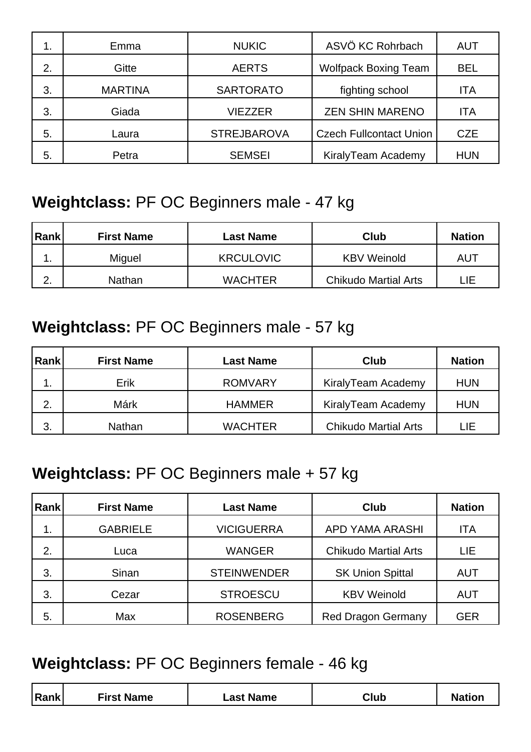| Rank | First Name | Last Name | Club | Nation |
| --- | --- | --- | --- | --- |
| 1. | Emma | NUKIC | ASVÖ KC Rohrbach | AUT |
| 2. | Gitte | AERTS | Wolfpack Boxing Team | BEL |
| 3. | MARTINA | SARTORATO | fighting school | ITA |
| 3. | Giada | VIEZZER | ZEN SHIN MARENO | ITA |
| 5. | Laura | STREJBAROVA | Czech Fullcontact Union | CZE |
| 5. | Petra | SEMSEI | KiralyTeam Academy | HUN |

## **Weightclass:** PF OC Beginners male - 47 kg

| Rank | First Name | Last Name | Club | Nation |
| --- | --- | --- | --- | --- |
| 1. | Miguel | KRCULOVIC | KBV Weinold | AUT |
| 2. | Nathan | WACHTER | Chikudo Martial Arts | LIE |

## **Weightclass:** PF OC Beginners male - 57 kg

| Rank | First Name | Last Name | Club | Nation |
| --- | --- | --- | --- | --- |
| 1. | Erik | ROMVARY | KiralyTeam Academy | HUN |
| 2. | Márk | HAMMER | KiralyTeam Academy | HUN |
| 3. | Nathan | WACHTER | Chikudo Martial Arts | LIE |

## **Weightclass:** PF OC Beginners male + 57 kg

| Rank | First Name | Last Name | Club | Nation |
| --- | --- | --- | --- | --- |
| 1. | GABRIELE | VICIGUERRA | APD YAMA ARASHI | ITA |
| 2. | Luca | WANGER | Chikudo Martial Arts | LIE |
| 3. | Sinan | STEINWENDER | SK Union Spittal | AUT |
| 3. | Cezar | STROESCU | KBV Weinold | AUT |
| 5. | Max | ROSENBERG | Red Dragon Germany | GER |

## **Weightclass:** PF OC Beginners female - 46 kg

| Rank | First Name | Last Name | Club | Nation |
| --- | --- | --- | --- | --- |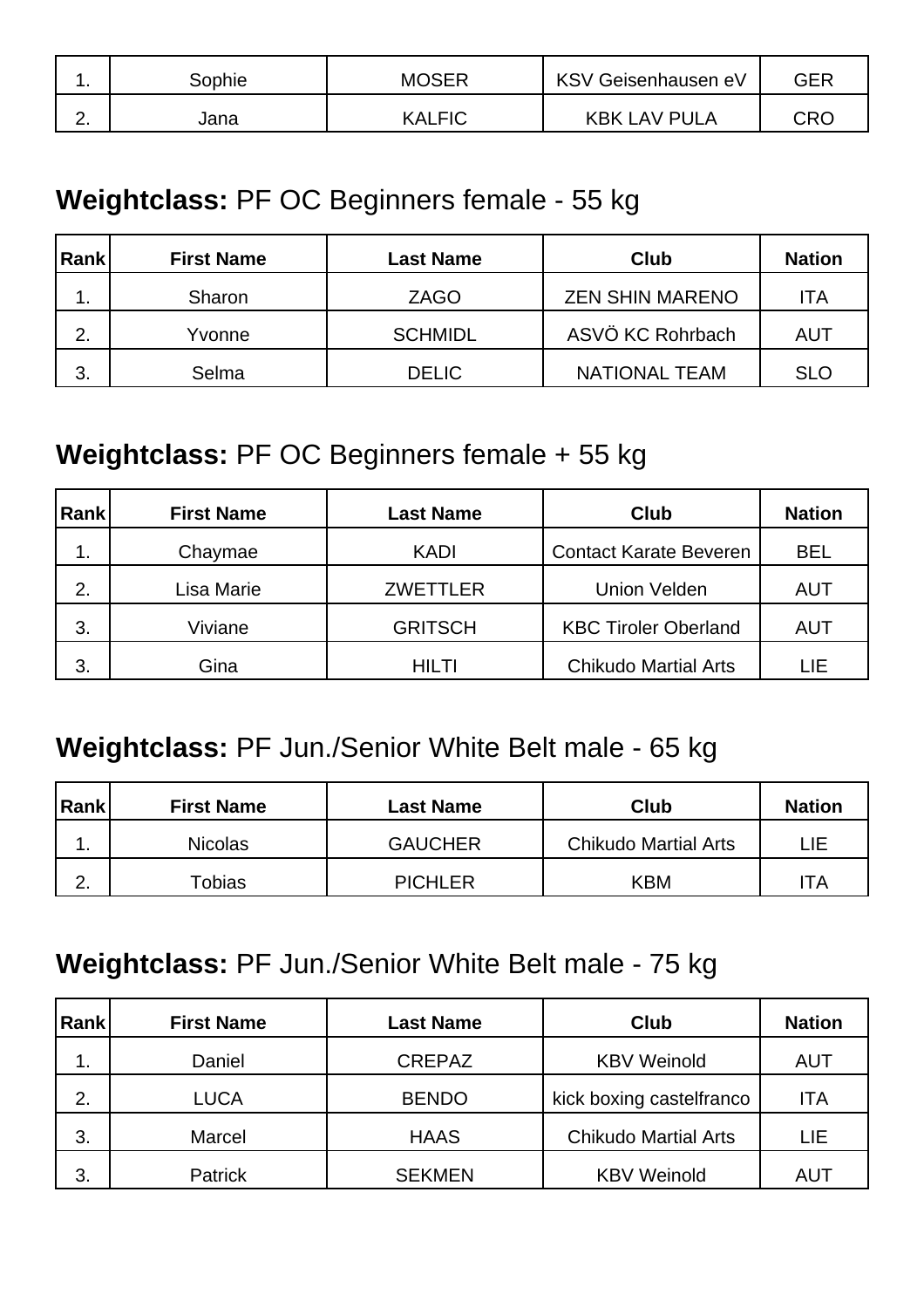| 1. | Sophie | MOSER | KSV Geisenhausen eV | GER |
|---|---|---|---|---|
| 2. | Jana | KALFIC | KBK LAV PULA | CRO |

## **Weightclass:** PF OC Beginners female - 55 kg

| Rank | First Name | Last Name | Club | Nation |
|---|---|---|---|---|
| 1. | Sharon | ZAGO | ZEN SHIN MARENO | ITA |
| 2. | Yvonne | SCHMIDL | ASVÖ KC Rohrbach | AUT |
| 3. | Selma | DELIC | NATIONAL TEAM | SLO |

## **Weightclass:** PF OC Beginners female + 55 kg

| Rank | First Name | Last Name | Club | Nation |
|---|---|---|---|---|
| 1. | Chaymae | KADI | Contact Karate Beveren | BEL |
| 2. | Lisa Marie | ZWETTLER | Union Velden | AUT |
| 3. | Viviane | GRITSCH | KBC Tiroler Oberland | AUT |
| 3. | Gina | HILTI | Chikudo Martial Arts | LIE |

## **Weightclass:** PF Jun./Senior White Belt male - 65 kg

| Rank | First Name | Last Name | Club | Nation |
|---|---|---|---|---|
| 1. | Nicolas | GAUCHER | Chikudo Martial Arts | LIE |
| 2. | Tobias | PICHLER | KBM | ITA |

## **Weightclass:** PF Jun./Senior White Belt male - 75 kg

| Rank | First Name | Last Name | Club | Nation |
|---|---|---|---|---|
| 1. | Daniel | CREPAZ | KBV Weinold | AUT |
| 2. | LUCA | BENDO | kick boxing castelfranco | ITA |
| 3. | Marcel | HAAS | Chikudo Martial Arts | LIE |
| 3. | Patrick | SEKMEN | KBV Weinold | AUT |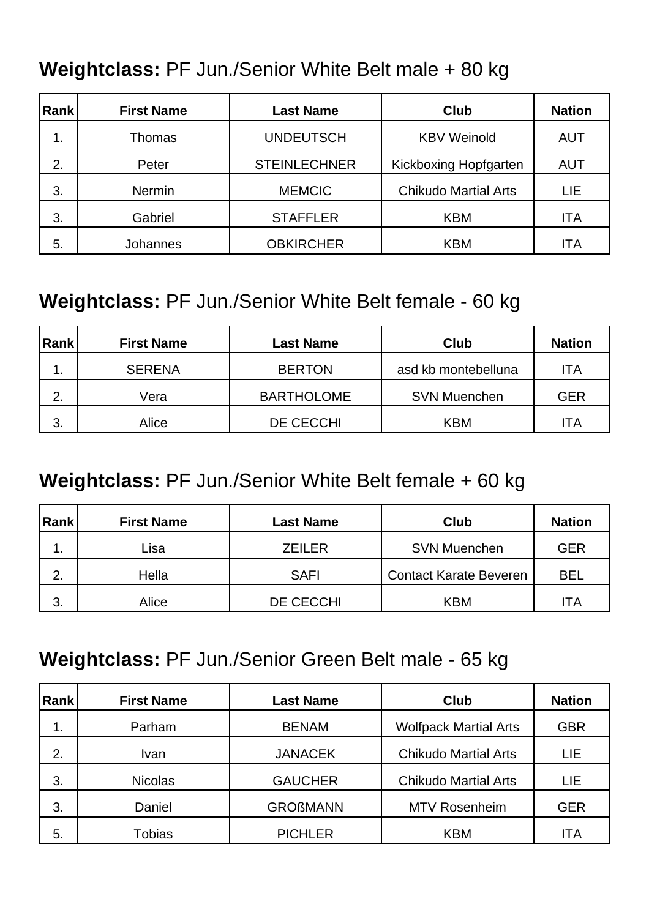**Weightclass:** PF Jun./Senior White Belt male + 80 kg

| Rank | First Name | Last Name | Club | Nation |
| --- | --- | --- | --- | --- |
| 1. | Thomas | UNDEUTSCH | KBV Weinold | AUT |
| 2. | Peter | STEINLECHNER | Kickboxing Hopfgarten | AUT |
| 3. | Nermin | MEMCIC | Chikudo Martial Arts | LIE |
| 3. | Gabriel | STAFFLER | KBM | ITA |
| 5. | Johannes | OBKIRCHER | KBM | ITA |

**Weightclass:** PF Jun./Senior White Belt female - 60 kg

| Rank | First Name | Last Name | Club | Nation |
| --- | --- | --- | --- | --- |
| 1. | SERENA | BERTON | asd kb montebelluna | ITA |
| 2. | Vera | BARTHOLOME | SVN Muenchen | GER |
| 3. | Alice | DE CECCHI | KBM | ITA |

**Weightclass:** PF Jun./Senior White Belt female + 60 kg

| Rank | First Name | Last Name | Club | Nation |
| --- | --- | --- | --- | --- |
| 1. | Lisa | ZEILER | SVN Muenchen | GER |
| 2. | Hella | SAFI | Contact Karate Beveren | BEL |
| 3. | Alice | DE CECCHI | KBM | ITA |

**Weightclass:** PF Jun./Senior Green Belt male - 65 kg

| Rank | First Name | Last Name | Club | Nation |
| --- | --- | --- | --- | --- |
| 1. | Parham | BENAM | Wolfpack Martial Arts | GBR |
| 2. | Ivan | JANACEK | Chikudo Martial Arts | LIE |
| 3. | Nicolas | GAUCHER | Chikudo Martial Arts | LIE |
| 3. | Daniel | GROßMANN | MTV Rosenheim | GER |
| 5. | Tobias | PICHLER | KBM | ITA |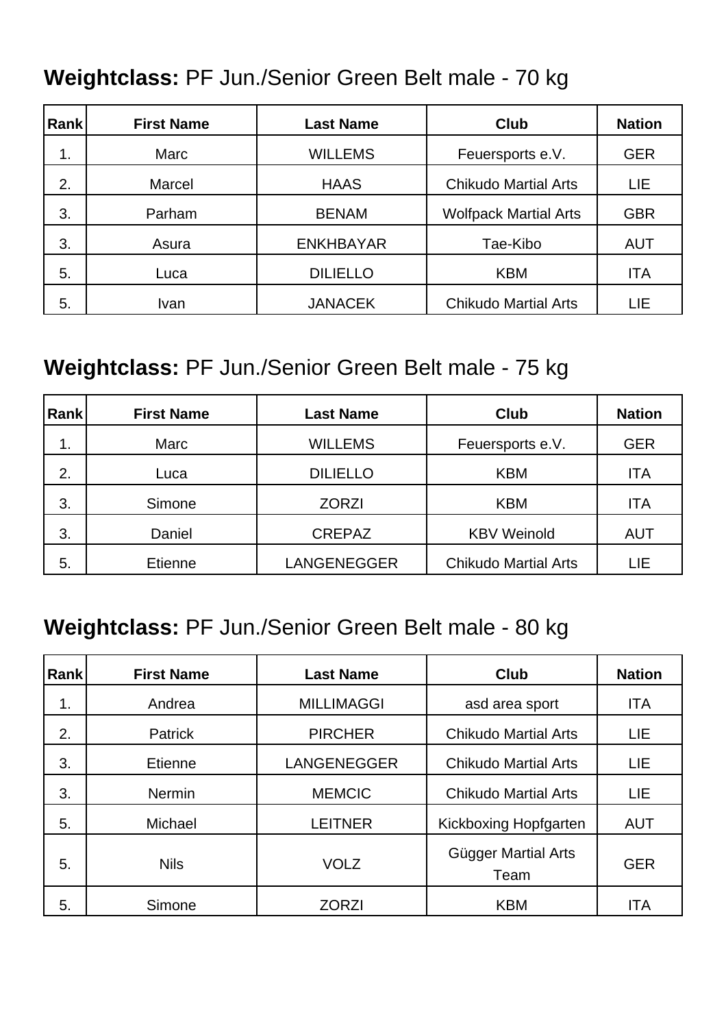**Weightclass:** PF Jun./Senior Green Belt male - 70 kg

| Rank | First Name | Last Name | Club | Nation |
|---|---|---|---|---|
| 1. | Marc | WILLEMS | Feuersports e.V. | GER |
| 2. | Marcel | HAAS | Chikudo Martial Arts | LIE |
| 3. | Parham | BENAM | Wolfpack Martial Arts | GBR |
| 3. | Asura | ENKHBAYAR | Tae-Kibo | AUT |
| 5. | Luca | DILIELLO | KBM | ITA |
| 5. | Ivan | JANACEK | Chikudo Martial Arts | LIE |

**Weightclass:** PF Jun./Senior Green Belt male - 75 kg

| Rank | First Name | Last Name | Club | Nation |
|---|---|---|---|---|
| 1. | Marc | WILLEMS | Feuersports e.V. | GER |
| 2. | Luca | DILIELLO | KBM | ITA |
| 3. | Simone | ZORZI | KBM | ITA |
| 3. | Daniel | CREPAZ | KBV Weinold | AUT |
| 5. | Etienne | LANGENEGGER | Chikudo Martial Arts | LIE |

**Weightclass:** PF Jun./Senior Green Belt male - 80 kg

| Rank | First Name | Last Name | Club | Nation |
|---|---|---|---|---|
| 1. | Andrea | MILLIMAGGI | asd area sport | ITA |
| 2. | Patrick | PIRCHER | Chikudo Martial Arts | LIE |
| 3. | Etienne | LANGENEGGER | Chikudo Martial Arts | LIE |
| 3. | Nermin | MEMCIC | Chikudo Martial Arts | LIE |
| 5. | Michael | LEITNER | Kickboxing Hopfgarten | AUT |
| 5. | Nils | VOLZ | Gügger Martial Arts Team | GER |
| 5. | Simone | ZORZI | KBM | ITA |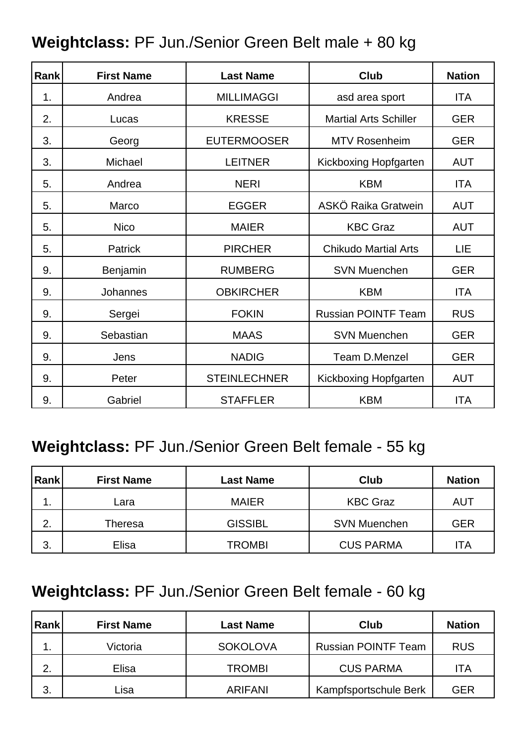**Weightclass:** PF Jun./Senior Green Belt male + 80 kg

| Rank | First Name | Last Name | Club | Nation |
|---|---|---|---|---|
| 1. | Andrea | MILLIMAGGI | asd area sport | ITA |
| 2. | Lucas | KRESSE | Martial Arts Schiller | GER |
| 3. | Georg | EUTERMOOSER | MTV Rosenheim | GER |
| 3. | Michael | LEITNER | Kickboxing Hopfgarten | AUT |
| 5. | Andrea | NERI | KBM | ITA |
| 5. | Marco | EGGER | ASKÖ Raika Gratwein | AUT |
| 5. | Nico | MAIER | KBC Graz | AUT |
| 5. | Patrick | PIRCHER | Chikudo Martial Arts | LIE |
| 9. | Benjamin | RUMBERG | SVN Muenchen | GER |
| 9. | Johannes | OBKIRCHER | KBM | ITA |
| 9. | Sergei | FOKIN | Russian POINTF Team | RUS |
| 9. | Sebastian | MAAS | SVN Muenchen | GER |
| 9. | Jens | NADIG | Team D.Menzel | GER |
| 9. | Peter | STEINLECHNER | Kickboxing Hopfgarten | AUT |
| 9. | Gabriel | STAFFLER | KBM | ITA |

**Weightclass:** PF Jun./Senior Green Belt female - 55 kg

| Rank | First Name | Last Name | Club | Nation |
|---|---|---|---|---|
| 1. | Lara | MAIER | KBC Graz | AUT |
| 2. | Theresa | GISSIBL | SVN Muenchen | GER |
| 3. | Elisa | TROMBI | CUS PARMA | ITA |

**Weightclass:** PF Jun./Senior Green Belt female - 60 kg

| Rank | First Name | Last Name | Club | Nation |
|---|---|---|---|---|
| 1. | Victoria | SOKOLOVA | Russian POINTF Team | RUS |
| 2. | Elisa | TROMBI | CUS PARMA | ITA |
| 3. | Lisa | ARIFANI | Kampfsportschule Berk | GER |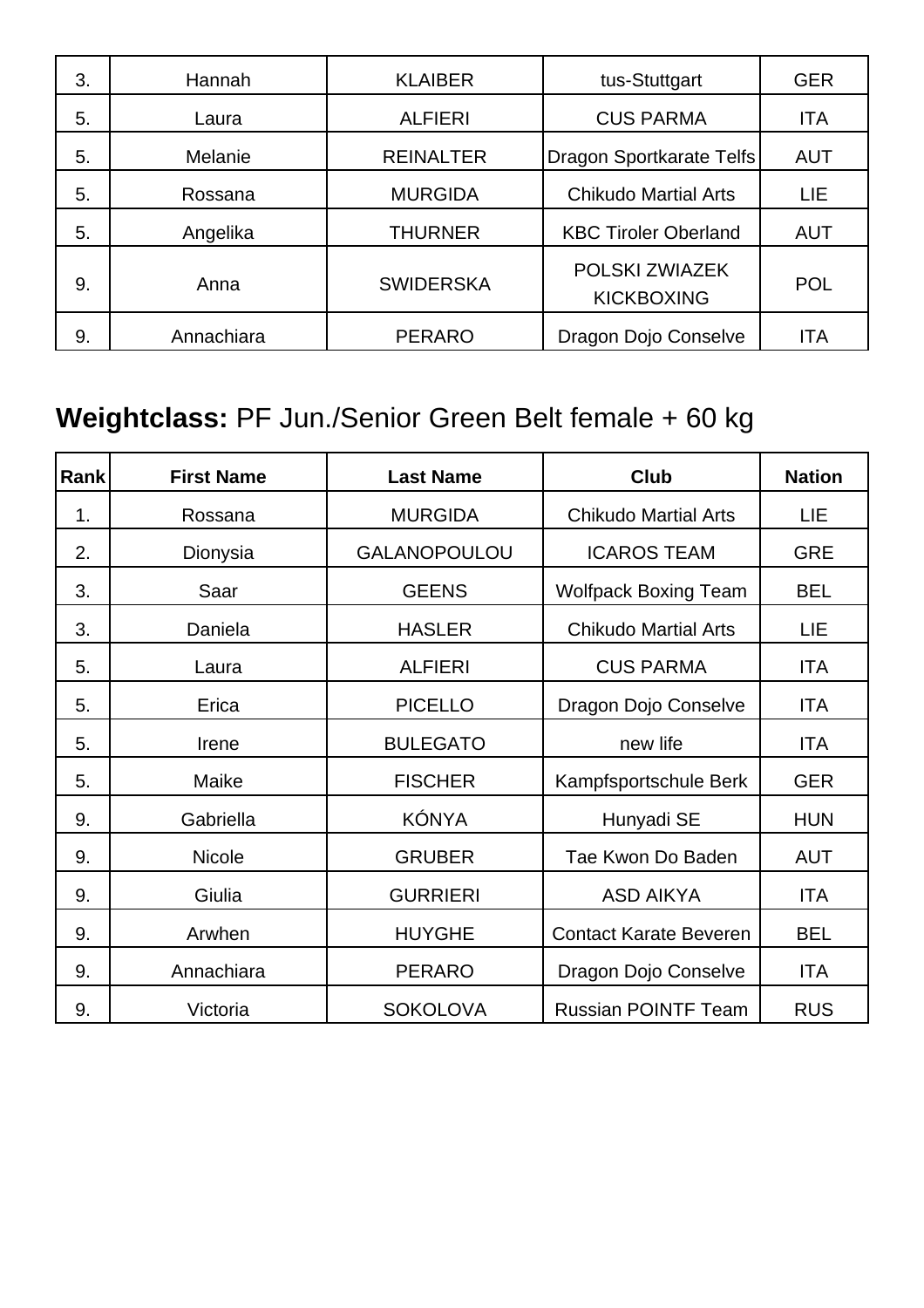| | | | | |
|---|---|---|---|---|
| 3. | Hannah | KLAIBER | tus-Stuttgart | GER |
| 5. | Laura | ALFIERI | CUS PARMA | ITA |
| 5. | Melanie | REINALTER | Dragon Sportkarate Telfs | AUT |
| 5. | Rossana | MURGIDA | Chikudo Martial Arts | LIE |
| 5. | Angelika | THURNER | KBC Tiroler Oberland | AUT |
| 9. | Anna | SWIDERSKA | POLSKI ZWIAZEK KICKBOXING | POL |
| 9. | Annachiara | PERARO | Dragon Dojo Conselve | ITA |

## **Weightclass:** PF Jun./Senior Green Belt female + 60 kg

| Rank | First Name | Last Name | Club | Nation |
|---|---|---|---|---|
| 1. | Rossana | MURGIDA | Chikudo Martial Arts | LIE |
| 2. | Dionysia | GALANOPOULOU | ICAROS TEAM | GRE |
| 3. | Saar | GEENS | Wolfpack Boxing Team | BEL |
| 3. | Daniela | HASLER | Chikudo Martial Arts | LIE |
| 5. | Laura | ALFIERI | CUS PARMA | ITA |
| 5. | Erica | PICELLO | Dragon Dojo Conselve | ITA |
| 5. | Irene | BULEGATO | new life | ITA |
| 5. | Maike | FISCHER | Kampfsportschule Berk | GER |
| 9. | Gabriella | KÓNYA | Hunyadi SE | HUN |
| 9. | Nicole | GRUBER | Tae Kwon Do Baden | AUT |
| 9. | Giulia | GURRIERI | ASD AIKYA | ITA |
| 9. | Arwhen | HUYGHE | Contact Karate Beveren | BEL |
| 9. | Annachiara | PERARO | Dragon Dojo Conselve | ITA |
| 9. | Victoria | SOKOLOVA | Russian POINTF Team | RUS |